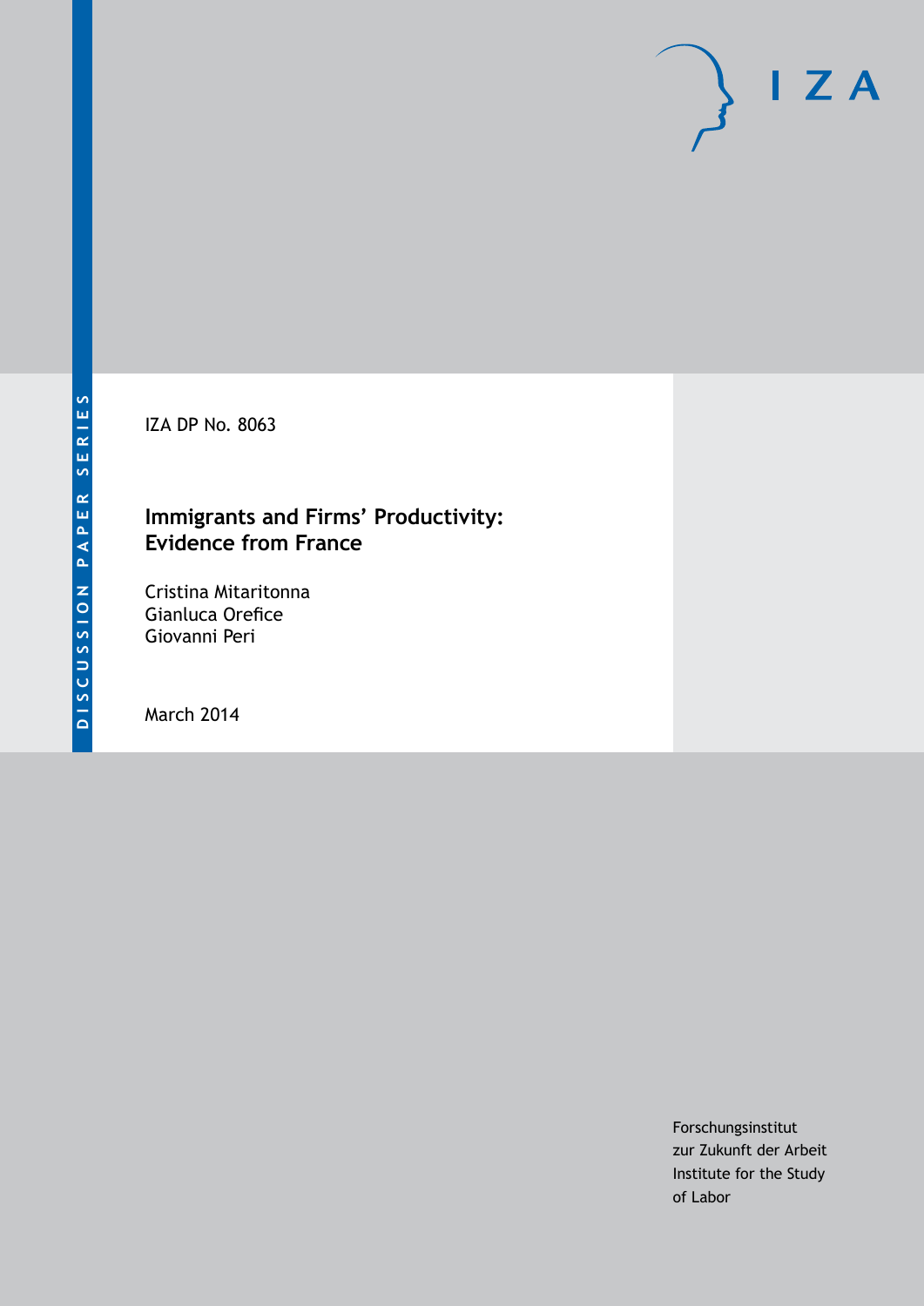DISCUSSION PAPER SERIES

IZA DP No. 8063

# Immigrants and Firms' Productivity: Evidence from France

Cristina Mitaritonna
Gianluca Orefice
Giovanni Peri

March 2014

IZA

Forschungsinstitut
zur Zukunft der Arbeit
Institute for the Study
of Labor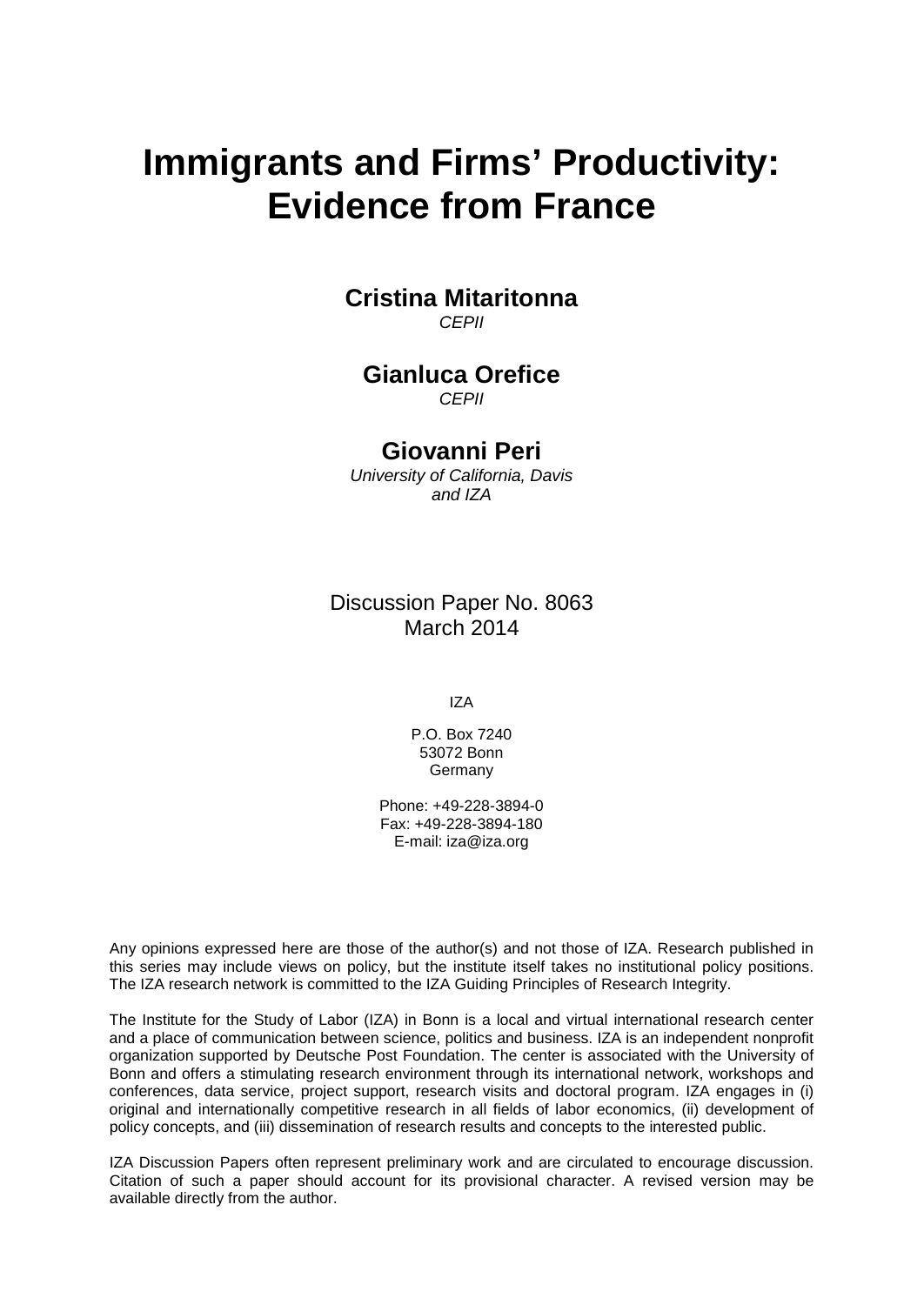# Immigrants and Firms' Productivity: Evidence from France

**Cristina Mitaritonna**
*CEPII*

**Gianluca Orefice**
*CEPII*

**Giovanni Peri**
*University of California, Davis and IZA*

Discussion Paper No. 8063
March 2014

IZA

P.O. Box 7240
53072 Bonn
Germany

Phone: +49-228-3894-0
Fax: +49-228-3894-180
E-mail: iza@iza.org

Any opinions expressed here are those of the author(s) and not those of IZA. Research published in this series may include views on policy, but the institute itself takes no institutional policy positions. The IZA research network is committed to the IZA Guiding Principles of Research Integrity.

The Institute for the Study of Labor (IZA) in Bonn is a local and virtual international research center and a place of communication between science, politics and business. IZA is an independent nonprofit organization supported by Deutsche Post Foundation. The center is associated with the University of Bonn and offers a stimulating research environment through its international network, workshops and conferences, data service, project support, research visits and doctoral program. IZA engages in (i) original and internationally competitive research in all fields of labor economics, (ii) development of policy concepts, and (iii) dissemination of research results and concepts to the interested public.

IZA Discussion Papers often represent preliminary work and are circulated to encourage discussion. Citation of such a paper should account for its provisional character. A revised version may be available directly from the author.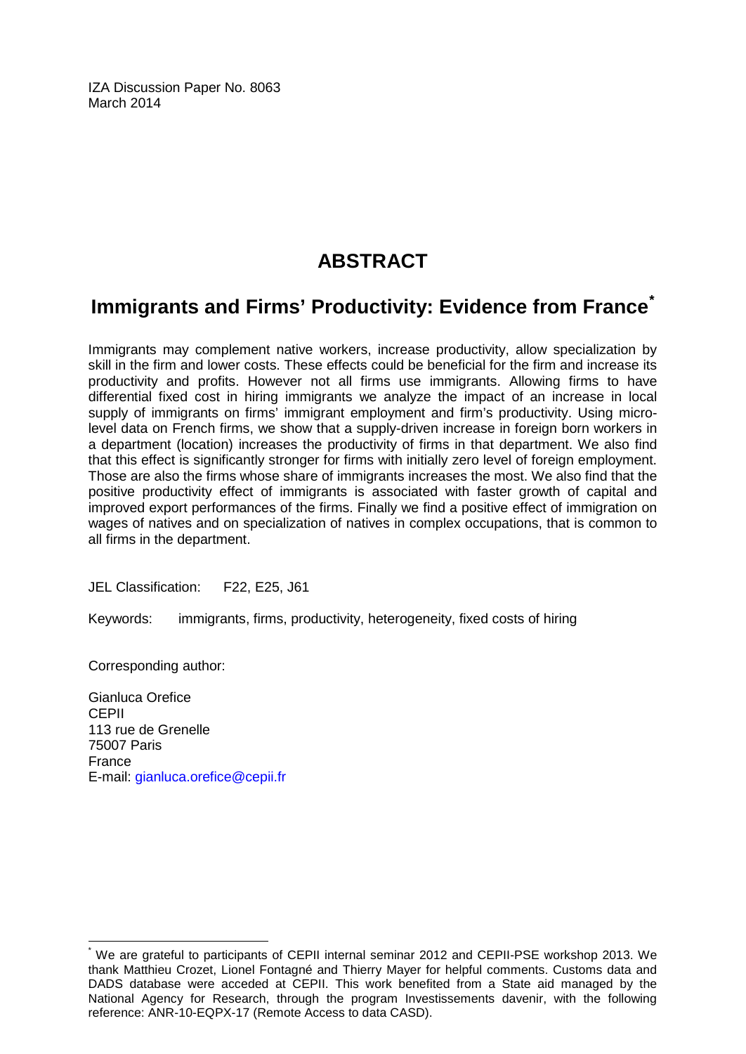IZA Discussion Paper No. 8063
March 2014

# ABSTRACT

## Immigrants and Firms' Productivity: Evidence from France*

Immigrants may complement native workers, increase productivity, allow specialization by skill in the firm and lower costs. These effects could be beneficial for the firm and increase its productivity and profits. However not all firms use immigrants. Allowing firms to have differential fixed cost in hiring immigrants we analyze the impact of an increase in local supply of immigrants on firms' immigrant employment and firm's productivity. Using micro-level data on French firms, we show that a supply-driven increase in foreign born workers in a department (location) increases the productivity of firms in that department. We also find that this effect is significantly stronger for firms with initially zero level of foreign employment. Those are also the firms whose share of immigrants increases the most. We also find that the positive productivity effect of immigrants is associated with faster growth of capital and improved export performances of the firms. Finally we find a positive effect of immigration on wages of natives and on specialization of natives in complex occupations, that is common to all firms in the department.

JEL Classification: F22, E25, J61

Keywords: immigrants, firms, productivity, heterogeneity, fixed costs of hiring

Corresponding author:

Gianluca Orefice
CEPII
113 rue de Grenelle
75007 Paris
France
E-mail: gianluca.orefice@cepii.fr

---

* We are grateful to participants of CEPII internal seminar 2012 and CEPII-PSE workshop 2013. We thank Matthieu Crozet, Lionel Fontagné and Thierry Mayer for helpful comments. Customs data and DADS database were acceded at CEPII. This work benefited from a State aid managed by the National Agency for Research, through the program Investissements davenir, with the following reference: ANR-10-EQPX-17 (Remote Access to data CASD).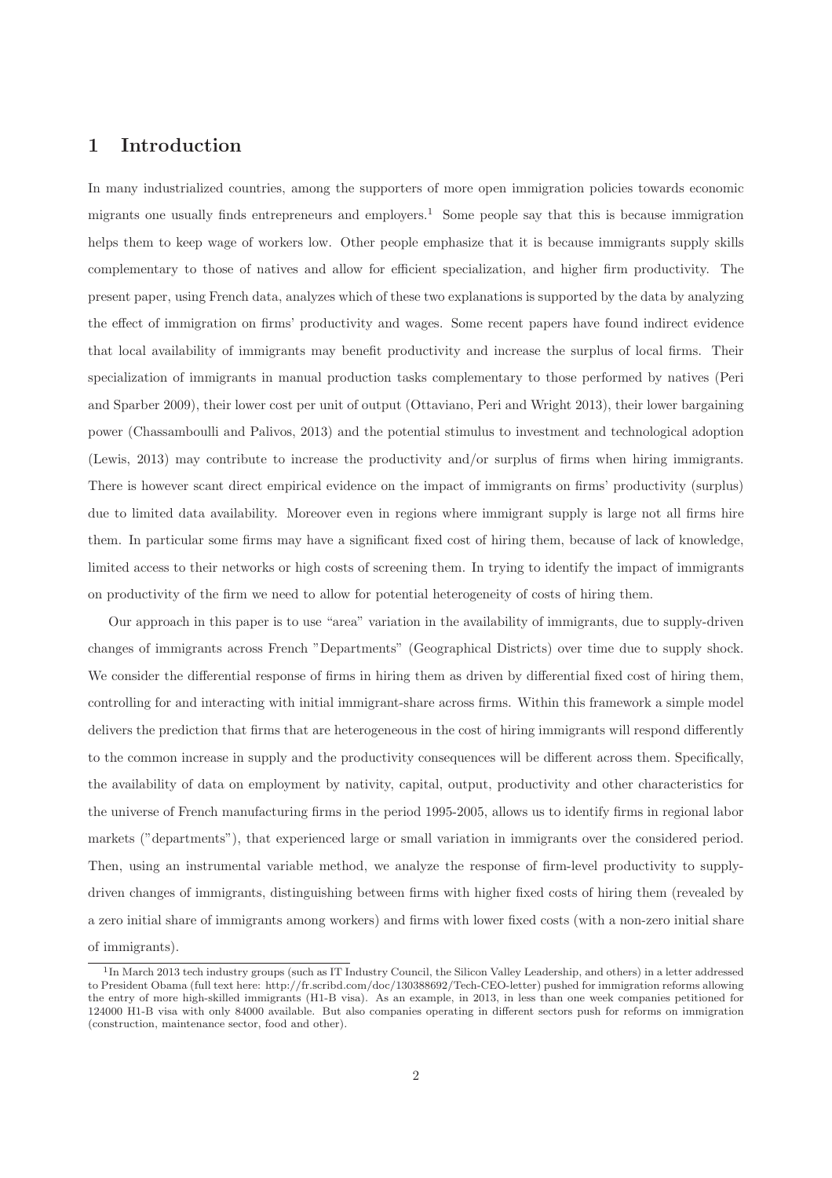## 1 Introduction

In many industrialized countries, among the supporters of more open immigration policies towards economic migrants one usually finds entrepreneurs and employers.[1] Some people say that this is because immigration helps them to keep wage of workers low. Other people emphasize that it is because immigrants supply skills complementary to those of natives and allow for efficient specialization, and higher firm productivity. The present paper, using French data, analyzes which of these two explanations is supported by the data by analyzing the effect of immigration on firms' productivity and wages. Some recent papers have found indirect evidence that local availability of immigrants may benefit productivity and increase the surplus of local firms. Their specialization of immigrants in manual production tasks complementary to those performed by natives (Peri and Sparber 2009), their lower cost per unit of output (Ottaviano, Peri and Wright 2013), their lower bargaining power (Chassamboulli and Palivos, 2013) and the potential stimulus to investment and technological adoption (Lewis, 2013) may contribute to increase the productivity and/or surplus of firms when hiring immigrants. There is however scant direct empirical evidence on the impact of immigrants on firms' productivity (surplus) due to limited data availability. Moreover even in regions where immigrant supply is large not all firms hire them. In particular some firms may have a significant fixed cost of hiring them, because of lack of knowledge, limited access to their networks or high costs of screening them. In trying to identify the impact of immigrants on productivity of the firm we need to allow for potential heterogeneity of costs of hiring them.

Our approach in this paper is to use "area" variation in the availability of immigrants, due to supply-driven changes of immigrants across French "Departments" (Geographical Districts) over time due to supply shock. We consider the differential response of firms in hiring them as driven by differential fixed cost of hiring them, controlling for and interacting with initial immigrant-share across firms. Within this framework a simple model delivers the prediction that firms that are heterogeneous in the cost of hiring immigrants will respond differently to the common increase in supply and the productivity consequences will be different across them. Specifically, the availability of data on employment by nativity, capital, output, productivity and other characteristics for the universe of French manufacturing firms in the period 1995-2005, allows us to identify firms in regional labor markets ("departments"), that experienced large or small variation in immigrants over the considered period. Then, using an instrumental variable method, we analyze the response of firm-level productivity to supply-driven changes of immigrants, distinguishing between firms with higher fixed costs of hiring them (revealed by a zero initial share of immigrants among workers) and firms with lower fixed costs (with a non-zero initial share of immigrants).

[1] In March 2013 tech industry groups (such as IT Industry Council, the Silicon Valley Leadership, and others) in a letter addressed to President Obama (full text here: http://fr.scribd.com/doc/130388692/Tech-CEO-letter) pushed for immigration reforms allowing the entry of more high-skilled immigrants (H1-B visa). As an example, in 2013, in less than one week companies petitioned for 124000 H1-B visa with only 84000 available. But also companies operating in different sectors push for reforms on immigration (construction, maintenance sector, food and other).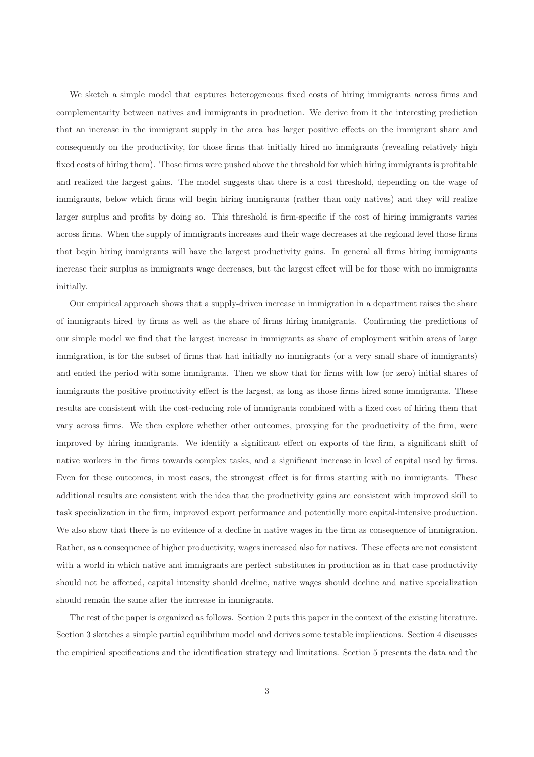We sketch a simple model that captures heterogeneous fixed costs of hiring immigrants across firms and complementarity between natives and immigrants in production. We derive from it the interesting prediction that an increase in the immigrant supply in the area has larger positive effects on the immigrant share and consequently on the productivity, for those firms that initially hired no immigrants (revealing relatively high fixed costs of hiring them). Those firms were pushed above the threshold for which hiring immigrants is profitable and realized the largest gains. The model suggests that there is a cost threshold, depending on the wage of immigrants, below which firms will begin hiring immigrants (rather than only natives) and they will realize larger surplus and profits by doing so. This threshold is firm-specific if the cost of hiring immigrants varies across firms. When the supply of immigrants increases and their wage decreases at the regional level those firms that begin hiring immigrants will have the largest productivity gains. In general all firms hiring immigrants increase their surplus as immigrants wage decreases, but the largest effect will be for those with no immigrants initially.

Our empirical approach shows that a supply-driven increase in immigration in a department raises the share of immigrants hired by firms as well as the share of firms hiring immigrants. Confirming the predictions of our simple model we find that the largest increase in immigrants as share of employment within areas of large immigration, is for the subset of firms that had initially no immigrants (or a very small share of immigrants) and ended the period with some immigrants. Then we show that for firms with low (or zero) initial shares of immigrants the positive productivity effect is the largest, as long as those firms hired some immigrants. These results are consistent with the cost-reducing role of immigrants combined with a fixed cost of hiring them that vary across firms. We then explore whether other outcomes, proxying for the productivity of the firm, were improved by hiring immigrants. We identify a significant effect on exports of the firm, a significant shift of native workers in the firms towards complex tasks, and a significant increase in level of capital used by firms. Even for these outcomes, in most cases, the strongest effect is for firms starting with no immigrants. These additional results are consistent with the idea that the productivity gains are consistent with improved skill to task specialization in the firm, improved export performance and potentially more capital-intensive production. We also show that there is no evidence of a decline in native wages in the firm as consequence of immigration. Rather, as a consequence of higher productivity, wages increased also for natives. These effects are not consistent with a world in which native and immigrants are perfect substitutes in production as in that case productivity should not be affected, capital intensity should decline, native wages should decline and native specialization should remain the same after the increase in immigrants.

The rest of the paper is organized as follows. Section 2 puts this paper in the context of the existing literature. Section 3 sketches a simple partial equilibrium model and derives some testable implications. Section 4 discusses the empirical specifications and the identification strategy and limitations. Section 5 presents the data and the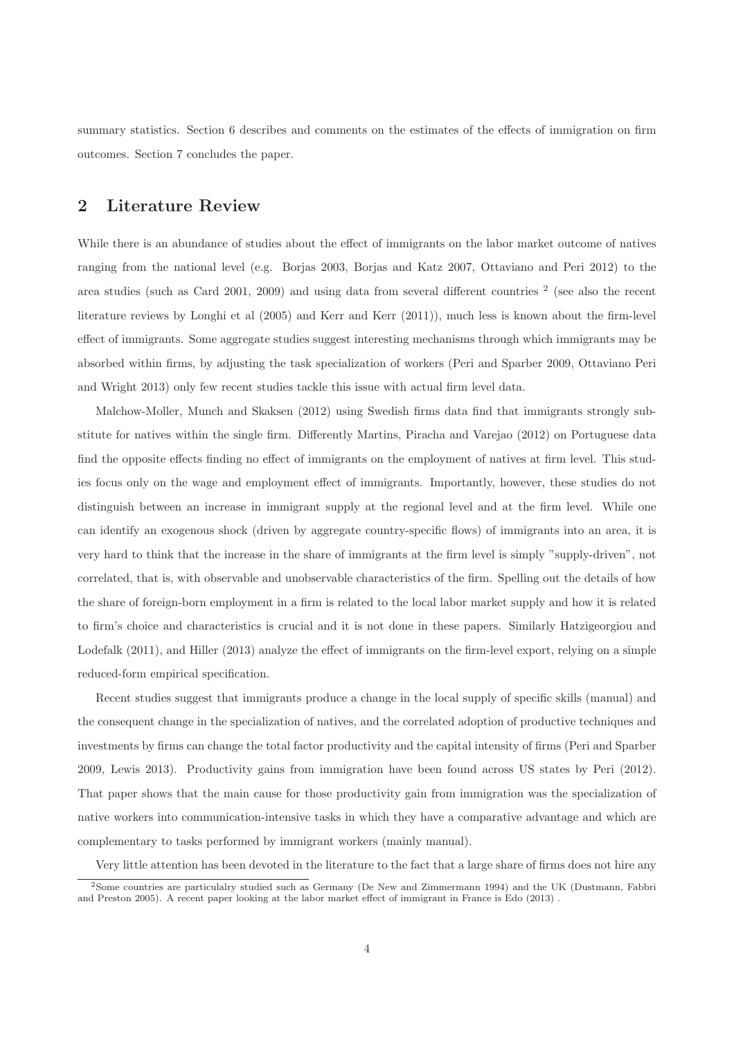summary statistics. Section 6 describes and comments on the estimates of the effects of immigration on firm outcomes. Section 7 concludes the paper.

## 2 Literature Review

While there is an abundance of studies about the effect of immigrants on the labor market outcome of natives ranging from the national level (e.g. Borjas 2003, Borjas and Katz 2007, Ottaviano and Peri 2012) to the area studies (such as Card 2001, 2009) and using data from several different countries [2] (see also the recent literature reviews by Longhi et al (2005) and Kerr and Kerr (2011)), much less is known about the firm-level effect of immigrants. Some aggregate studies suggest interesting mechanisms through which immigrants may be absorbed within firms, by adjusting the task specialization of workers (Peri and Sparber 2009, Ottaviano Peri and Wright 2013) only few recent studies tackle this issue with actual firm level data.

Malchow-Moller, Munch and Skaksen (2012) using Swedish firms data find that immigrants strongly substitute for natives within the single firm. Differently Martins, Piracha and Varejao (2012) on Portuguese data find the opposite effects finding no effect of immigrants on the employment of natives at firm level. This studies focus only on the wage and employment effect of immigrants. Importantly, however, these studies do not distinguish between an increase in immigrant supply at the regional level and at the firm level. While one can identify an exogenous shock (driven by aggregate country-specific flows) of immigrants into an area, it is very hard to think that the increase in the share of immigrants at the firm level is simply "supply-driven", not correlated, that is, with observable and unobservable characteristics of the firm. Spelling out the details of how the share of foreign-born employment in a firm is related to the local labor market supply and how it is related to firm's choice and characteristics is crucial and it is not done in these papers. Similarly Hatzigeorgiou and Lodefalk (2011), and Hiller (2013) analyze the effect of immigrants on the firm-level export, relying on a simple reduced-form empirical specification.

Recent studies suggest that immigrants produce a change in the local supply of specific skills (manual) and the consequent change in the specialization of natives, and the correlated adoption of productive techniques and investments by firms can change the total factor productivity and the capital intensity of firms (Peri and Sparber 2009, Lewis 2013). Productivity gains from immigration have been found across US states by Peri (2012). That paper shows that the main cause for those productivity gain from immigration was the specialization of native workers into communication-intensive tasks in which they have a comparative advantage and which are complementary to tasks performed by immigrant workers (mainly manual).

Very little attention has been devoted in the literature to the fact that a large share of firms does not hire any

[2] Some countries are particulalry studied such as Germany (De New and Zimmermann 1994) and the UK (Dustmann, Fabbri and Preston 2005). A recent paper looking at the labor market effect of immigrant in France is Edo (2013) .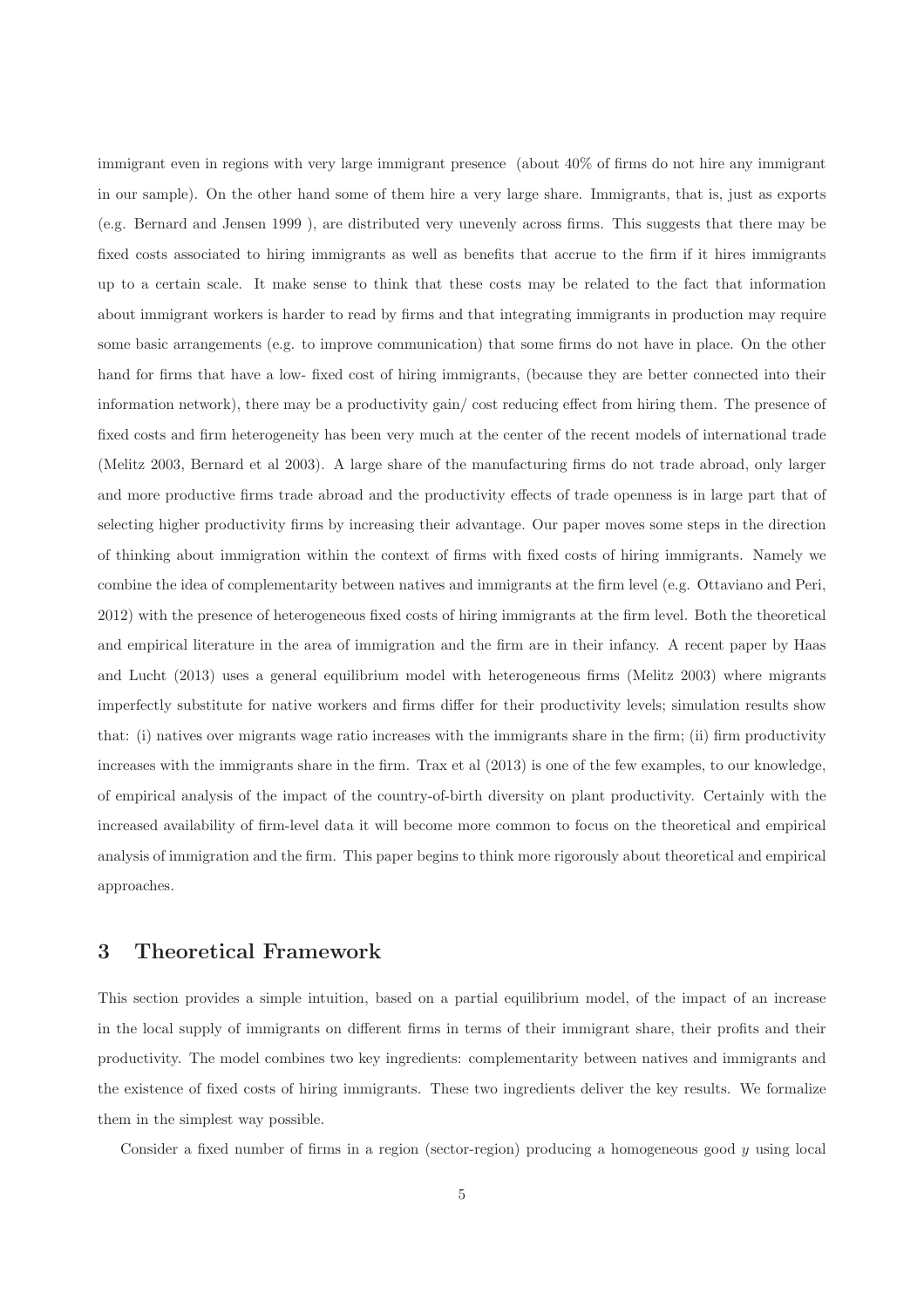immigrant even in regions with very large immigrant presence (about 40% of firms do not hire any immigrant in our sample). On the other hand some of them hire a very large share. Immigrants, that is, just as exports (e.g. Bernard and Jensen 1999 ), are distributed very unevenly across firms. This suggests that there may be fixed costs associated to hiring immigrants as well as benefits that accrue to the firm if it hires immigrants up to a certain scale. It make sense to think that these costs may be related to the fact that information about immigrant workers is harder to read by firms and that integrating immigrants in production may require some basic arrangements (e.g. to improve communication) that some firms do not have in place. On the other hand for firms that have a low- fixed cost of hiring immigrants, (because they are better connected into their information network), there may be a productivity gain/ cost reducing effect from hiring them. The presence of fixed costs and firm heterogeneity has been very much at the center of the recent models of international trade (Melitz 2003, Bernard et al 2003). A large share of the manufacturing firms do not trade abroad, only larger and more productive firms trade abroad and the productivity effects of trade openness is in large part that of selecting higher productivity firms by increasing their advantage. Our paper moves some steps in the direction of thinking about immigration within the context of firms with fixed costs of hiring immigrants. Namely we combine the idea of complementarity between natives and immigrants at the firm level (e.g. Ottaviano and Peri, 2012) with the presence of heterogeneous fixed costs of hiring immigrants at the firm level. Both the theoretical and empirical literature in the area of immigration and the firm are in their infancy. A recent paper by Haas and Lucht (2013) uses a general equilibrium model with heterogeneous firms (Melitz 2003) where migrants imperfectly substitute for native workers and firms differ for their productivity levels; simulation results show that: (i) natives over migrants wage ratio increases with the immigrants share in the firm; (ii) firm productivity increases with the immigrants share in the firm. Trax et al (2013) is one of the few examples, to our knowledge, of empirical analysis of the impact of the country-of-birth diversity on plant productivity. Certainly with the increased availability of firm-level data it will become more common to focus on the theoretical and empirical analysis of immigration and the firm. This paper begins to think more rigorously about theoretical and empirical approaches.

## 3 Theoretical Framework

This section provides a simple intuition, based on a partial equilibrium model, of the impact of an increase in the local supply of immigrants on different firms in terms of their immigrant share, their profits and their productivity. The model combines two key ingredients: complementarity between natives and immigrants and the existence of fixed costs of hiring immigrants. These two ingredients deliver the key results. We formalize them in the simplest way possible.

Consider a fixed number of firms in a region (sector-region) producing a homogeneous good $y$ using local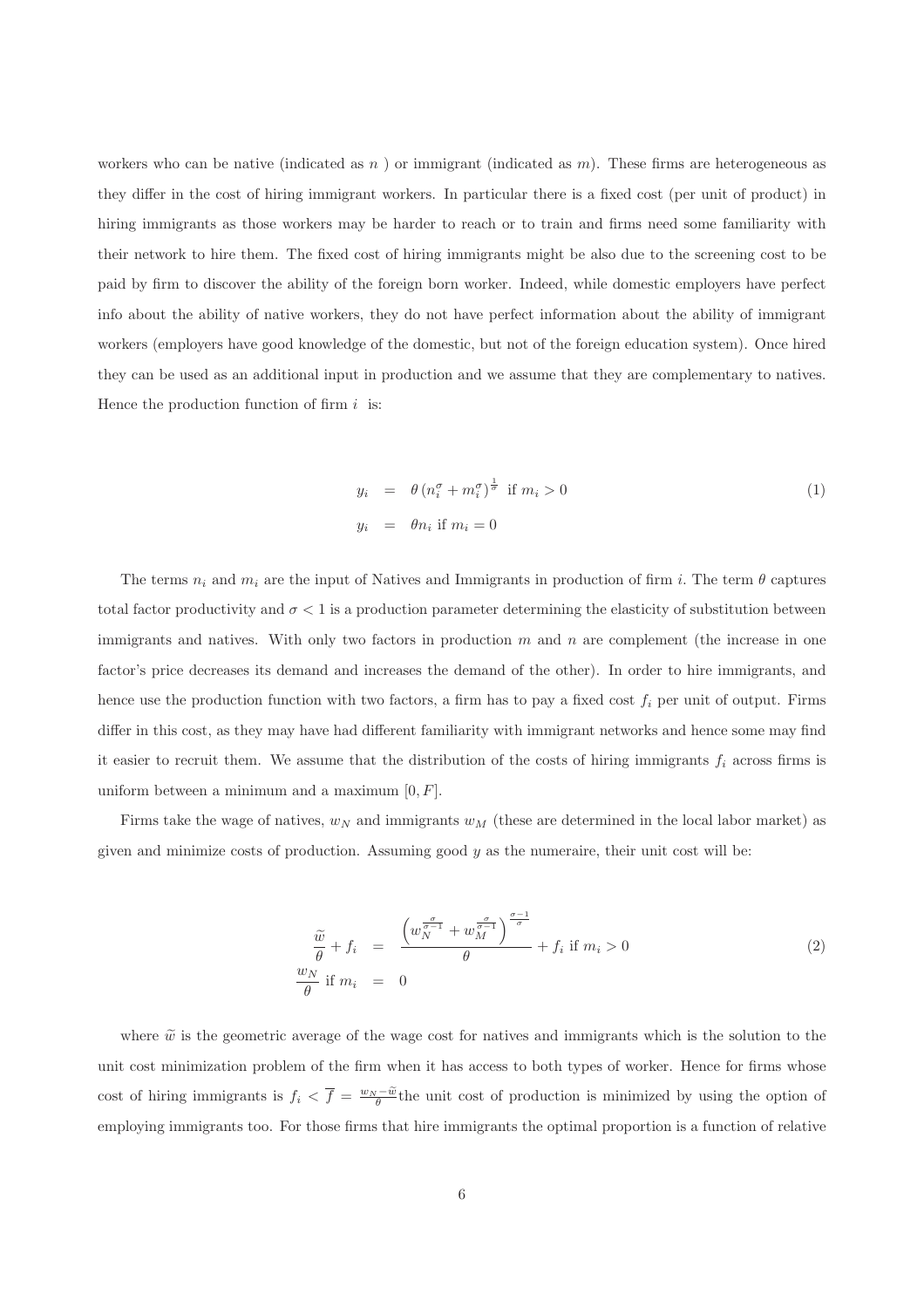workers who can be native (indicated as $n$ ) or immigrant (indicated as $m$). These firms are heterogeneous as they differ in the cost of hiring immigrant workers. In particular there is a fixed cost (per unit of product) in hiring immigrants as those workers may be harder to reach or to train and firms need some familiarity with their network to hire them. The fixed cost of hiring immigrants might be also due to the screening cost to be paid by firm to discover the ability of the foreign born worker. Indeed, while domestic employers have perfect info about the ability of native workers, they do not have perfect information about the ability of immigrant workers (employers have good knowledge of the domestic, but not of the foreign education system). Once hired they can be used as an additional input in production and we assume that they are complementary to natives. Hence the production function of firm $i$ is:

$$
\begin{aligned}
y_i &= \theta \left(n_i^{\sigma} + m_i^{\sigma}\right)^{\frac{1}{\sigma}} \text{ if } m_i > 0 \\
y_i &= \theta n_i \text{ if } m_i = 0
\end{aligned}
\tag{1}
$$

The terms $n_i$ and $m_i$ are the input of Natives and Immigrants in production of firm $i$. The term $\theta$ captures total factor productivity and $\sigma < 1$ is a production parameter determining the elasticity of substitution between immigrants and natives. With only two factors in production $m$ and $n$ are complement (the increase in one factor's price decreases its demand and increases the demand of the other). In order to hire immigrants, and hence use the production function with two factors, a firm has to pay a fixed cost $f_i$ per unit of output. Firms differ in this cost, as they may have had different familiarity with immigrant networks and hence some may find it easier to recruit them. We assume that the distribution of the costs of hiring immigrants $f_i$ across firms is uniform between a minimum and a maximum $[0, F]$.

Firms take the wage of natives, $w_N$ and immigrants $w_M$ (these are determined in the local labor market) as given and minimize costs of production. Assuming good $y$ as the numeraire, their unit cost will be:

$$
\begin{aligned}
\frac{\widetilde{w}}{\theta} + f_i &= \frac{\left(w_N^{\frac{\sigma}{\sigma-1}} + w_M^{\frac{\sigma}{\sigma-1}}\right)^{\frac{\sigma-1}{\sigma}}}{\theta} + f_i \text{ if } m_i > 0 \\
\frac{w_N}{\theta} \text{ if } m_i &= 0
\end{aligned}
\tag{2}
$$

where $\widetilde{w}$ is the geometric average of the wage cost for natives and immigrants which is the solution to the unit cost minimization problem of the firm when it has access to both types of worker. Hence for firms whose cost of hiring immigrants is $f_i < \overline{f} = \frac{w_N - \widetilde{w}}{\theta}$ the unit cost of production is minimized by using the option of employing immigrants too. For those firms that hire immigrants the optimal proportion is a function of relative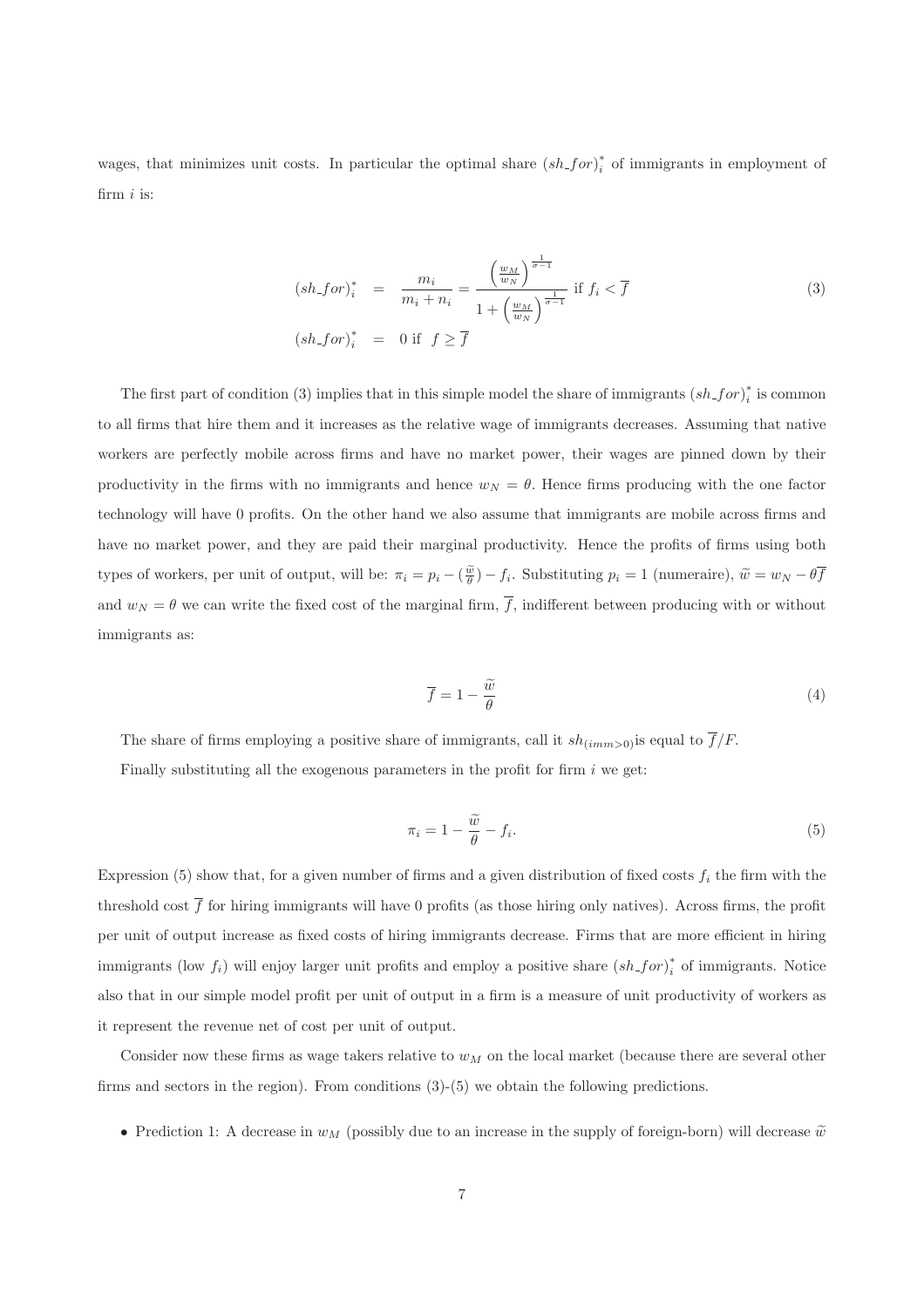wages, that minimizes unit costs. In particular the optimal share $(sh\_for)_i^*$ of immigrants in employment of firm $i$ is:

$$
\begin{aligned}
(sh\_for)_i^* &= \frac{m_i}{m_i + n_i} = \frac{\left(\frac{w_M}{w_N}\right)^{\frac{1}{\sigma-1}}}{1 + \left(\frac{w_M}{w_N}\right)^{\frac{1}{\sigma-1}}} \text{ if } f_i < \overline{f} \\
(sh\_for)_i^* &= 0 \text{ if } \ f \geq \overline{f}
\end{aligned}
\tag{3}
$$

The first part of condition (3) implies that in this simple model the share of immigrants $(sh\_for)_i^*$ is common to all firms that hire them and it increases as the relative wage of immigrants decreases. Assuming that native workers are perfectly mobile across firms and have no market power, their wages are pinned down by their productivity in the firms with no immigrants and hence $w_N = \theta$. Hence firms producing with the one factor technology will have 0 profits. On the other hand we also assume that immigrants are mobile across firms and have no market power, and they are paid their marginal productivity. Hence the profits of firms using both types of workers, per unit of output, will be: $\pi_i = p_i - (\frac{\widetilde{w}}{\theta}) - f_i$. Substituting $p_i = 1$ (numeraire), $\widetilde{w} = w_N - \theta\overline{f}$ and $w_N = \theta$ we can write the fixed cost of the marginal firm, $\overline{f}$, indifferent between producing with or without immigrants as:

$$
\overline{f} = 1 - \frac{\widetilde{w}}{\theta}
\tag{4}
$$

The share of firms employing a positive share of immigrants, call it $sh_{(imm>0)}$is equal to $\overline{f}/F$.

Finally substituting all the exogenous parameters in the profit for firm $i$ we get:

$$
\pi_i = 1 - \frac{\widetilde{w}}{\theta} - f_i.
\tag{5}
$$

Expression (5) show that, for a given number of firms and a given distribution of fixed costs $f_i$ the firm with the threshold cost $\overline{f}$ for hiring immigrants will have 0 profits (as those hiring only natives). Across firms, the profit per unit of output increase as fixed costs of hiring immigrants decrease. Firms that are more efficient in hiring immigrants (low $f_i$) will enjoy larger unit profits and employ a positive share $(sh\_for)_i^*$ of immigrants. Notice also that in our simple model profit per unit of output in a firm is a measure of unit productivity of workers as it represent the revenue net of cost per unit of output.

Consider now these firms as wage takers relative to $w_M$ on the local market (because there are several other firms and sectors in the region). From conditions (3)-(5) we obtain the following predictions.

- Prediction 1: A decrease in $w_M$ (possibly due to an increase in the supply of foreign-born) will decrease $\widetilde{w}$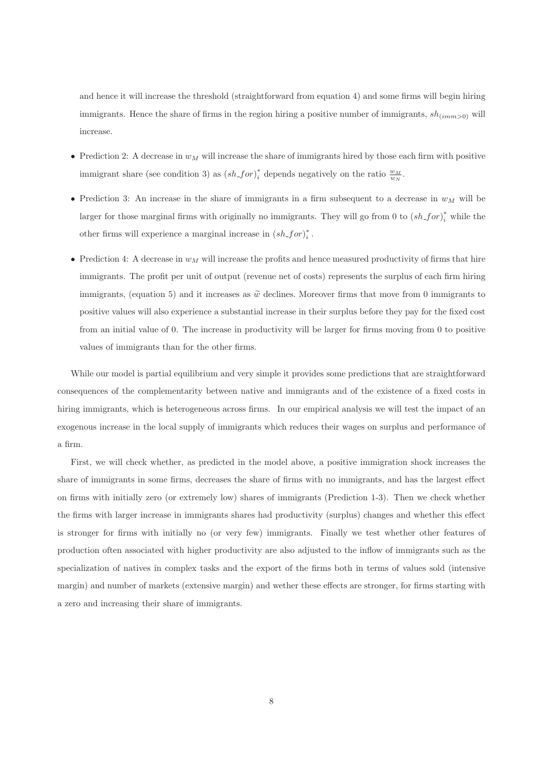and hence it will increase the threshold (straightforward from equation 4) and some firms will begin hiring immigrants. Hence the share of firms in the region hiring a positive number of immigrants, $sh_{(imm>0)}$ will increase.

- Prediction 2: A decrease in $w_M$ will increase the share of immigrants hired by those each firm with positive immigrant share (see condition 3) as $(sh\_for)_i^*$ depends negatively on the ratio $\frac{w_M}{w_N}$.
- Prediction 3: An increase in the share of immigrants in a firm subsequent to a decrease in $w_M$ will be larger for those marginal firms with originally no immigrants. They will go from 0 to $(sh\_for)_i^*$ while the other firms will experience a marginal increase in $(sh\_for)_i^*$.
- Prediction 4: A decrease in $w_M$ will increase the profits and hence measured productivity of firms that hire immigrants. The profit per unit of output (revenue net of costs) represents the surplus of each firm hiring immigrants, (equation 5) and it increases as $\widetilde{w}$ declines. Moreover firms that move from 0 immigrants to positive values will also experience a substantial increase in their surplus before they pay for the fixed cost from an initial value of 0. The increase in productivity will be larger for firms moving from 0 to positive values of immigrants than for the other firms.

While our model is partial equilibrium and very simple it provides some predictions that are straightforward consequences of the complementarity between native and immigrants and of the existence of a fixed costs in hiring immigrants, which is heterogeneous across firms. In our empirical analysis we will test the impact of an exogenous increase in the local supply of immigrants which reduces their wages on surplus and performance of a firm.

First, we will check whether, as predicted in the model above, a positive immigration shock increases the share of immigrants in some firms, decreases the share of firms with no immigrants, and has the largest effect on firms with initially zero (or extremely low) shares of immigrants (Prediction 1-3). Then we check whether the firms with larger increase in immigrants shares had productivity (surplus) changes and whether this effect is stronger for firms with initially no (or very few) immigrants. Finally we test whether other features of production often associated with higher productivity are also adjusted to the inflow of immigrants such as the specialization of natives in complex tasks and the export of the firms both in terms of values sold (intensive margin) and number of markets (extensive margin) and wether these effects are stronger, for firms starting with a zero and increasing their share of immigrants.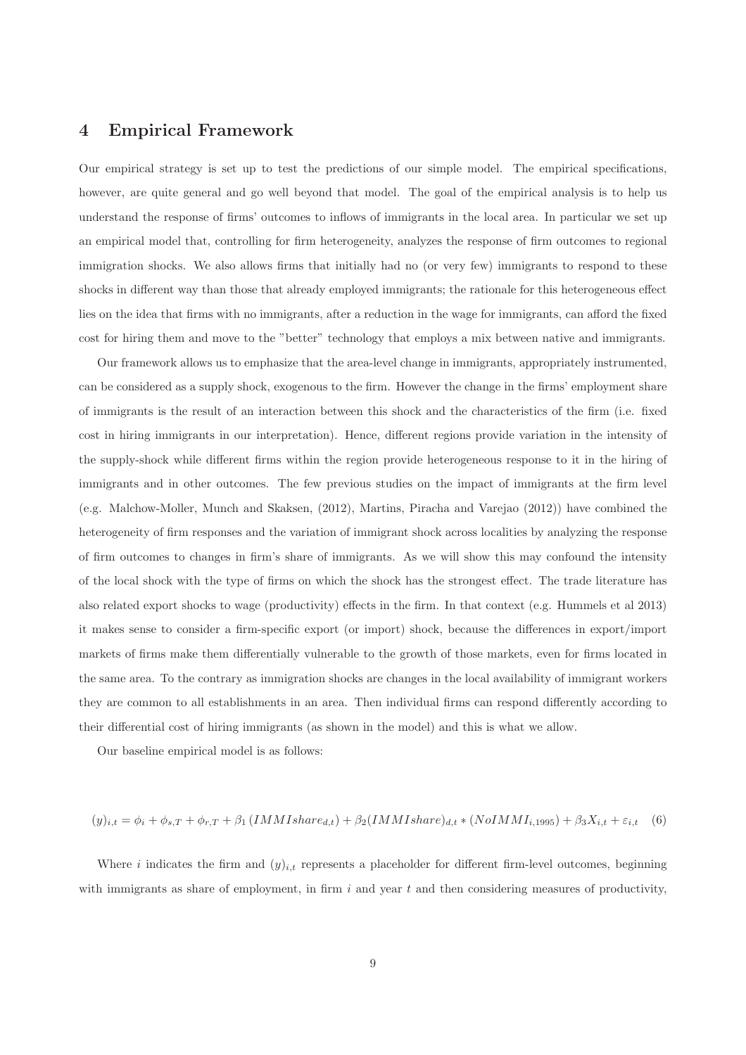## 4 Empirical Framework

Our empirical strategy is set up to test the predictions of our simple model. The empirical specifications, however, are quite general and go well beyond that model. The goal of the empirical analysis is to help us understand the response of firms' outcomes to inflows of immigrants in the local area. In particular we set up an empirical model that, controlling for firm heterogeneity, analyzes the response of firm outcomes to regional immigration shocks. We also allows firms that initially had no (or very few) immigrants to respond to these shocks in different way than those that already employed immigrants; the rationale for this heterogeneous effect lies on the idea that firms with no immigrants, after a reduction in the wage for immigrants, can afford the fixed cost for hiring them and move to the "better" technology that employs a mix between native and immigrants.

Our framework allows us to emphasize that the area-level change in immigrants, appropriately instrumented, can be considered as a supply shock, exogenous to the firm. However the change in the firms' employment share of immigrants is the result of an interaction between this shock and the characteristics of the firm (i.e. fixed cost in hiring immigrants in our interpretation). Hence, different regions provide variation in the intensity of the supply-shock while different firms within the region provide heterogeneous response to it in the hiring of immigrants and in other outcomes. The few previous studies on the impact of immigrants at the firm level (e.g. Malchow-Moller, Munch and Skaksen, (2012), Martins, Piracha and Varejao (2012)) have combined the heterogeneity of firm responses and the variation of immigrant shock across localities by analyzing the response of firm outcomes to changes in firm's share of immigrants. As we will show this may confound the intensity of the local shock with the type of firms on which the shock has the strongest effect. The trade literature has also related export shocks to wage (productivity) effects in the firm. In that context (e.g. Hummels et al 2013) it makes sense to consider a firm-specific export (or import) shock, because the differences in export/import markets of firms make them differentially vulnerable to the growth of those markets, even for firms located in the same area. To the contrary as immigration shocks are changes in the local availability of immigrant workers they are common to all establishments in an area. Then individual firms can respond differently according to their differential cost of hiring immigrants (as shown in the model) and this is what we allow.

Our baseline empirical model is as follows:

$$(y)_{i,t} = \phi_i + \phi_{s,T} + \phi_{r,T} + \beta_1 \left(IMMIshare_{d,t}\right) + \beta_2 (IMMIshare)_{d,t} * (NoIMMI_{i,1995}) + \beta_3 X_{i,t} + \varepsilon_{i,t} \quad (6)$$

Where $i$ indicates the firm and $(y)_{i,t}$ represents a placeholder for different firm-level outcomes, beginning with immigrants as share of employment, in firm $i$ and year $t$ and then considering measures of productivity,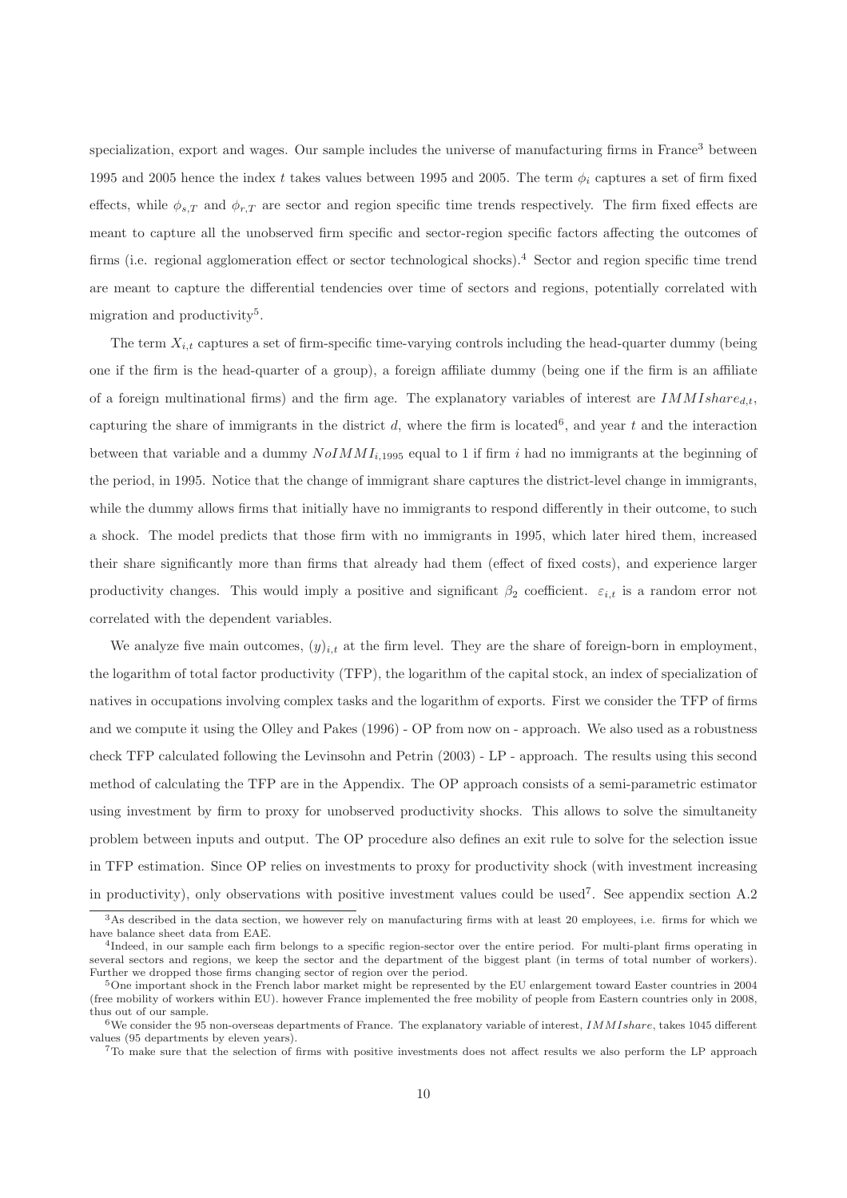specialization, export and wages. Our sample includes the universe of manufacturing firms in France[3] between 1995 and 2005 hence the index $t$ takes values between 1995 and 2005. The term $\phi_i$ captures a set of firm fixed effects, while $\phi_{s,T}$ and $\phi_{r,T}$ are sector and region specific time trends respectively. The firm fixed effects are meant to capture all the unobserved firm specific and sector-region specific factors affecting the outcomes of firms (i.e. regional agglomeration effect or sector technological shocks).[4] Sector and region specific time trend are meant to capture the differential tendencies over time of sectors and regions, potentially correlated with migration and productivity[5].

The term $X_{i,t}$ captures a set of firm-specific time-varying controls including the head-quarter dummy (being one if the firm is the head-quarter of a group), a foreign affiliate dummy (being one if the firm is an affiliate of a foreign multinational firms) and the firm age. The explanatory variables of interest are $IMMIshare_{d,t}$, capturing the share of immigrants in the district $d$, where the firm is located[6], and year $t$ and the interaction between that variable and a dummy $NoIMMI_{i,1995}$ equal to 1 if firm $i$ had no immigrants at the beginning of the period, in 1995. Notice that the change of immigrant share captures the district-level change in immigrants, while the dummy allows firms that initially have no immigrants to respond differently in their outcome, to such a shock. The model predicts that those firm with no immigrants in 1995, which later hired them, increased their share significantly more than firms that already had them (effect of fixed costs), and experience larger productivity changes. This would imply a positive and significant $\beta_2$ coefficient. $\varepsilon_{i,t}$ is a random error not correlated with the dependent variables.

We analyze five main outcomes, $(y)_{i,t}$ at the firm level. They are the share of foreign-born in employment, the logarithm of total factor productivity (TFP), the logarithm of the capital stock, an index of specialization of natives in occupations involving complex tasks and the logarithm of exports. First we consider the TFP of firms and we compute it using the Olley and Pakes (1996) - OP from now on - approach. We also used as a robustness check TFP calculated following the Levinsohn and Petrin (2003) - LP - approach. The results using this second method of calculating the TFP are in the Appendix. The OP approach consists of a semi-parametric estimator using investment by firm to proxy for unobserved productivity shocks. This allows to solve the simultaneity problem between inputs and output. The OP procedure also defines an exit rule to solve for the selection issue in TFP estimation. Since OP relies on investments to proxy for productivity shock (with investment increasing in productivity), only observations with positive investment values could be used[7]. See appendix section A.2

[3] As described in the data section, we however rely on manufacturing firms with at least 20 employees, i.e. firms for which we have balance sheet data from EAE.

[4] Indeed, in our sample each firm belongs to a specific region-sector over the entire period. For multi-plant firms operating in several sectors and regions, we keep the sector and the department of the biggest plant (in terms of total number of workers). Further we dropped those firms changing sector of region over the period.

[5] One important shock in the French labor market might be represented by the EU enlargement toward Easter countries in 2004 (free mobility of workers within EU). however France implemented the free mobility of people from Eastern countries only in 2008, thus out of our sample.

[6] We consider the 95 non-overseas departments of France. The explanatory variable of interest, $IMMIshare$, takes 1045 different values (95 departments by eleven years).

[7] To make sure that the selection of firms with positive investments does not affect results we also perform the LP approach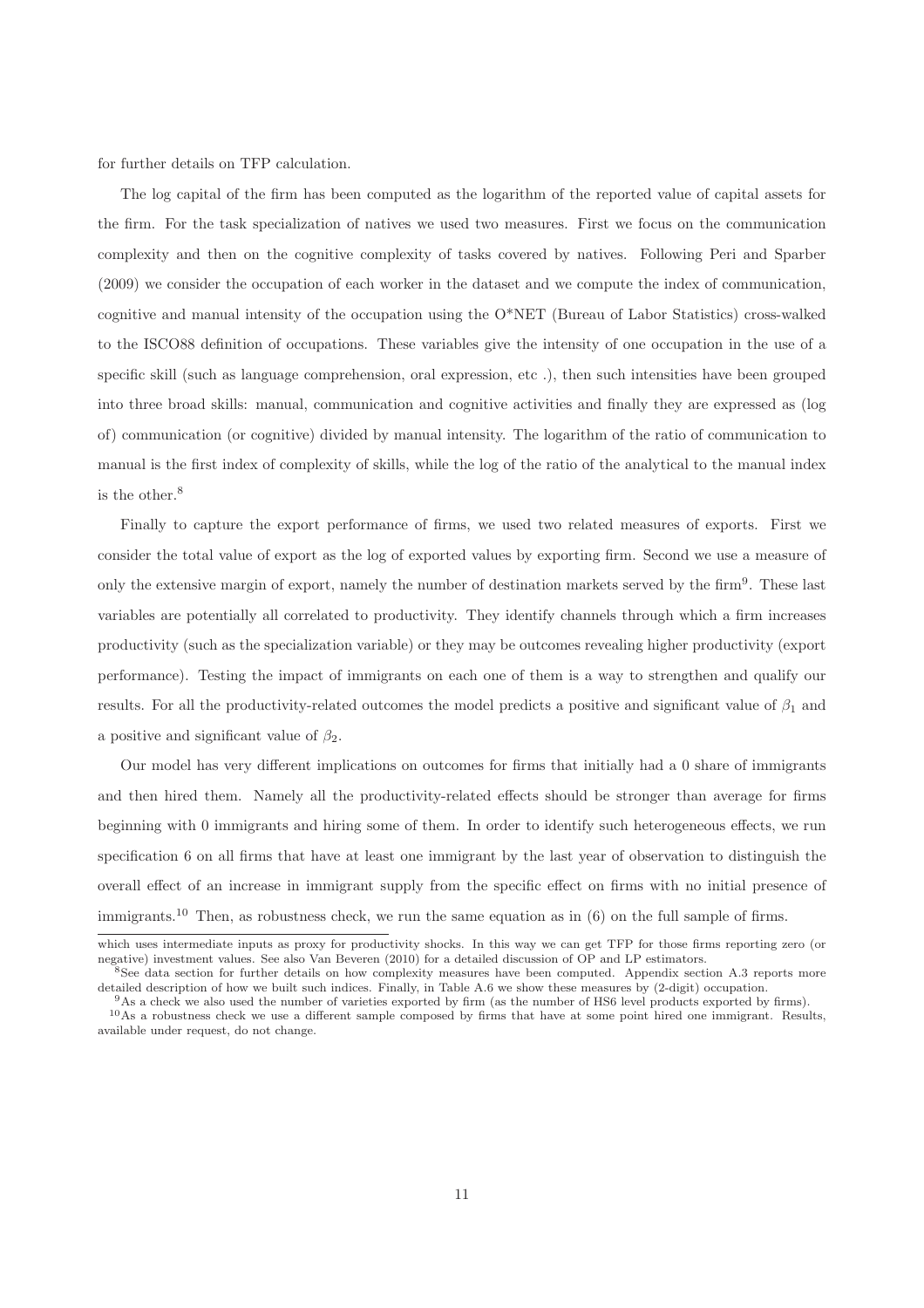for further details on TFP calculation.

The log capital of the firm has been computed as the logarithm of the reported value of capital assets for the firm. For the task specialization of natives we used two measures. First we focus on the communication complexity and then on the cognitive complexity of tasks covered by natives. Following Peri and Sparber (2009) we consider the occupation of each worker in the dataset and we compute the index of communication, cognitive and manual intensity of the occupation using the O*NET (Bureau of Labor Statistics) cross-walked to the ISCO88 definition of occupations. These variables give the intensity of one occupation in the use of a specific skill (such as language comprehension, oral expression, etc .), then such intensities have been grouped into three broad skills: manual, communication and cognitive activities and finally they are expressed as (log of) communication (or cognitive) divided by manual intensity. The logarithm of the ratio of communication to manual is the first index of complexity of skills, while the log of the ratio of the analytical to the manual index is the other.[8]

Finally to capture the export performance of firms, we used two related measures of exports. First we consider the total value of export as the log of exported values by exporting firm. Second we use a measure of only the extensive margin of export, namely the number of destination markets served by the firm[9]. These last variables are potentially all correlated to productivity. They identify channels through which a firm increases productivity (such as the specialization variable) or they may be outcomes revealing higher productivity (export performance). Testing the impact of immigrants on each one of them is a way to strengthen and qualify our results. For all the productivity-related outcomes the model predicts a positive and significant value of $\beta_1$ and a positive and significant value of $\beta_2$.

Our model has very different implications on outcomes for firms that initially had a 0 share of immigrants and then hired them. Namely all the productivity-related effects should be stronger than average for firms beginning with 0 immigrants and hiring some of them. In order to identify such heterogeneous effects, we run specification 6 on all firms that have at least one immigrant by the last year of observation to distinguish the overall effect of an increase in immigrant supply from the specific effect on firms with no initial presence of immigrants.[10] Then, as robustness check, we run the same equation as in (6) on the full sample of firms.

---

which uses intermediate inputs as proxy for productivity shocks. In this way we can get TFP for those firms reporting zero (or negative) investment values. See also Van Beveren (2010) for a detailed discussion of OP and LP estimators.

[8] See data section for further details on how complexity measures have been computed. Appendix section A.3 reports more detailed description of how we built such indices. Finally, in Table A.6 we show these measures by (2-digit) occupation.

[9] As a check we also used the number of varieties exported by firm (as the number of HS6 level products exported by firms).

[10] As a robustness check we use a different sample composed by firms that have at some point hired one immigrant. Results, available under request, do not change.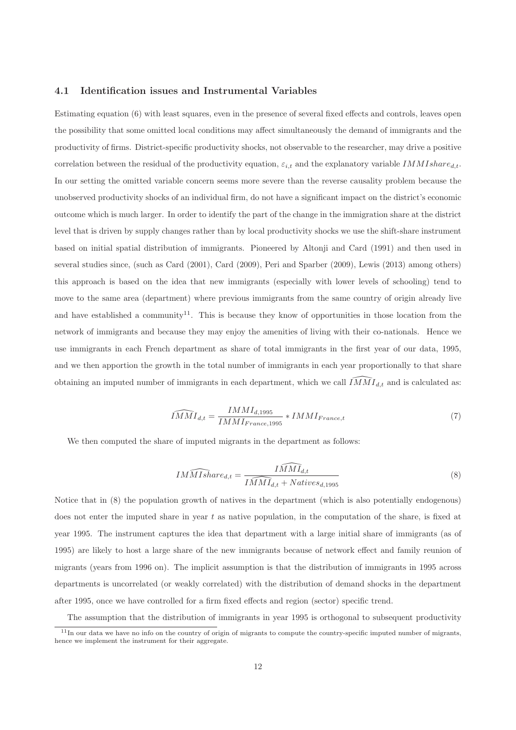### 4.1 Identification issues and Instrumental Variables

Estimating equation (6) with least squares, even in the presence of several fixed effects and controls, leaves open the possibility that some omitted local conditions may affect simultaneously the demand of immigrants and the productivity of firms. District-specific productivity shocks, not observable to the researcher, may drive a positive correlation between the residual of the productivity equation, $\varepsilon_{i,t}$ and the explanatory variable $IMMIshare_{d,t}$. In our setting the omitted variable concern seems more severe than the reverse causality problem because the unobserved productivity shocks of an individual firm, do not have a significant impact on the district's economic outcome which is much larger. In order to identify the part of the change in the immigration share at the district level that is driven by supply changes rather than by local productivity shocks we use the shift-share instrument based on initial spatial distribution of immigrants. Pioneered by Altonji and Card (1991) and then used in several studies since, (such as Card (2001), Card (2009), Peri and Sparber (2009), Lewis (2013) among others) this approach is based on the idea that new immigrants (especially with lower levels of schooling) tend to move to the same area (department) where previous immigrants from the same country of origin already live and have established a community[11]. This is because they know of opportunities in those location from the network of immigrants and because they may enjoy the amenities of living with their co-nationals. Hence we use immigrants in each French department as share of total immigrants in the first year of our data, 1995, and we then apportion the growth in the total number of immigrants in each year proportionally to that share obtaining an imputed number of immigrants in each department, which we call $\widehat{IMMI}_{d,t}$ and is calculated as:

$$\widehat{IMMI}_{d,t} = \frac{IMMI_{d,1995}}{IMMI_{France,1995}} * IMMI_{France,t} \tag{7}$$

We then computed the share of imputed migrants in the department as follows:

$$IM\widehat{MIsh}are_{d,t} = \frac{I\widehat{MMI}_{d,t}}{I\widehat{MMI}_{d,t} + Natives_{d,1995}} \tag{8}$$

Notice that in (8) the population growth of natives in the department (which is also potentially endogenous) does not enter the imputed share in year $t$ as native population, in the computation of the share, is fixed at year 1995. The instrument captures the idea that department with a large initial share of immigrants (as of 1995) are likely to host a large share of the new immigrants because of network effect and family reunion of migrants (years from 1996 on). The implicit assumption is that the distribution of immigrants in 1995 across departments is uncorrelated (or weakly correlated) with the distribution of demand shocks in the department after 1995, once we have controlled for a firm fixed effects and region (sector) specific trend.

The assumption that the distribution of immigrants in year 1995 is orthogonal to subsequent productivity

[11] In our data we have no info on the country of origin of migrants to compute the country-specific imputed number of migrants, hence we implement the instrument for their aggregate.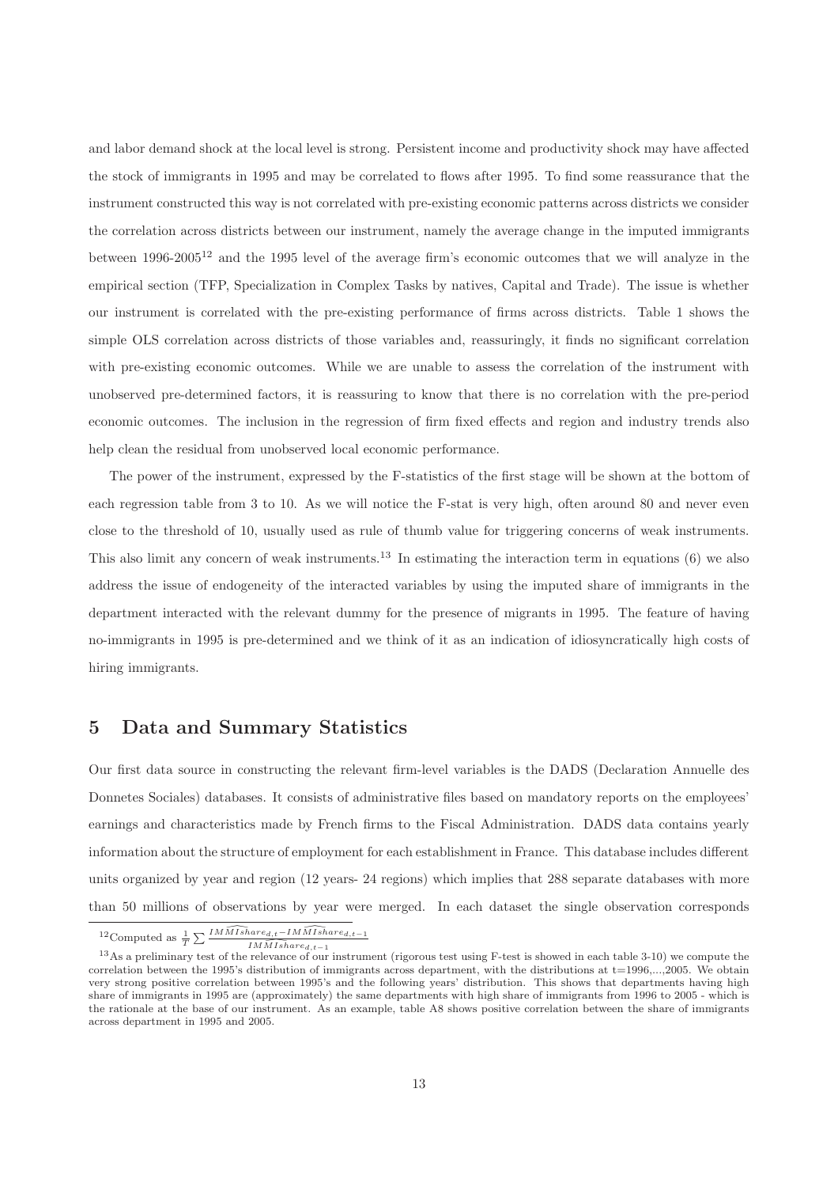and labor demand shock at the local level is strong. Persistent income and productivity shock may have affected the stock of immigrants in 1995 and may be correlated to flows after 1995. To find some reassurance that the instrument constructed this way is not correlated with pre-existing economic patterns across districts we consider the correlation across districts between our instrument, namely the average change in the imputed immigrants between 1996-2005[12] and the 1995 level of the average firm's economic outcomes that we will analyze in the empirical section (TFP, Specialization in Complex Tasks by natives, Capital and Trade). The issue is whether our instrument is correlated with the pre-existing performance of firms across districts. Table 1 shows the simple OLS correlation across districts of those variables and, reassuringly, it finds no significant correlation with pre-existing economic outcomes. While we are unable to assess the correlation of the instrument with unobserved pre-determined factors, it is reassuring to know that there is no correlation with the pre-period economic outcomes. The inclusion in the regression of firm fixed effects and region and industry trends also help clean the residual from unobserved local economic performance.

The power of the instrument, expressed by the F-statistics of the first stage will be shown at the bottom of each regression table from 3 to 10. As we will notice the F-stat is very high, often around 80 and never even close to the threshold of 10, usually used as rule of thumb value for triggering concerns of weak instruments. This also limit any concern of weak instruments.[13] In estimating the interaction term in equations (6) we also address the issue of endogeneity of the interacted variables by using the imputed share of immigrants in the department interacted with the relevant dummy for the presence of migrants in 1995. The feature of having no-immigrants in 1995 is pre-determined and we think of it as an indication of idiosyncratically high costs of hiring immigrants.

## 5 Data and Summary Statistics

Our first data source in constructing the relevant firm-level variables is the DADS (Declaration Annuelle des Donnetes Sociales) databases. It consists of administrative files based on mandatory reports on the employees' earnings and characteristics made by French firms to the Fiscal Administration. DADS data contains yearly information about the structure of employment for each establishment in France. This database includes different units organized by year and region (12 years- 24 regions) which implies that 288 separate databases with more than 50 millions of observations by year were merged. In each dataset the single observation corresponds

[12] Computed as $\frac{1}{T}\sum \frac{\widehat{IMMIshare}_{d,t} - \widehat{IMMIshare}_{d,t-1}}{\widehat{IMMIshare}_{d,t-1}}$

[13] As a preliminary test of the relevance of our instrument (rigorous test using F-test is showed in each table 3-10) we compute the correlation between the 1995's distribution of immigrants across department, with the distributions at t=1996,...,2005. We obtain very strong positive correlation between 1995's and the following years' distribution. This shows that departments having high share of immigrants in 1995 are (approximately) the same departments with high share of immigrants from 1996 to 2005 - which is the rationale at the base of our instrument. As an example, table A8 shows positive correlation between the share of immigrants across department in 1995 and 2005.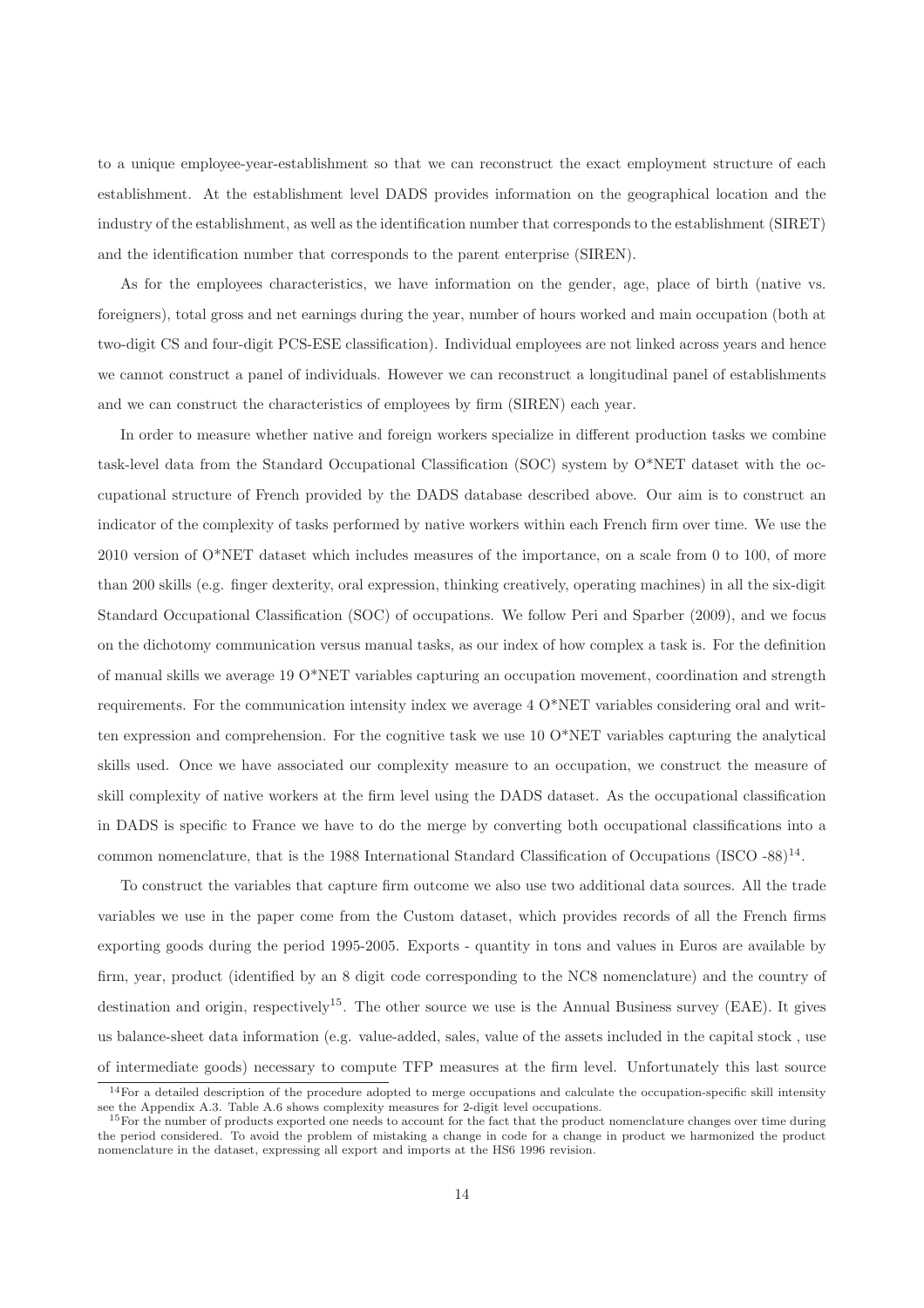to a unique employee-year-establishment so that we can reconstruct the exact employment structure of each establishment. At the establishment level DADS provides information on the geographical location and the industry of the establishment, as well as the identification number that corresponds to the establishment (SIRET) and the identification number that corresponds to the parent enterprise (SIREN).

As for the employees characteristics, we have information on the gender, age, place of birth (native vs. foreigners), total gross and net earnings during the year, number of hours worked and main occupation (both at two-digit CS and four-digit PCS-ESE classification). Individual employees are not linked across years and hence we cannot construct a panel of individuals. However we can reconstruct a longitudinal panel of establishments and we can construct the characteristics of employees by firm (SIREN) each year.

In order to measure whether native and foreign workers specialize in different production tasks we combine task-level data from the Standard Occupational Classification (SOC) system by O*NET dataset with the occupational structure of French provided by the DADS database described above. Our aim is to construct an indicator of the complexity of tasks performed by native workers within each French firm over time. We use the 2010 version of O*NET dataset which includes measures of the importance, on a scale from 0 to 100, of more than 200 skills (e.g. finger dexterity, oral expression, thinking creatively, operating machines) in all the six-digit Standard Occupational Classification (SOC) of occupations. We follow Peri and Sparber (2009), and we focus on the dichotomy communication versus manual tasks, as our index of how complex a task is. For the definition of manual skills we average 19 O*NET variables capturing an occupation movement, coordination and strength requirements. For the communication intensity index we average 4 O*NET variables considering oral and written expression and comprehension. For the cognitive task we use 10 O*NET variables capturing the analytical skills used. Once we have associated our complexity measure to an occupation, we construct the measure of skill complexity of native workers at the firm level using the DADS dataset. As the occupational classification in DADS is specific to France we have to do the merge by converting both occupational classifications into a common nomenclature, that is the 1988 International Standard Classification of Occupations (ISCO -88)[14].

To construct the variables that capture firm outcome we also use two additional data sources. All the trade variables we use in the paper come from the Custom dataset, which provides records of all the French firms exporting goods during the period 1995-2005. Exports - quantity in tons and values in Euros are available by firm, year, product (identified by an 8 digit code corresponding to the NC8 nomenclature) and the country of destination and origin, respectively[15]. The other source we use is the Annual Business survey (EAE). It gives us balance-sheet data information (e.g. value-added, sales, value of the assets included in the capital stock , use of intermediate goods) necessary to compute TFP measures at the firm level. Unfortunately this last source

[14] For a detailed description of the procedure adopted to merge occupations and calculate the occupation-specific skill intensity see the Appendix A.3. Table A.6 shows complexity measures for 2-digit level occupations.

[15] For the number of products exported one needs to account for the fact that the product nomenclature changes over time during the period considered. To avoid the problem of mistaking a change in code for a change in product we harmonized the product nomenclature in the dataset, expressing all export and imports at the HS6 1996 revision.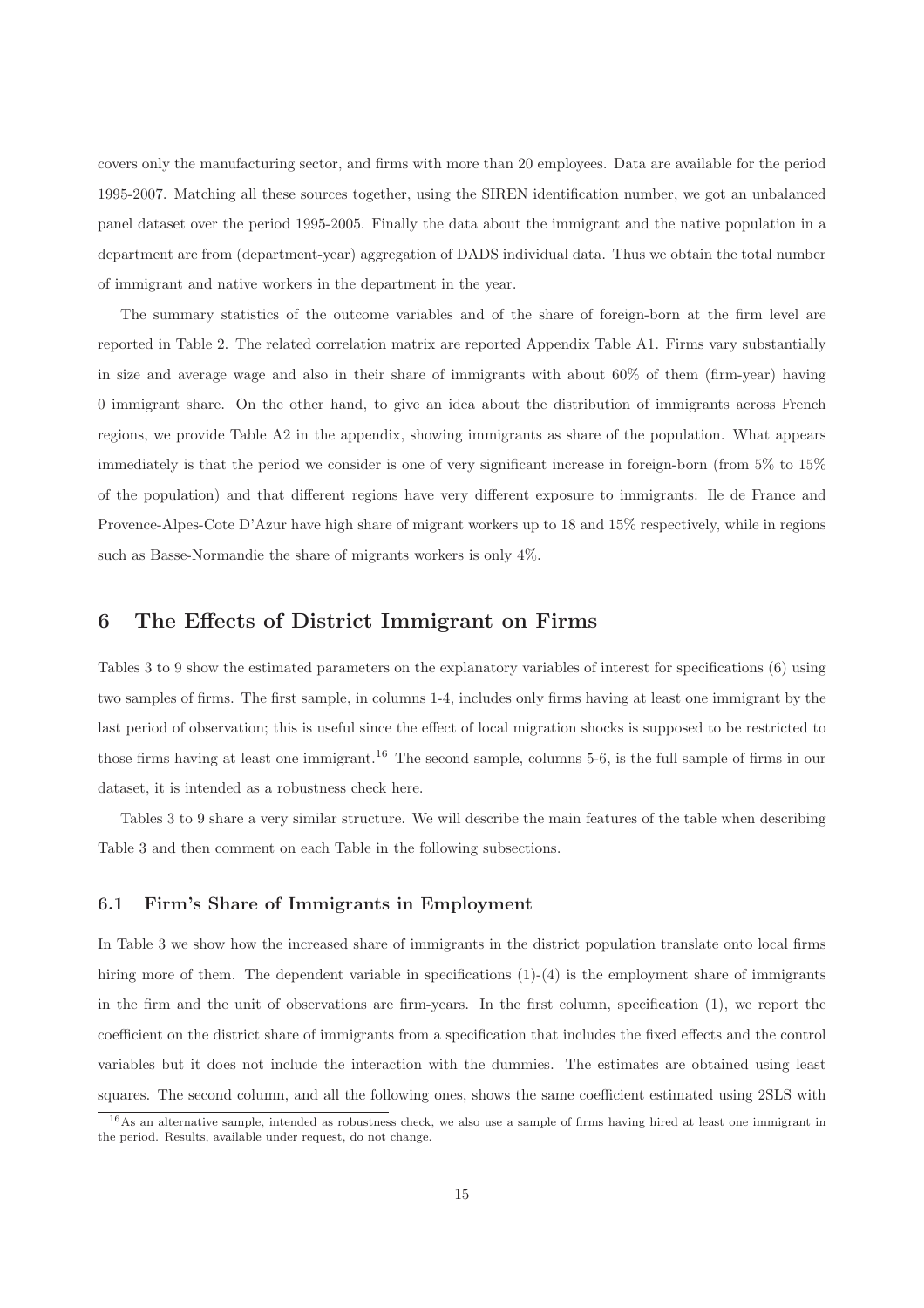covers only the manufacturing sector, and firms with more than 20 employees. Data are available for the period 1995-2007. Matching all these sources together, using the SIREN identification number, we got an unbalanced panel dataset over the period 1995-2005. Finally the data about the immigrant and the native population in a department are from (department-year) aggregation of DADS individual data. Thus we obtain the total number of immigrant and native workers in the department in the year.

The summary statistics of the outcome variables and of the share of foreign-born at the firm level are reported in Table 2. The related correlation matrix are reported Appendix Table A1. Firms vary substantially in size and average wage and also in their share of immigrants with about 60% of them (firm-year) having 0 immigrant share. On the other hand, to give an idea about the distribution of immigrants across French regions, we provide Table A2 in the appendix, showing immigrants as share of the population. What appears immediately is that the period we consider is one of very significant increase in foreign-born (from 5% to 15% of the population) and that different regions have very different exposure to immigrants: Ile de France and Provence-Alpes-Cote D'Azur have high share of migrant workers up to 18 and 15% respectively, while in regions such as Basse-Normandie the share of migrants workers is only 4%.

# 6 The Effects of District Immigrant on Firms

Tables 3 to 9 show the estimated parameters on the explanatory variables of interest for specifications (6) using two samples of firms. The first sample, in columns 1-4, includes only firms having at least one immigrant by the last period of observation; this is useful since the effect of local migration shocks is supposed to be restricted to those firms having at least one immigrant.[16] The second sample, columns 5-6, is the full sample of firms in our dataset, it is intended as a robustness check here.

Tables 3 to 9 share a very similar structure. We will describe the main features of the table when describing Table 3 and then comment on each Table in the following subsections.

## 6.1 Firm's Share of Immigrants in Employment

In Table 3 we show how the increased share of immigrants in the district population translate onto local firms hiring more of them. The dependent variable in specifications (1)-(4) is the employment share of immigrants in the firm and the unit of observations are firm-years. In the first column, specification (1), we report the coefficient on the district share of immigrants from a specification that includes the fixed effects and the control variables but it does not include the interaction with the dummies. The estimates are obtained using least squares. The second column, and all the following ones, shows the same coefficient estimated using 2SLS with

[16] As an alternative sample, intended as robustness check, we also use a sample of firms having hired at least one immigrant in the period. Results, available under request, do not change.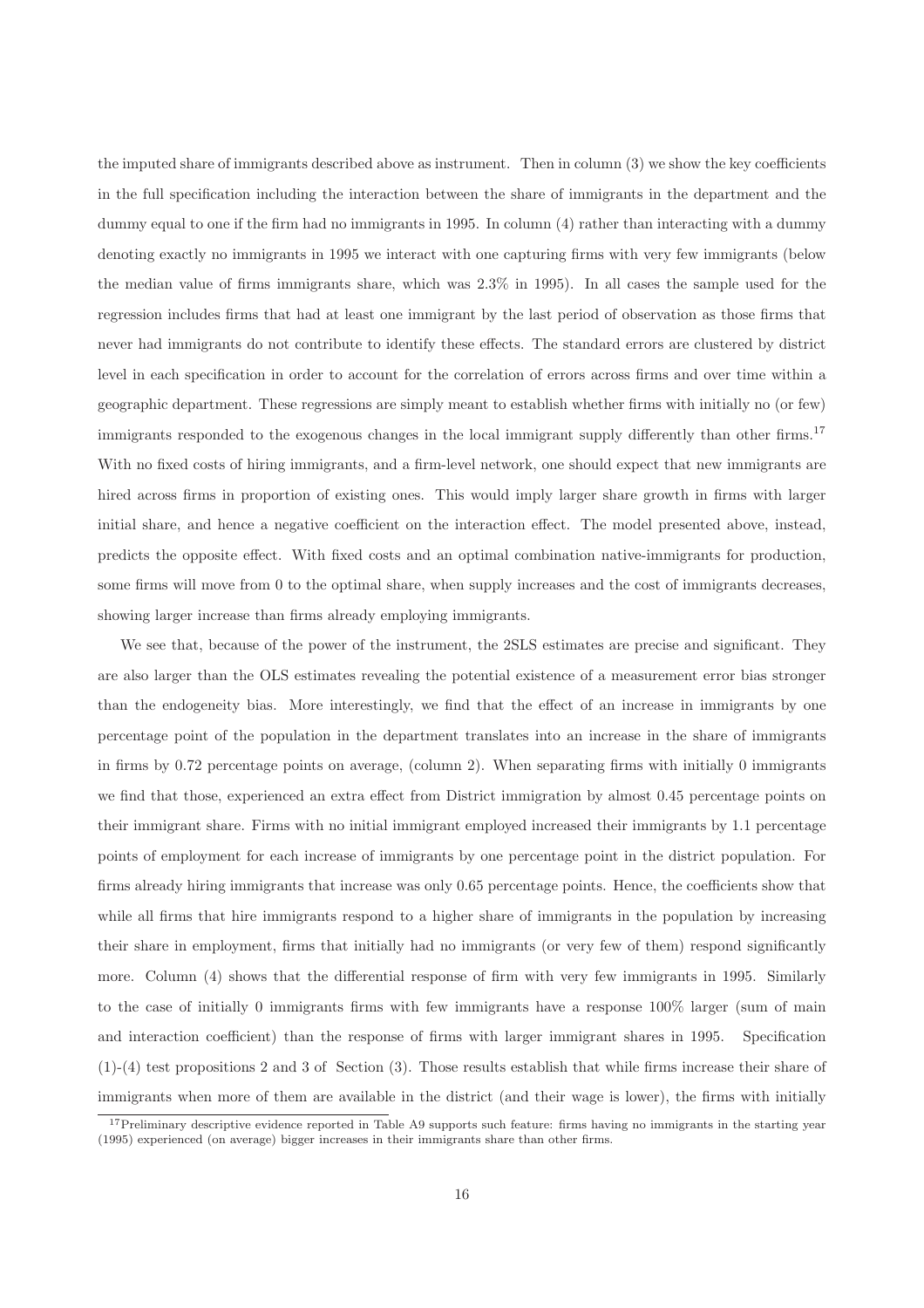the imputed share of immigrants described above as instrument. Then in column (3) we show the key coefficients in the full specification including the interaction between the share of immigrants in the department and the dummy equal to one if the firm had no immigrants in 1995. In column (4) rather than interacting with a dummy denoting exactly no immigrants in 1995 we interact with one capturing firms with very few immigrants (below the median value of firms immigrants share, which was 2.3% in 1995). In all cases the sample used for the regression includes firms that had at least one immigrant by the last period of observation as those firms that never had immigrants do not contribute to identify these effects. The standard errors are clustered by district level in each specification in order to account for the correlation of errors across firms and over time within a geographic department. These regressions are simply meant to establish whether firms with initially no (or few) immigrants responded to the exogenous changes in the local immigrant supply differently than other firms.[17] With no fixed costs of hiring immigrants, and a firm-level network, one should expect that new immigrants are hired across firms in proportion of existing ones. This would imply larger share growth in firms with larger initial share, and hence a negative coefficient on the interaction effect. The model presented above, instead, predicts the opposite effect. With fixed costs and an optimal combination native-immigrants for production, some firms will move from 0 to the optimal share, when supply increases and the cost of immigrants decreases, showing larger increase than firms already employing immigrants.

We see that, because of the power of the instrument, the 2SLS estimates are precise and significant. They are also larger than the OLS estimates revealing the potential existence of a measurement error bias stronger than the endogeneity bias. More interestingly, we find that the effect of an increase in immigrants by one percentage point of the population in the department translates into an increase in the share of immigrants in firms by 0.72 percentage points on average, (column 2). When separating firms with initially 0 immigrants we find that those, experienced an extra effect from District immigration by almost 0.45 percentage points on their immigrant share. Firms with no initial immigrant employed increased their immigrants by 1.1 percentage points of employment for each increase of immigrants by one percentage point in the district population. For firms already hiring immigrants that increase was only 0.65 percentage points. Hence, the coefficients show that while all firms that hire immigrants respond to a higher share of immigrants in the population by increasing their share in employment, firms that initially had no immigrants (or very few of them) respond significantly more. Column (4) shows that the differential response of firm with very few immigrants in 1995. Similarly to the case of initially 0 immigrants firms with few immigrants have a response 100% larger (sum of main and interaction coefficient) than the response of firms with larger immigrant shares in 1995. Specification (1)-(4) test propositions 2 and 3 of Section (3). Those results establish that while firms increase their share of immigrants when more of them are available in the district (and their wage is lower), the firms with initially

[17] Preliminary descriptive evidence reported in Table A9 supports such feature: firms having no immigrants in the starting year (1995) experienced (on average) bigger increases in their immigrants share than other firms.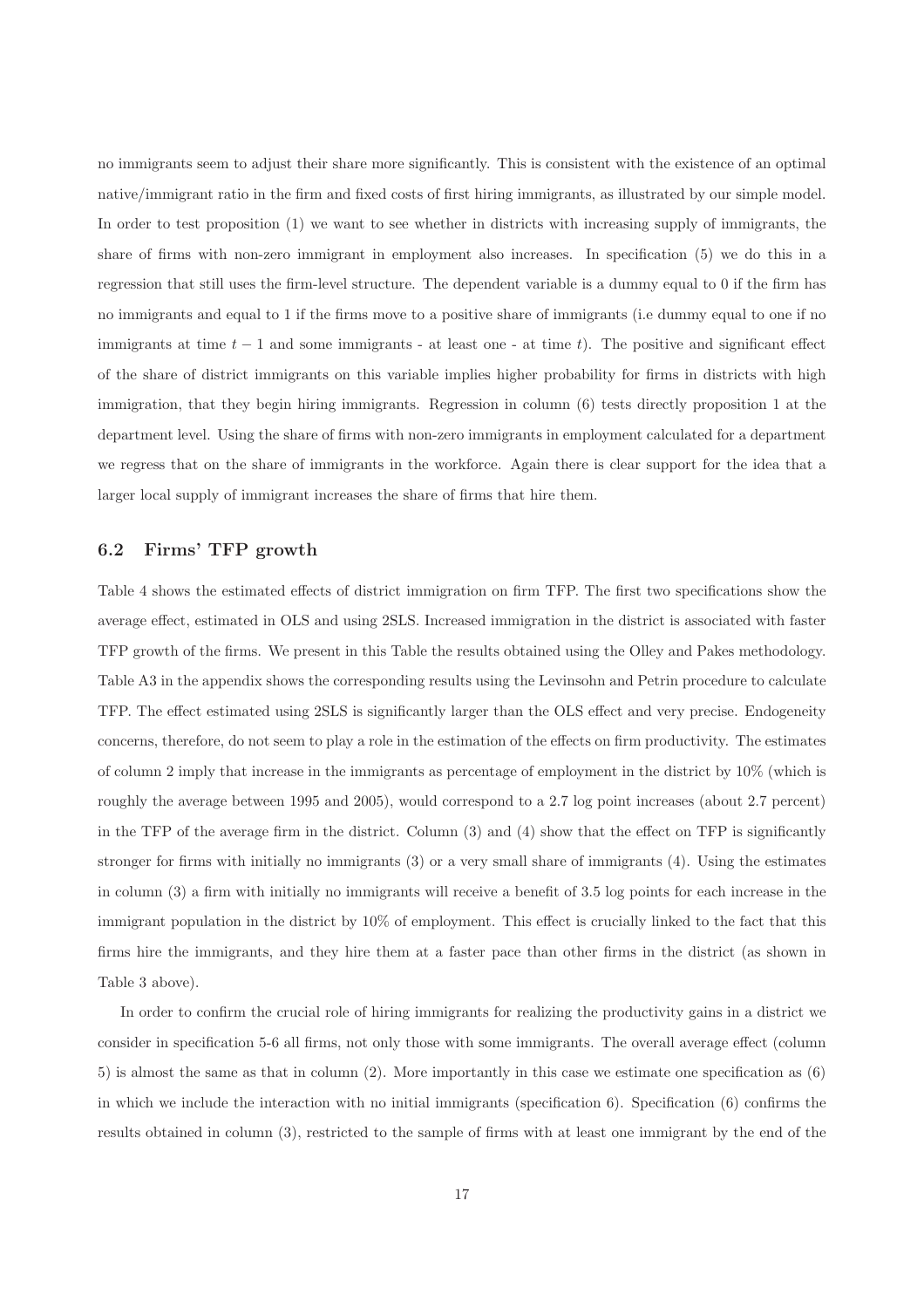no immigrants seem to adjust their share more significantly. This is consistent with the existence of an optimal native/immigrant ratio in the firm and fixed costs of first hiring immigrants, as illustrated by our simple model. In order to test proposition (1) we want to see whether in districts with increasing supply of immigrants, the share of firms with non-zero immigrant in employment also increases. In specification (5) we do this in a regression that still uses the firm-level structure. The dependent variable is a dummy equal to 0 if the firm has no immigrants and equal to 1 if the firms move to a positive share of immigrants (i.e dummy equal to one if no immigrants at time $t-1$ and some immigrants - at least one - at time $t$). The positive and significant effect of the share of district immigrants on this variable implies higher probability for firms in districts with high immigration, that they begin hiring immigrants. Regression in column (6) tests directly proposition 1 at the department level. Using the share of firms with non-zero immigrants in employment calculated for a department we regress that on the share of immigrants in the workforce. Again there is clear support for the idea that a larger local supply of immigrant increases the share of firms that hire them.

## 6.2 Firms' TFP growth

Table 4 shows the estimated effects of district immigration on firm TFP. The first two specifications show the average effect, estimated in OLS and using 2SLS. Increased immigration in the district is associated with faster TFP growth of the firms. We present in this Table the results obtained using the Olley and Pakes methodology. Table A3 in the appendix shows the corresponding results using the Levinsohn and Petrin procedure to calculate TFP. The effect estimated using 2SLS is significantly larger than the OLS effect and very precise. Endogeneity concerns, therefore, do not seem to play a role in the estimation of the effects on firm productivity. The estimates of column 2 imply that increase in the immigrants as percentage of employment in the district by 10% (which is roughly the average between 1995 and 2005), would correspond to a 2.7 log point increases (about 2.7 percent) in the TFP of the average firm in the district. Column (3) and (4) show that the effect on TFP is significantly stronger for firms with initially no immigrants (3) or a very small share of immigrants (4). Using the estimates in column (3) a firm with initially no immigrants will receive a benefit of 3.5 log points for each increase in the immigrant population in the district by 10% of employment. This effect is crucially linked to the fact that this firms hire the immigrants, and they hire them at a faster pace than other firms in the district (as shown in Table 3 above).

In order to confirm the crucial role of hiring immigrants for realizing the productivity gains in a district we consider in specification 5-6 all firms, not only those with some immigrants. The overall average effect (column 5) is almost the same as that in column (2). More importantly in this case we estimate one specification as (6) in which we include the interaction with no initial immigrants (specification 6). Specification (6) confirms the results obtained in column (3), restricted to the sample of firms with at least one immigrant by the end of the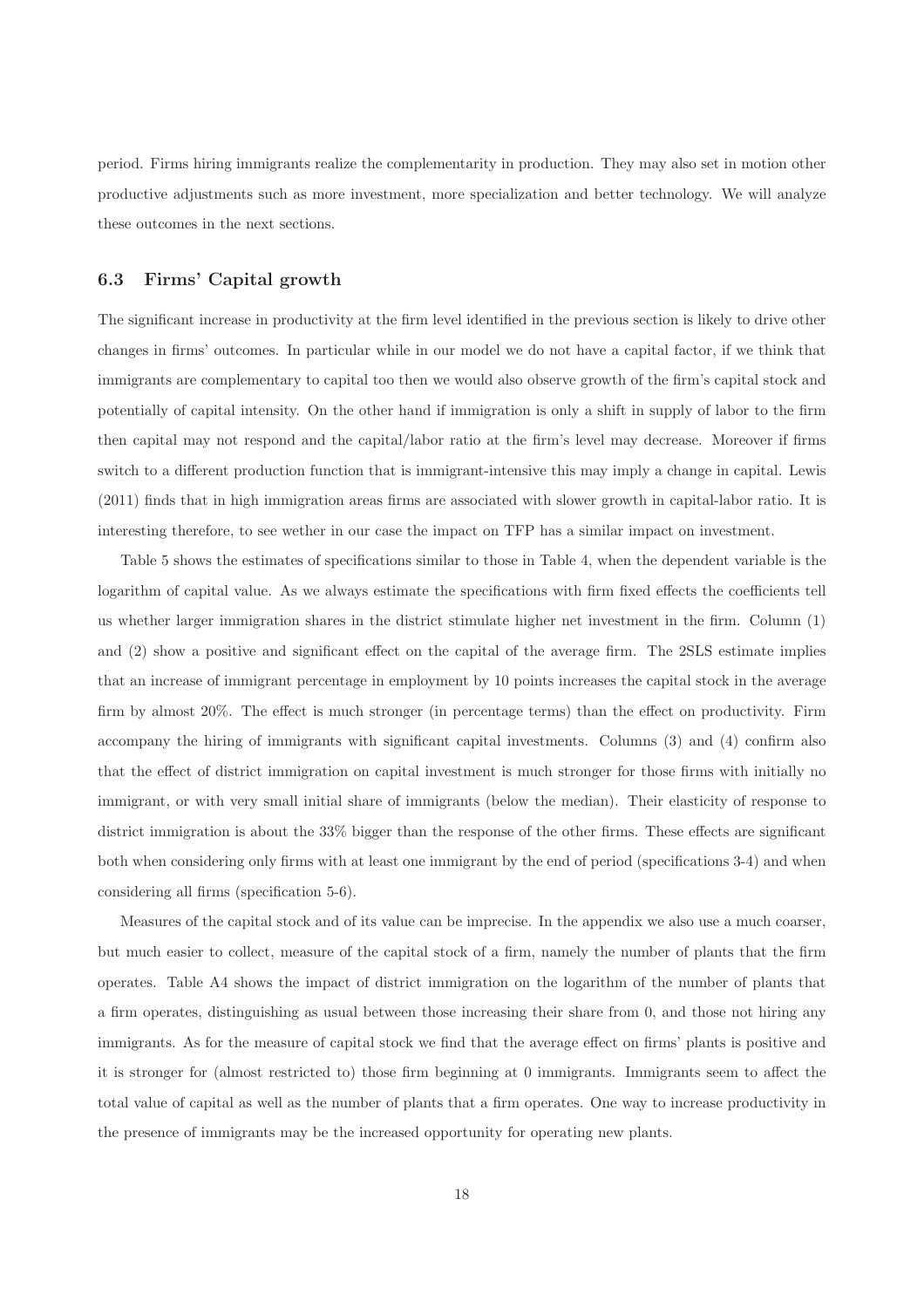period. Firms hiring immigrants realize the complementarity in production. They may also set in motion other productive adjustments such as more investment, more specialization and better technology. We will analyze these outcomes in the next sections.

### 6.3 Firms' Capital growth

The significant increase in productivity at the firm level identified in the previous section is likely to drive other changes in firms' outcomes. In particular while in our model we do not have a capital factor, if we think that immigrants are complementary to capital too then we would also observe growth of the firm's capital stock and potentially of capital intensity. On the other hand if immigration is only a shift in supply of labor to the firm then capital may not respond and the capital/labor ratio at the firm's level may decrease. Moreover if firms switch to a different production function that is immigrant-intensive this may imply a change in capital. Lewis (2011) finds that in high immigration areas firms are associated with slower growth in capital-labor ratio. It is interesting therefore, to see wether in our case the impact on TFP has a similar impact on investment.

Table 5 shows the estimates of specifications similar to those in Table 4, when the dependent variable is the logarithm of capital value. As we always estimate the specifications with firm fixed effects the coefficients tell us whether larger immigration shares in the district stimulate higher net investment in the firm. Column (1) and (2) show a positive and significant effect on the capital of the average firm. The 2SLS estimate implies that an increase of immigrant percentage in employment by 10 points increases the capital stock in the average firm by almost 20%. The effect is much stronger (in percentage terms) than the effect on productivity. Firm accompany the hiring of immigrants with significant capital investments. Columns (3) and (4) confirm also that the effect of district immigration on capital investment is much stronger for those firms with initially no immigrant, or with very small initial share of immigrants (below the median). Their elasticity of response to district immigration is about the 33% bigger than the response of the other firms. These effects are significant both when considering only firms with at least one immigrant by the end of period (specifications 3-4) and when considering all firms (specification 5-6).

Measures of the capital stock and of its value can be imprecise. In the appendix we also use a much coarser, but much easier to collect, measure of the capital stock of a firm, namely the number of plants that the firm operates. Table A4 shows the impact of district immigration on the logarithm of the number of plants that a firm operates, distinguishing as usual between those increasing their share from 0, and those not hiring any immigrants. As for the measure of capital stock we find that the average effect on firms' plants is positive and it is stronger for (almost restricted to) those firm beginning at 0 immigrants. Immigrants seem to affect the total value of capital as well as the number of plants that a firm operates. One way to increase productivity in the presence of immigrants may be the increased opportunity for operating new plants.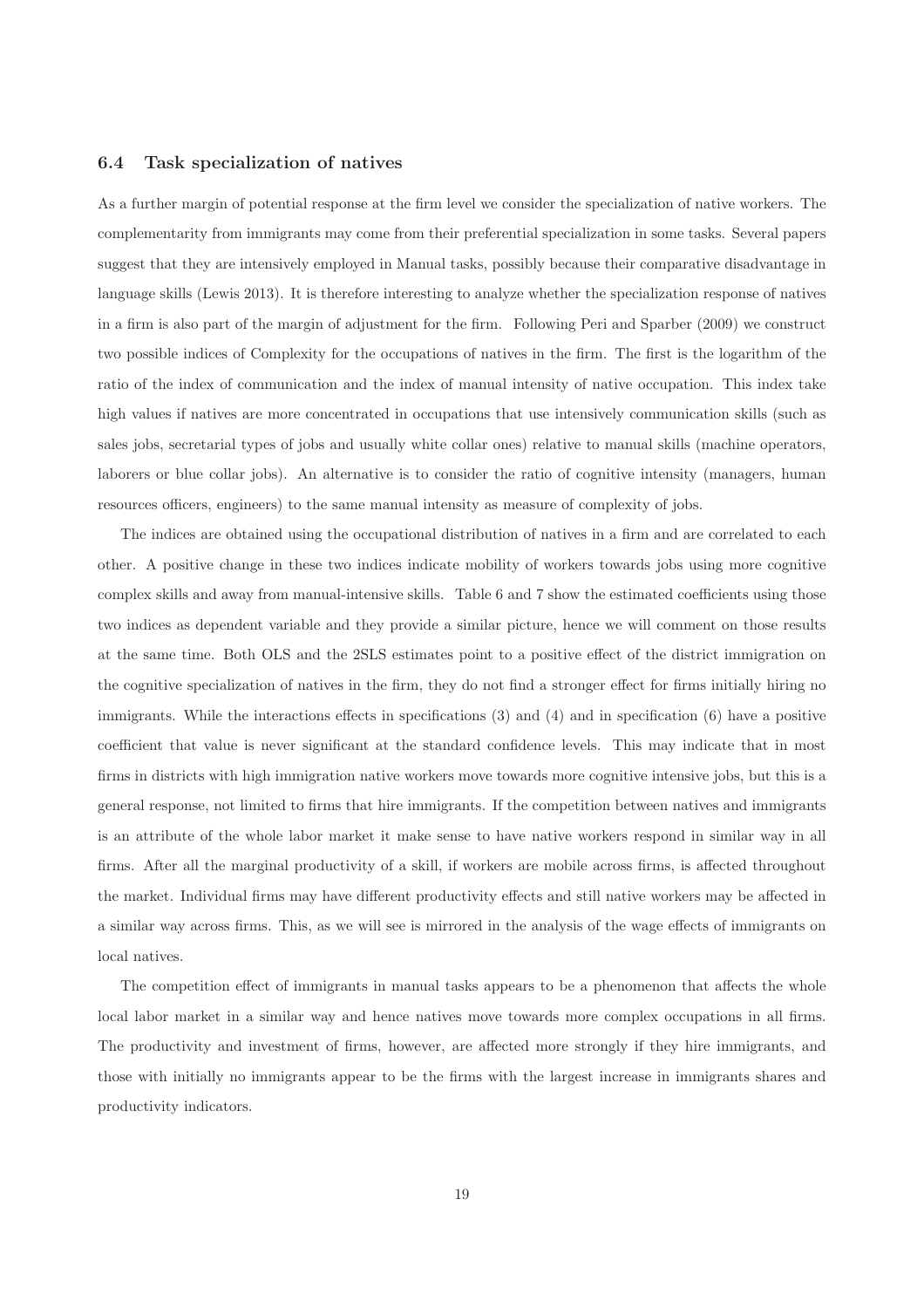### 6.4 Task specialization of natives

As a further margin of potential response at the firm level we consider the specialization of native workers. The complementarity from immigrants may come from their preferential specialization in some tasks. Several papers suggest that they are intensively employed in Manual tasks, possibly because their comparative disadvantage in language skills (Lewis 2013). It is therefore interesting to analyze whether the specialization response of natives in a firm is also part of the margin of adjustment for the firm. Following Peri and Sparber (2009) we construct two possible indices of Complexity for the occupations of natives in the firm. The first is the logarithm of the ratio of the index of communication and the index of manual intensity of native occupation. This index take high values if natives are more concentrated in occupations that use intensively communication skills (such as sales jobs, secretarial types of jobs and usually white collar ones) relative to manual skills (machine operators, laborers or blue collar jobs). An alternative is to consider the ratio of cognitive intensity (managers, human resources officers, engineers) to the same manual intensity as measure of complexity of jobs.

The indices are obtained using the occupational distribution of natives in a firm and are correlated to each other. A positive change in these two indices indicate mobility of workers towards jobs using more cognitive complex skills and away from manual-intensive skills. Table 6 and 7 show the estimated coefficients using those two indices as dependent variable and they provide a similar picture, hence we will comment on those results at the same time. Both OLS and the 2SLS estimates point to a positive effect of the district immigration on the cognitive specialization of natives in the firm, they do not find a stronger effect for firms initially hiring no immigrants. While the interactions effects in specifications (3) and (4) and in specification (6) have a positive coefficient that value is never significant at the standard confidence levels. This may indicate that in most firms in districts with high immigration native workers move towards more cognitive intensive jobs, but this is a general response, not limited to firms that hire immigrants. If the competition between natives and immigrants is an attribute of the whole labor market it make sense to have native workers respond in similar way in all firms. After all the marginal productivity of a skill, if workers are mobile across firms, is affected throughout the market. Individual firms may have different productivity effects and still native workers may be affected in a similar way across firms. This, as we will see is mirrored in the analysis of the wage effects of immigrants on local natives.

The competition effect of immigrants in manual tasks appears to be a phenomenon that affects the whole local labor market in a similar way and hence natives move towards more complex occupations in all firms. The productivity and investment of firms, however, are affected more strongly if they hire immigrants, and those with initially no immigrants appear to be the firms with the largest increase in immigrants shares and productivity indicators.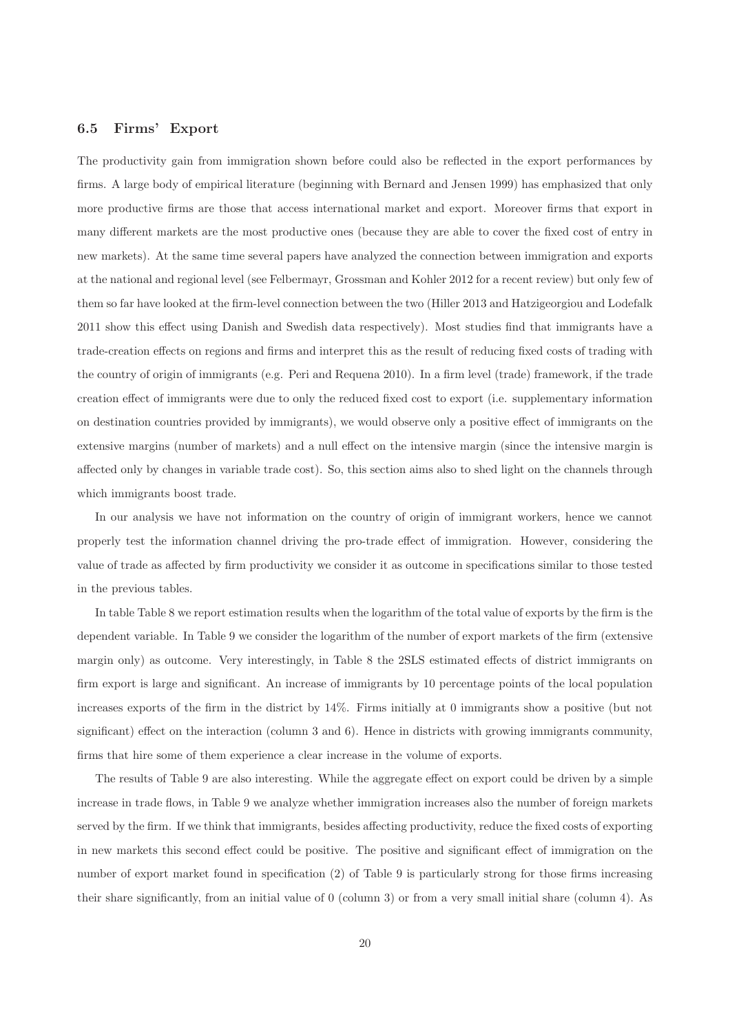### 6.5 Firms' Export

The productivity gain from immigration shown before could also be reflected in the export performances by firms. A large body of empirical literature (beginning with Bernard and Jensen 1999) has emphasized that only more productive firms are those that access international market and export. Moreover firms that export in many different markets are the most productive ones (because they are able to cover the fixed cost of entry in new markets). At the same time several papers have analyzed the connection between immigration and exports at the national and regional level (see Felbermayr, Grossman and Kohler 2012 for a recent review) but only few of them so far have looked at the firm-level connection between the two (Hiller 2013 and Hatzigeorgiou and Lodefalk 2011 show this effect using Danish and Swedish data respectively). Most studies find that immigrants have a trade-creation effects on regions and firms and interpret this as the result of reducing fixed costs of trading with the country of origin of immigrants (e.g. Peri and Requena 2010). In a firm level (trade) framework, if the trade creation effect of immigrants were due to only the reduced fixed cost to export (i.e. supplementary information on destination countries provided by immigrants), we would observe only a positive effect of immigrants on the extensive margins (number of markets) and a null effect on the intensive margin (since the intensive margin is affected only by changes in variable trade cost). So, this section aims also to shed light on the channels through which immigrants boost trade.

In our analysis we have not information on the country of origin of immigrant workers, hence we cannot properly test the information channel driving the pro-trade effect of immigration. However, considering the value of trade as affected by firm productivity we consider it as outcome in specifications similar to those tested in the previous tables.

In table Table 8 we report estimation results when the logarithm of the total value of exports by the firm is the dependent variable. In Table 9 we consider the logarithm of the number of export markets of the firm (extensive margin only) as outcome. Very interestingly, in Table 8 the 2SLS estimated effects of district immigrants on firm export is large and significant. An increase of immigrants by 10 percentage points of the local population increases exports of the firm in the district by 14%. Firms initially at 0 immigrants show a positive (but not significant) effect on the interaction (column 3 and 6). Hence in districts with growing immigrants community, firms that hire some of them experience a clear increase in the volume of exports.

The results of Table 9 are also interesting. While the aggregate effect on export could be driven by a simple increase in trade flows, in Table 9 we analyze whether immigration increases also the number of foreign markets served by the firm. If we think that immigrants, besides affecting productivity, reduce the fixed costs of exporting in new markets this second effect could be positive. The positive and significant effect of immigration on the number of export market found in specification (2) of Table 9 is particularly strong for those firms increasing their share significantly, from an initial value of 0 (column 3) or from a very small initial share (column 4). As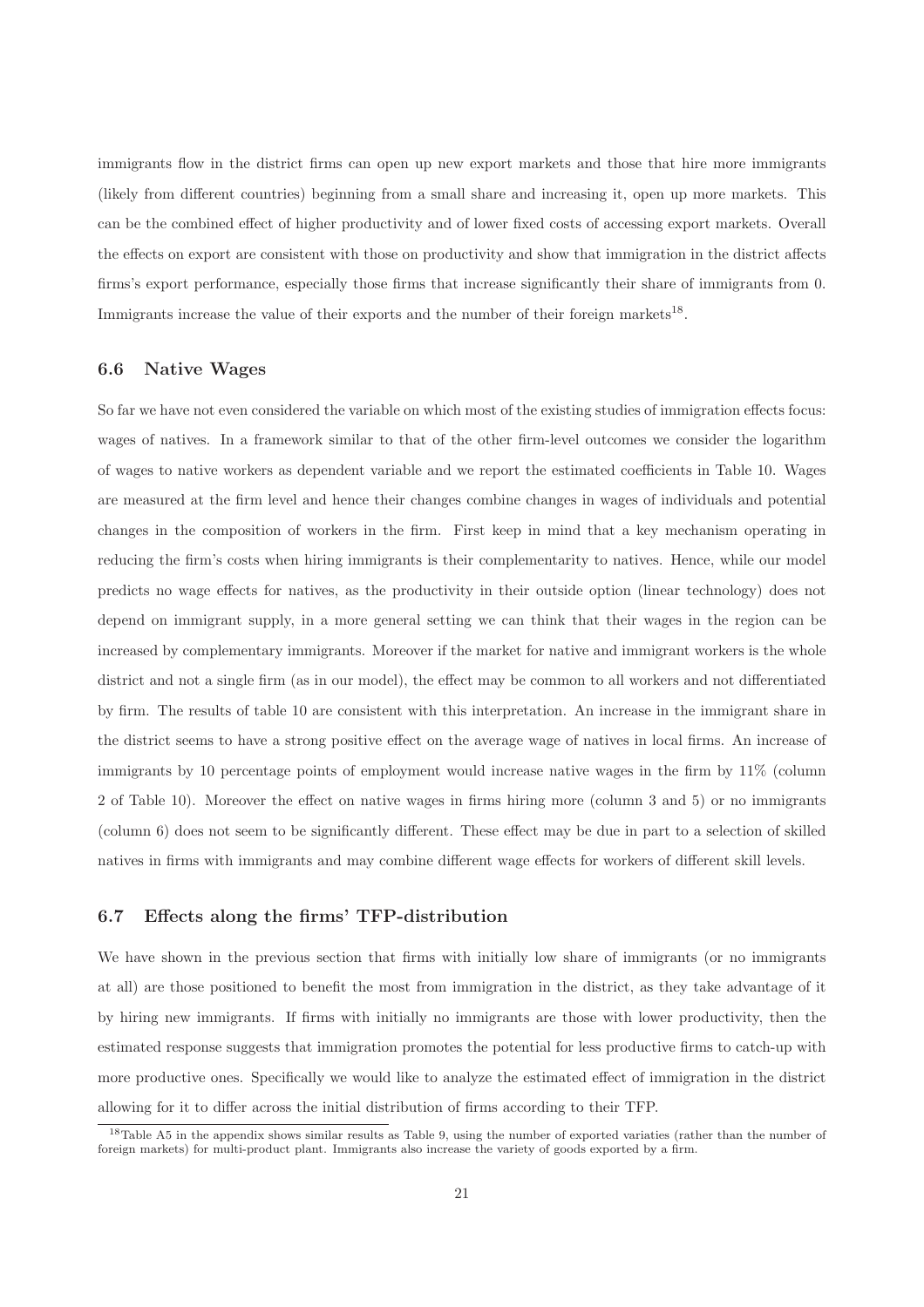immigrants flow in the district firms can open up new export markets and those that hire more immigrants (likely from different countries) beginning from a small share and increasing it, open up more markets. This can be the combined effect of higher productivity and of lower fixed costs of accessing export markets. Overall the effects on export are consistent with those on productivity and show that immigration in the district affects firms's export performance, especially those firms that increase significantly their share of immigrants from 0. Immigrants increase the value of their exports and the number of their foreign markets[18].

### 6.6 Native Wages

So far we have not even considered the variable on which most of the existing studies of immigration effects focus: wages of natives. In a framework similar to that of the other firm-level outcomes we consider the logarithm of wages to native workers as dependent variable and we report the estimated coefficients in Table 10. Wages are measured at the firm level and hence their changes combine changes in wages of individuals and potential changes in the composition of workers in the firm. First keep in mind that a key mechanism operating in reducing the firm's costs when hiring immigrants is their complementarity to natives. Hence, while our model predicts no wage effects for natives, as the productivity in their outside option (linear technology) does not depend on immigrant supply, in a more general setting we can think that their wages in the region can be increased by complementary immigrants. Moreover if the market for native and immigrant workers is the whole district and not a single firm (as in our model), the effect may be common to all workers and not differentiated by firm. The results of table 10 are consistent with this interpretation. An increase in the immigrant share in the district seems to have a strong positive effect on the average wage of natives in local firms. An increase of immigrants by 10 percentage points of employment would increase native wages in the firm by 11% (column 2 of Table 10). Moreover the effect on native wages in firms hiring more (column 3 and 5) or no immigrants (column 6) does not seem to be significantly different. These effect may be due in part to a selection of skilled natives in firms with immigrants and may combine different wage effects for workers of different skill levels.

### 6.7 Effects along the firms' TFP-distribution

We have shown in the previous section that firms with initially low share of immigrants (or no immigrants at all) are those positioned to benefit the most from immigration in the district, as they take advantage of it by hiring new immigrants. If firms with initially no immigrants are those with lower productivity, then the estimated response suggests that immigration promotes the potential for less productive firms to catch-up with more productive ones. Specifically we would like to analyze the estimated effect of immigration in the district allowing for it to differ across the initial distribution of firms according to their TFP.

[18]Table A5 in the appendix shows similar results as Table 9, using the number of exported variaties (rather than the number of foreign markets) for multi-product plant. Immigrants also increase the variety of goods exported by a firm.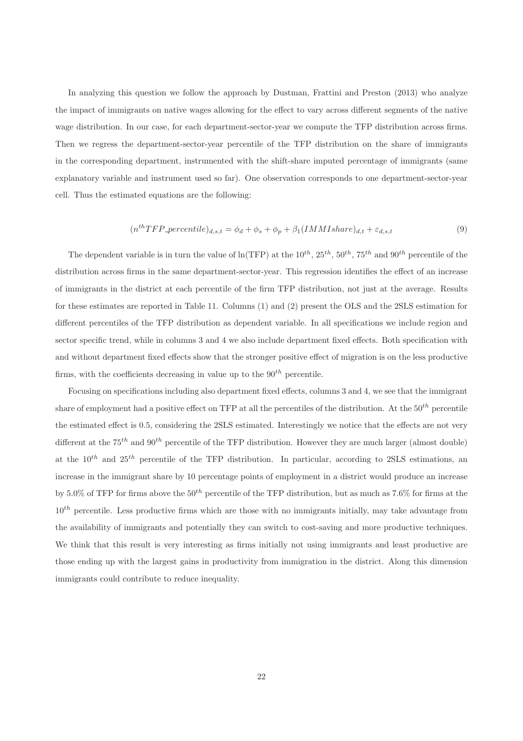In analyzing this question we follow the approach by Dustman, Frattini and Preston (2013) who analyze the impact of immigrants on native wages allowing for the effect to vary across different segments of the native wage distribution. In our case, for each department-sector-year we compute the TFP distribution across firms. Then we regress the department-sector-year percentile of the TFP distribution on the share of immigrants in the corresponding department, instrumented with the shift-share imputed percentage of immigrants (same explanatory variable and instrument used so far). One observation corresponds to one department-sector-year cell. Thus the estimated equations are the following:

$$(n^{th}TFP\_percentile)_{d,s,t} = \phi_d + \phi_s + \phi_p + \beta_1(IMMIshare)_{d,t} + \varepsilon_{d,s,t} \tag{9}$$

The dependent variable is in turn the value of ln(TFP) at the $10^{th}$, $25^{th}$, $50^{th}$, $75^{th}$ and $90^{th}$ percentile of the distribution across firms in the same department-sector-year. This regression identifies the effect of an increase of immigrants in the district at each percentile of the firm TFP distribution, not just at the average. Results for these estimates are reported in Table 11. Columns (1) and (2) present the OLS and the 2SLS estimation for different percentiles of the TFP distribution as dependent variable. In all specifications we include region and sector specific trend, while in columns 3 and 4 we also include department fixed effects. Both specification with and without department fixed effects show that the stronger positive effect of migration is on the less productive firms, with the coefficients decreasing in value up to the $90^{th}$ percentile.

Focusing on specifications including also department fixed effects, columns 3 and 4, we see that the immigrant share of employment had a positive effect on TFP at all the percentiles of the distribution. At the $50^{th}$ percentile the estimated effect is 0.5, considering the 2SLS estimated. Interestingly we notice that the effects are not very different at the $75^{th}$ and $90^{th}$ percentile of the TFP distribution. However they are much larger (almost double) at the $10^{th}$ and $25^{th}$ percentile of the TFP distribution. In particular, according to 2SLS estimations, an increase in the immigrant share by 10 percentage points of employment in a district would produce an increase by 5.0% of TFP for firms above the $50^{th}$ percentile of the TFP distribution, but as much as 7.6% for firms at the $10^{th}$ percentile. Less productive firms which are those with no immigrants initially, may take advantage from the availability of immigrants and potentially they can switch to cost-saving and more productive techniques. We think that this result is very interesting as firms initially not using immigrants and least productive are those ending up with the largest gains in productivity from immigration in the district. Along this dimension immigrants could contribute to reduce inequality.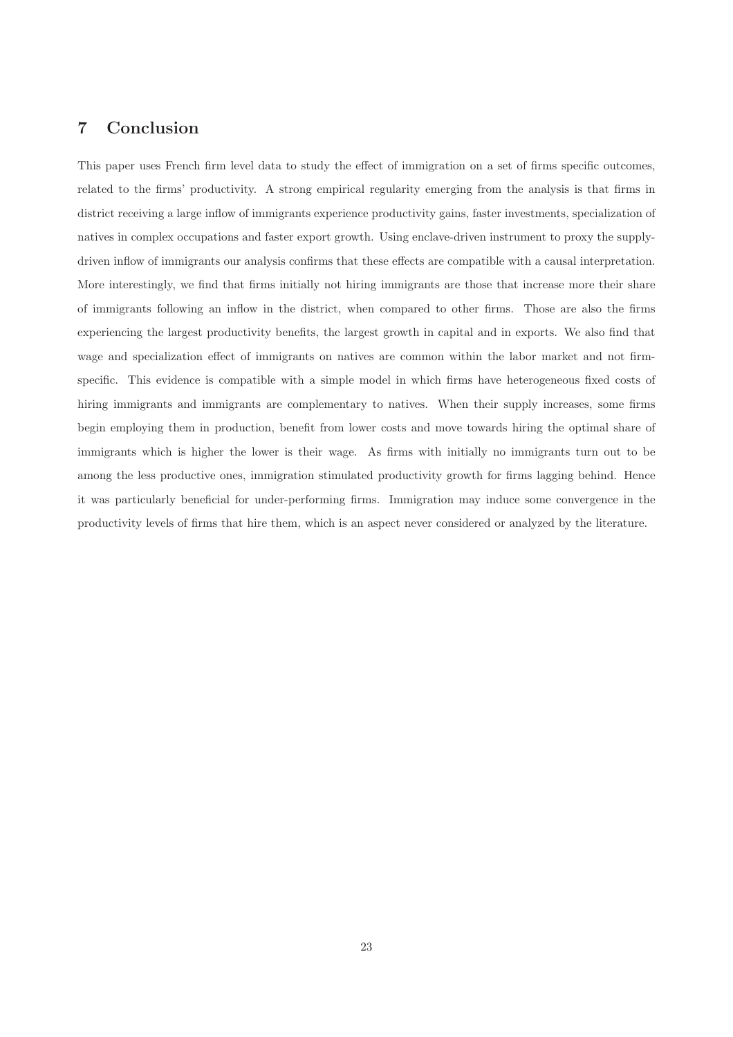## 7 Conclusion

This paper uses French firm level data to study the effect of immigration on a set of firms specific outcomes, related to the firms' productivity. A strong empirical regularity emerging from the analysis is that firms in district receiving a large inflow of immigrants experience productivity gains, faster investments, specialization of natives in complex occupations and faster export growth. Using enclave-driven instrument to proxy the supply-driven inflow of immigrants our analysis confirms that these effects are compatible with a causal interpretation. More interestingly, we find that firms initially not hiring immigrants are those that increase more their share of immigrants following an inflow in the district, when compared to other firms. Those are also the firms experiencing the largest productivity benefits, the largest growth in capital and in exports. We also find that wage and specialization effect of immigrants on natives are common within the labor market and not firm-specific. This evidence is compatible with a simple model in which firms have heterogeneous fixed costs of hiring immigrants and immigrants are complementary to natives. When their supply increases, some firms begin employing them in production, benefit from lower costs and move towards hiring the optimal share of immigrants which is higher the lower is their wage. As firms with initially no immigrants turn out to be among the less productive ones, immigration stimulated productivity growth for firms lagging behind. Hence it was particularly beneficial for under-performing firms. Immigration may induce some convergence in the productivity levels of firms that hire them, which is an aspect never considered or analyzed by the literature.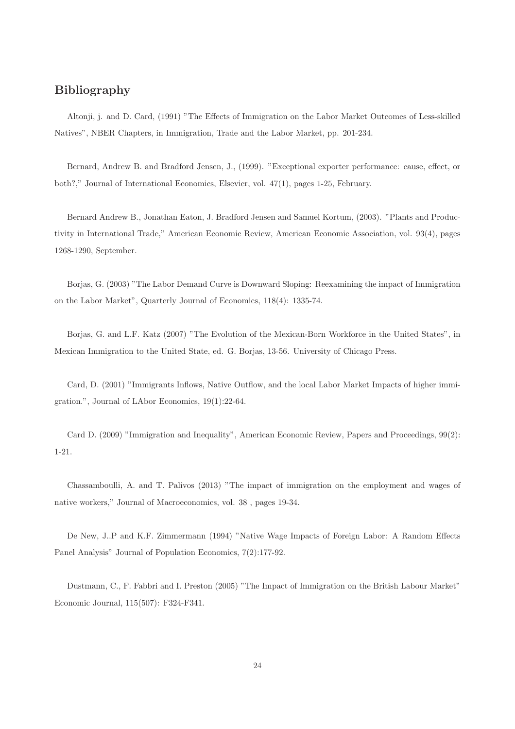## Bibliography

Altonji, j. and D. Card, (1991) "The Effects of Immigration on the Labor Market Outcomes of Less-skilled Natives", NBER Chapters, in Immigration, Trade and the Labor Market, pp. 201-234.

Bernard, Andrew B. and Bradford Jensen, J., (1999). "Exceptional exporter performance: cause, effect, or both?," Journal of International Economics, Elsevier, vol. 47(1), pages 1-25, February.

Bernard Andrew B., Jonathan Eaton, J. Bradford Jensen and Samuel Kortum, (2003). "Plants and Productivity in International Trade," American Economic Review, American Economic Association, vol. 93(4), pages 1268-1290, September.

Borjas, G. (2003) "The Labor Demand Curve is Downward Sloping: Reexamining the impact of Immigration on the Labor Market", Quarterly Journal of Economics, 118(4): 1335-74.

Borjas, G. and L.F. Katz (2007) "The Evolution of the Mexican-Born Workforce in the United States", in Mexican Immigration to the United State, ed. G. Borjas, 13-56. University of Chicago Press.

Card, D. (2001) "Immigrants Inflows, Native Outflow, and the local Labor Market Impacts of higher immigration.", Journal of LAbor Economics, 19(1):22-64.

Card D. (2009) "Immigration and Inequality", American Economic Review, Papers and Proceedings, 99(2): 1-21.

Chassamboulli, A. and T. Palivos (2013) "The impact of immigration on the employment and wages of native workers," Journal of Macroeconomics, vol. 38 , pages 19-34.

De New, J..P and K.F. Zimmermann (1994) "Native Wage Impacts of Foreign Labor: A Random Effects Panel Analysis" Journal of Population Economics, 7(2):177-92.

Dustmann, C., F. Fabbri and I. Preston (2005) "The Impact of Immigration on the British Labour Market" Economic Journal, 115(507): F324-F341.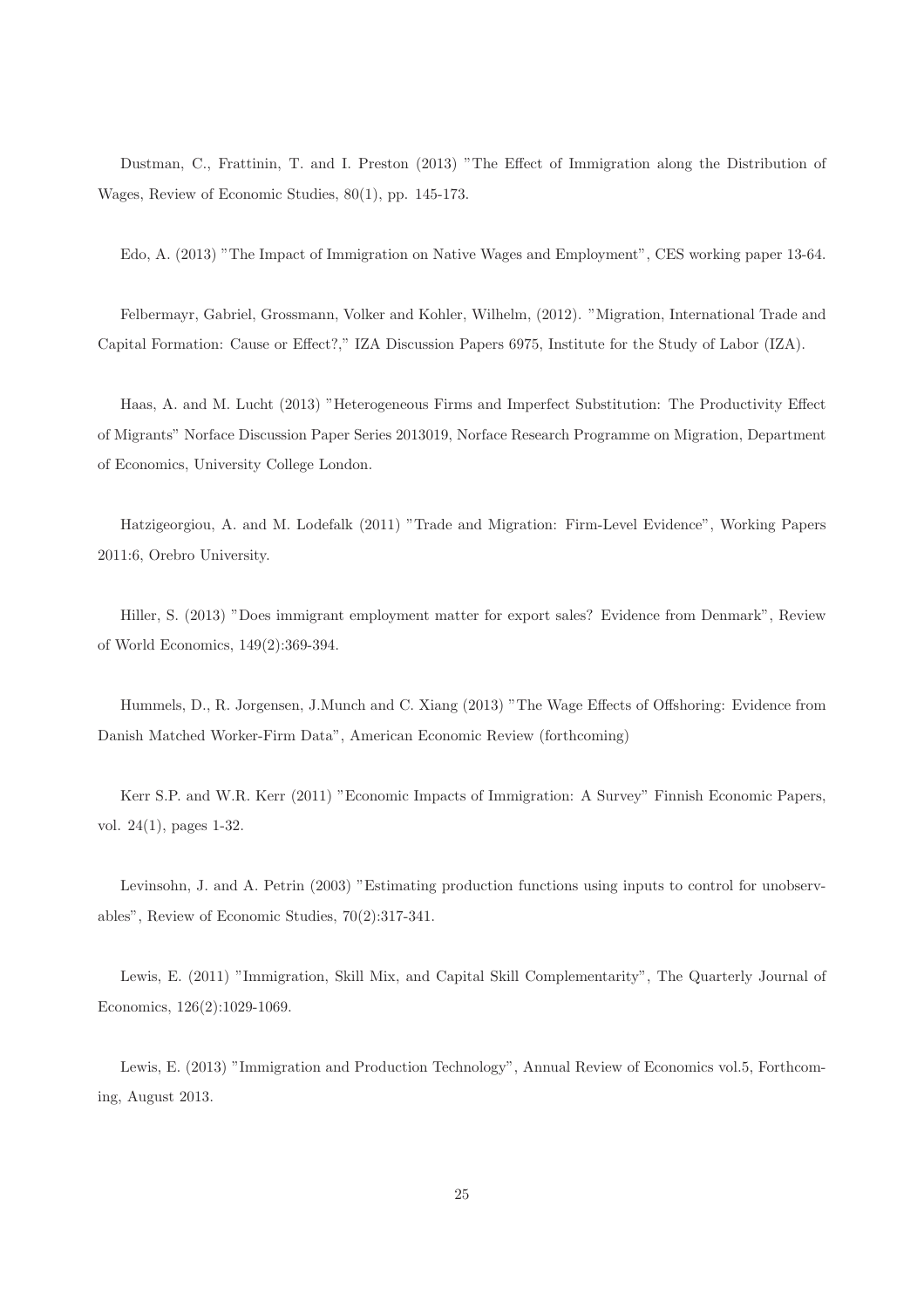Dustman, C., Frattinin, T. and I. Preston (2013) "The Effect of Immigration along the Distribution of Wages, Review of Economic Studies, 80(1), pp. 145-173.

Edo, A. (2013) "The Impact of Immigration on Native Wages and Employment", CES working paper 13-64.

Felbermayr, Gabriel, Grossmann, Volker and Kohler, Wilhelm, (2012). "Migration, International Trade and Capital Formation: Cause or Effect?," IZA Discussion Papers 6975, Institute for the Study of Labor (IZA).

Haas, A. and M. Lucht (2013) "Heterogeneous Firms and Imperfect Substitution: The Productivity Effect of Migrants" Norface Discussion Paper Series 2013019, Norface Research Programme on Migration, Department of Economics, University College London.

Hatzigeorgiou, A. and M. Lodefalk (2011) "Trade and Migration: Firm-Level Evidence", Working Papers 2011:6, Orebro University.

Hiller, S. (2013) "Does immigrant employment matter for export sales? Evidence from Denmark", Review of World Economics, 149(2):369-394.

Hummels, D., R. Jorgensen, J.Munch and C. Xiang (2013) "The Wage Effects of Offshoring: Evidence from Danish Matched Worker-Firm Data", American Economic Review (forthcoming)

Kerr S.P. and W.R. Kerr (2011) "Economic Impacts of Immigration: A Survey" Finnish Economic Papers, vol. 24(1), pages 1-32.

Levinsohn, J. and A. Petrin (2003) "Estimating production functions using inputs to control for unobservables", Review of Economic Studies, 70(2):317-341.

Lewis, E. (2011) "Immigration, Skill Mix, and Capital Skill Complementarity", The Quarterly Journal of Economics, 126(2):1029-1069.

Lewis, E. (2013) "Immigration and Production Technology", Annual Review of Economics vol.5, Forthcoming, August 2013.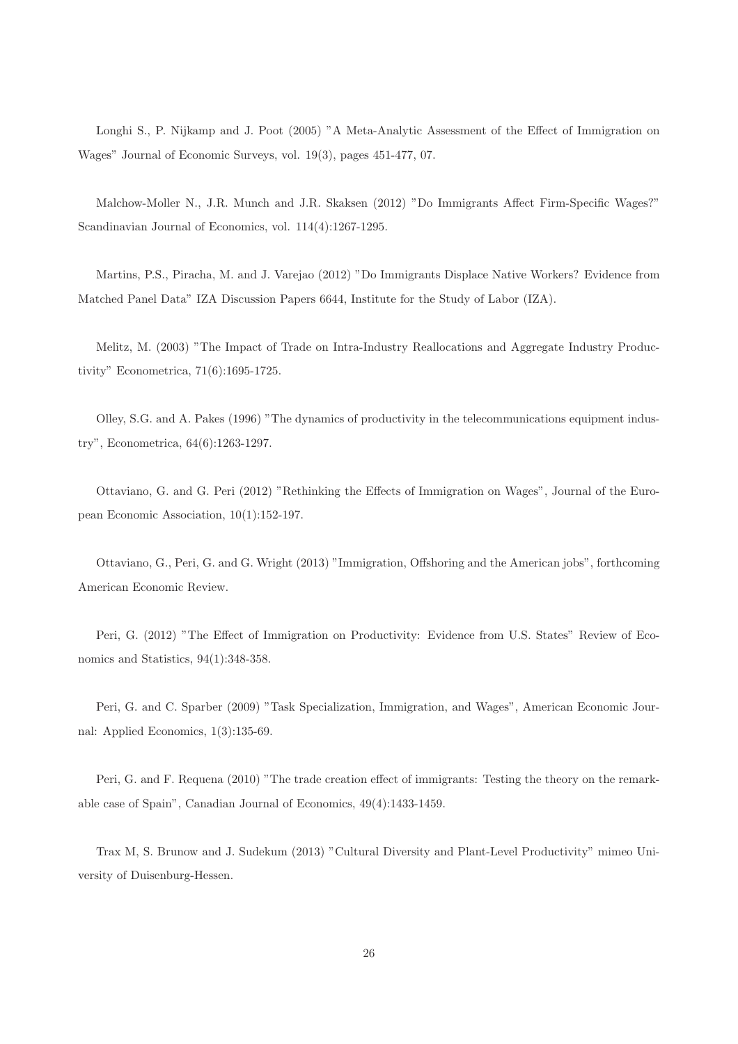Longhi S., P. Nijkamp and J. Poot (2005) "A Meta-Analytic Assessment of the Effect of Immigration on Wages" Journal of Economic Surveys, vol. 19(3), pages 451-477, 07.

Malchow-Moller N., J.R. Munch and J.R. Skaksen (2012) "Do Immigrants Affect Firm-Specific Wages?" Scandinavian Journal of Economics, vol. 114(4):1267-1295.

Martins, P.S., Piracha, M. and J. Varejao (2012) "Do Immigrants Displace Native Workers? Evidence from Matched Panel Data" IZA Discussion Papers 6644, Institute for the Study of Labor (IZA).

Melitz, M. (2003) "The Impact of Trade on Intra-Industry Reallocations and Aggregate Industry Productivity" Econometrica, 71(6):1695-1725.

Olley, S.G. and A. Pakes (1996) "The dynamics of productivity in the telecommunications equipment industry", Econometrica, 64(6):1263-1297.

Ottaviano, G. and G. Peri (2012) "Rethinking the Effects of Immigration on Wages", Journal of the European Economic Association, 10(1):152-197.

Ottaviano, G., Peri, G. and G. Wright (2013) "Immigration, Offshoring and the American jobs", forthcoming American Economic Review.

Peri, G. (2012) "The Effect of Immigration on Productivity: Evidence from U.S. States" Review of Economics and Statistics, 94(1):348-358.

Peri, G. and C. Sparber (2009) "Task Specialization, Immigration, and Wages", American Economic Journal: Applied Economics, 1(3):135-69.

Peri, G. and F. Requena (2010) "The trade creation effect of immigrants: Testing the theory on the remarkable case of Spain", Canadian Journal of Economics, 49(4):1433-1459.

Trax M, S. Brunow and J. Sudekum (2013) "Cultural Diversity and Plant-Level Productivity" mimeo University of Duisenburg-Hessen.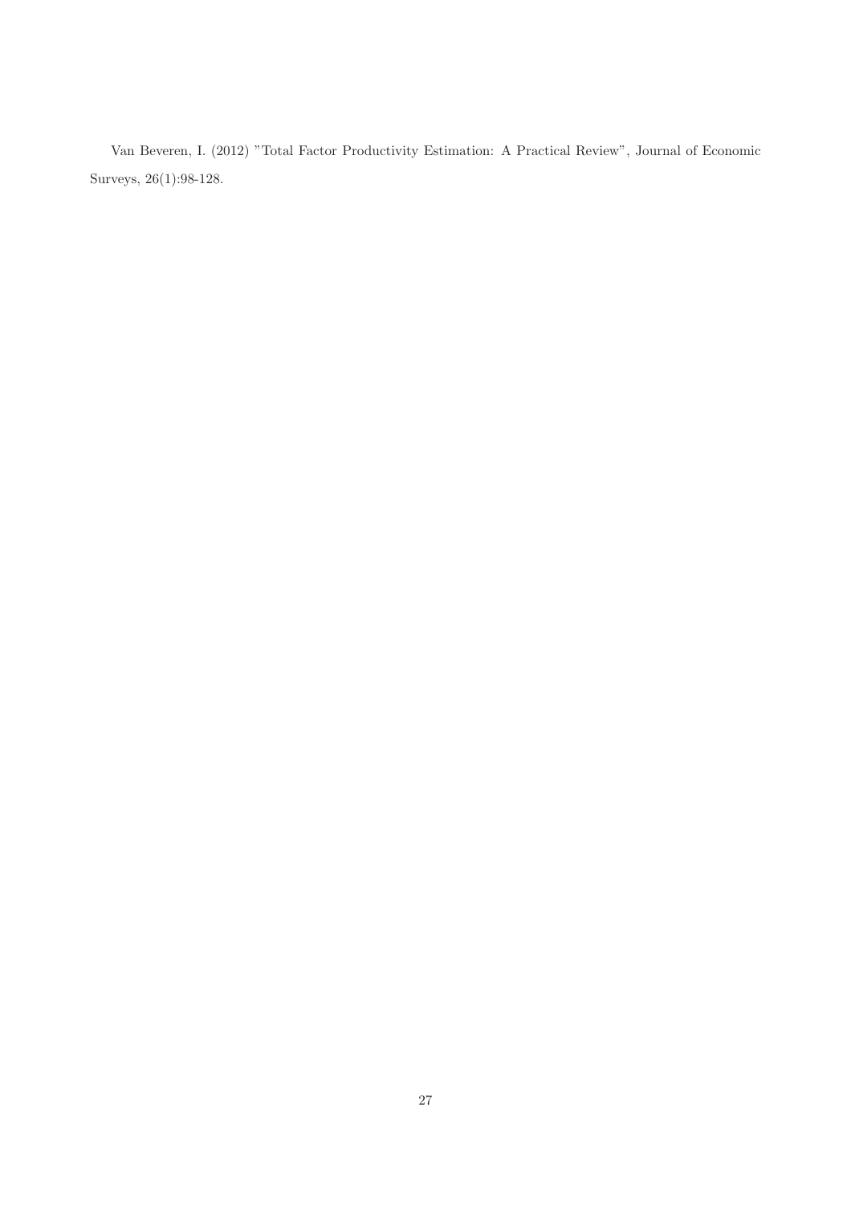Van Beveren, I. (2012) "Total Factor Productivity Estimation: A Practical Review", Journal of Economic Surveys, 26(1):98-128.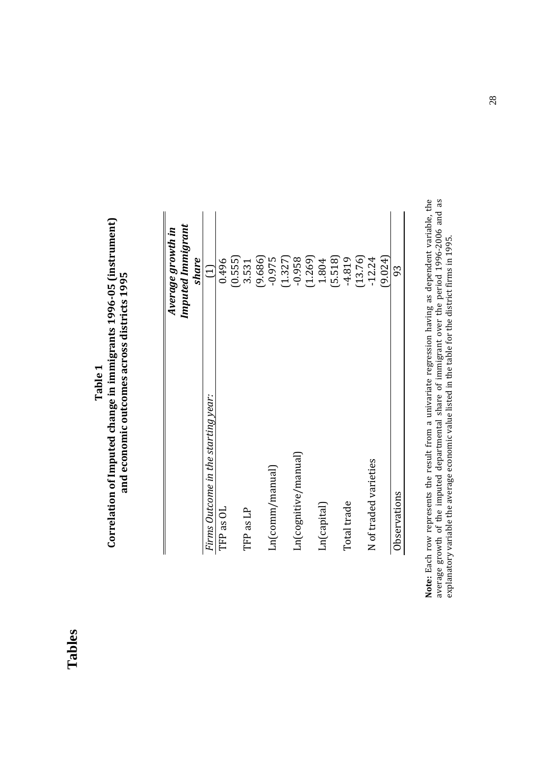# Tables

**Table 1**
**Correlation of Imputed change in immigrants 1996-05 (instrument) and economic outcomes across districts 1995**

| | *Average growth in Imputed Immigrant share* |
|---|---|
| | (1) |
| *Firms Outcome in the starting year:* | |
| TFP as OL | 0.496 |
| | (0.555) |
| TFP as LP | 3.531 |
| | (9.686) |
| Ln(comm/manual) | -0.975 |
| | (1.327) |
| Ln(cognitive/manual) | -0.958 |
| | (1.269) |
| Ln(capital) | 1.804 |
| | (5.518) |
| Total trade | -4.819 |
| | (13.76) |
| N of traded varieties | -12.24 |
| | (9.024) |
| Observations | 93 |

**Note:** Each row represents the result from a univariate regression having as dependent variable, the average growth of the imputed departmental share of immigrant over the period 1996-2006 and as explanatory variable the average economic value listed in the table for the district firms in 1995.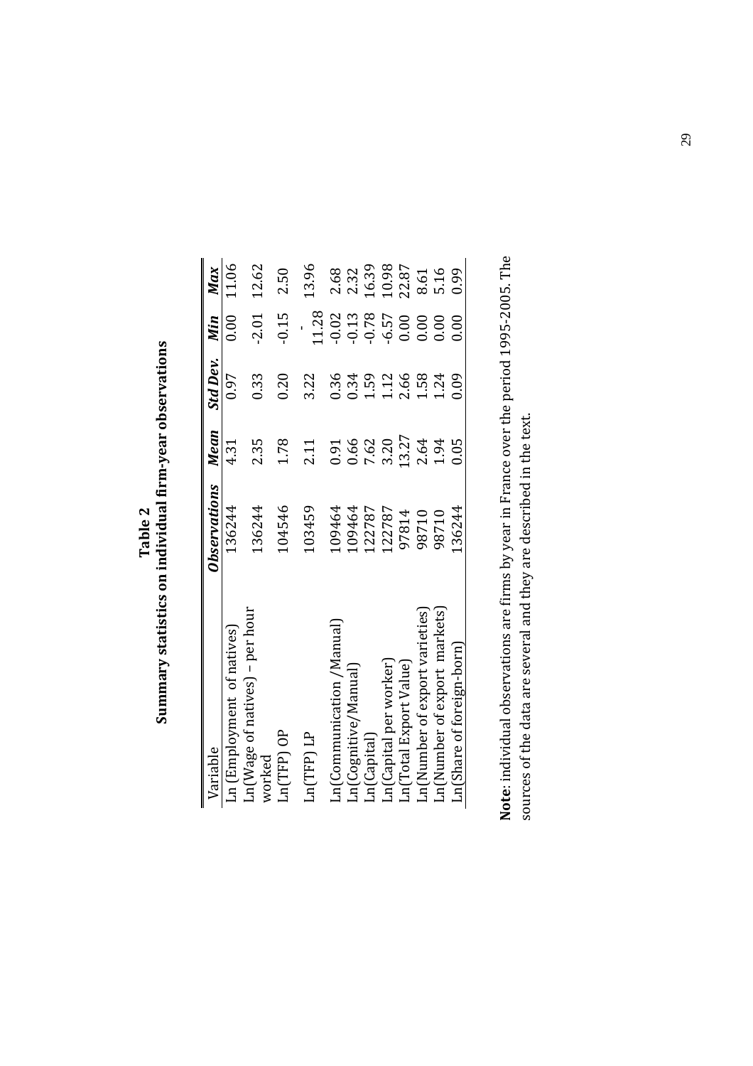**Table 2**
**Summary statistics on individual firm-year observations**

| Variable | *Observations* | *Mean* | *Std Dev.* | *Min* | *Max* |
|---|---|---|---|---|---|
| Ln (Employment of natives) | 136244 | 4.31 | 0.97 | 0.00 | 11.06 |
| Ln(Wage of natives) – per hour worked | 136244 | 2.35 | 0.33 | -2.01 | 12.62 |
| Ln(TFP) OP | 104546 | 1.78 | 0.20 | -0.15 | 2.50 |
| Ln(TFP) LP | 103459 | 2.11 | 3.22 | -11.28 | 13.96 |
| Ln(Communication /Manual) | 109464 | 0.91 | 0.36 | -0.02 | 2.68 |
| Ln(Cognitive/Manual) | 109464 | 0.66 | 0.34 | -0.13 | 2.32 |
| Ln(Capital) | 122787 | 7.62 | 1.59 | -0.78 | 16.39 |
| Ln(Capital per worker) | 122787 | 3.20 | 1.12 | -6.57 | 10.98 |
| Ln(Total Export Value) | 97814 | 13.27 | 2.66 | 0.00 | 22.87 |
| Ln(Number of export varieties) | 98710 | 2.64 | 1.58 | 0.00 | 8.61 |
| Ln(Number of export markets) | 98710 | 1.94 | 1.24 | 0.00 | 5.16 |
| Ln(Share of foreign-born) | 136244 | 0.05 | 0.09 | 0.00 | 0.99 |

**Note**: individual observations are firms by year in France over the period 1995-2005. The sources of the data are several and they are described in the text.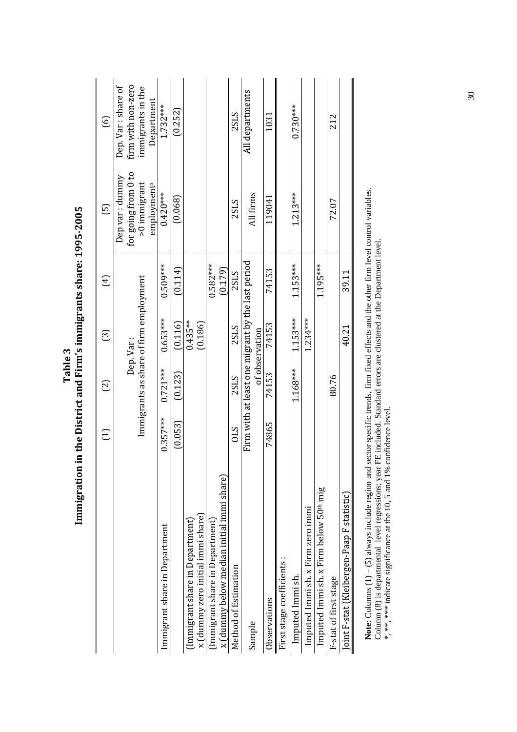**Table 3**
**Immigration in the District and Firm's immigrants share: 1995-2005**

| | (1) | (2) | (3) | (4) | (5) | (6) |
|---|---|---|---|---|---|---|
| | Dep. Var : Immigrants as share of firm employment | | | | Dep var : dummy for going from 0 to >0 immigrant employment[a] | Dep. Var : share of firm with non-zero immigrants in the Department |
| Immigrant share in Department | 0.357*** | 0.721*** | 0.653*** | 0.509*** | 0.420*** | 1.732*** |
| | (0.053) | (0.123) | (0.116) | (0.114) | (0.068) | (0.252) |
| (Immigrant share in Department) x (dummy zero initial immi share) | | | 0.435** | | | |
| | | | (0.186) | | | |
| (Immigrant share in Department) x (dummy below median initial immi share) | | | | 0.582*** | | |
| | | | | (0.179) | | |
| Method of Estimation | OLS | 2SLS | 2SLS | 2SLS | 2SLS | 2SLS |
| Sample | Firm with at least one migrant by the last period of observation | | | | All firms | All departments |
| Observations | 74865 | 74153 | 74153 | 74153 | 119041 | 1031 |
| First stage coefficients : | | | | | | |
| Imputed Immi sh. | | 1.168*** | 1.153*** | 1.153*** | 1.213*** | 0.730*** |
| Imputed Immi sh. x Firm zero immi | | | 1.234*** | | | |
| Imputed Immi sh. x Firm below 50th mig | | | | 1.195*** | | |
| F-stat of first stage | | 80.76 | | | 72.07 | 212 |
| Joint F-stat (Kleibergen-Paap F statistic) | | | 40.21 | 39.11 | | |

**Note**: Columns (1) – (5) always include region and sector specific trends, firm fixed effects and the other firm level control variables. Column (8) is departmental level regressions; year FE included. Standard errors are clustered at the Department level.
*, **, *** indicate significance at the 10, 5 and 1% confidence level.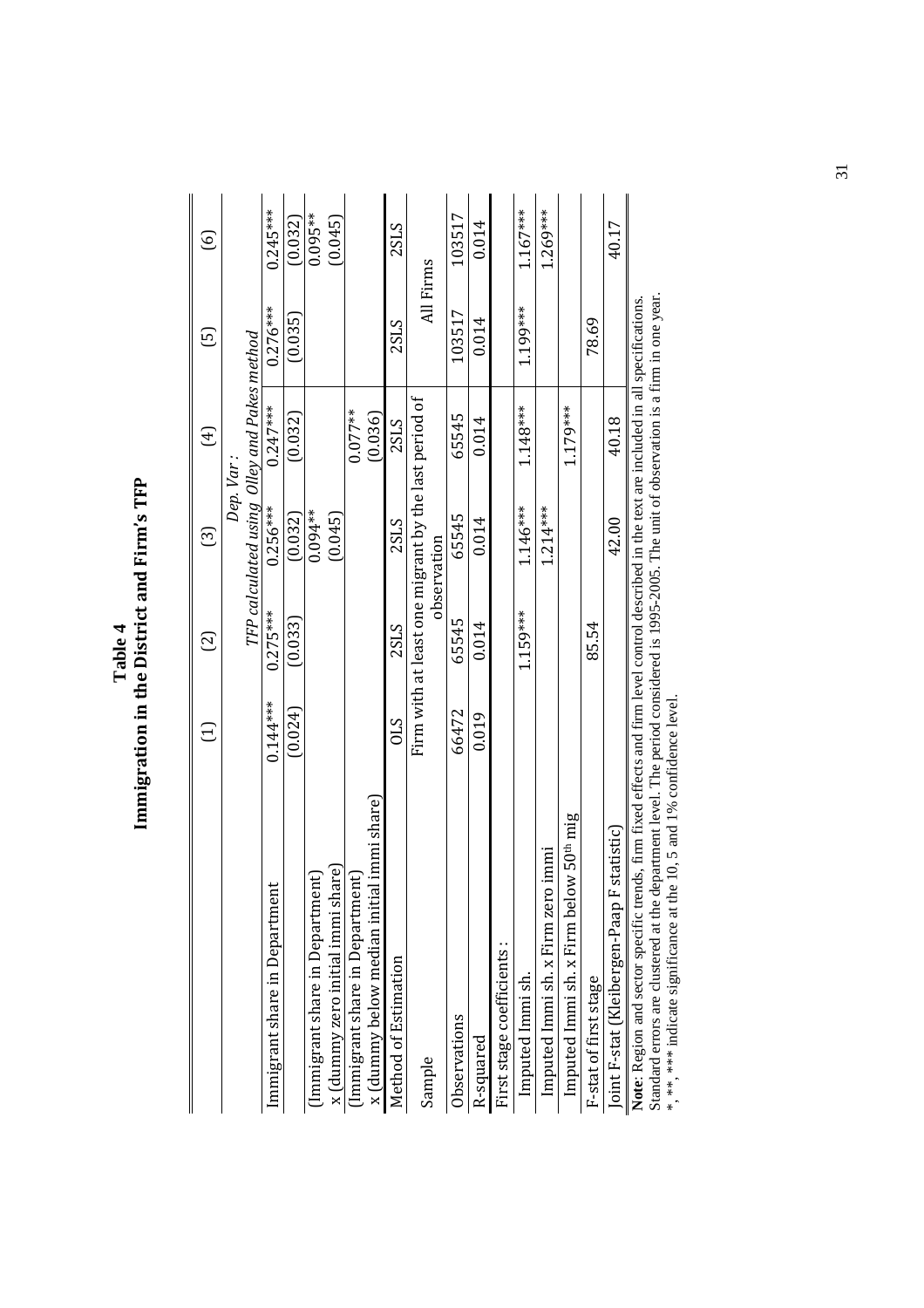**Table 4**
**Immigration in the District and Firm's TFP**

| | (1) | (2) | (3) | (4) | (5) | (6) |
|---|---|---|---|---|---|---|
| | *Dep. Var: TFP calculated using Olley and Pakes method* | | | | | |
| Immigrant share in Department | 0.144*** | 0.275*** | 0.256*** | 0.247*** | 0.276*** | 0.245*** |
| | (0.024) | (0.033) | (0.032) | (0.032) | (0.035) | (0.032) |
| (Immigrant share in Department) x (dummy zero initial immi share) | | | 0.094** | | | 0.095** |
| | | | (0.045) | | | (0.045) |
| (Immigrant share in Department) x (dummy below median initial immi share) | | | | 0.077** | | |
| | | | | (0.036) | | |
| Method of Estimation | OLS | 2SLS | 2SLS | 2SLS | 2SLS | 2SLS |
| Sample | Firm with at least one migrant by the last period of observation | | | | All Firms | |
| Observations | 66472 | 65545 | 65545 | 65545 | 103517 | 103517 |
| R-squared | 0.019 | 0.014 | 0.014 | 0.014 | 0.014 | 0.014 |
| First stage coefficients: | | | | | | |
| Imputed Immi sh. | | 1.159*** | 1.146*** | 1.148*** | 1.199*** | 1.167*** |
| Imputed Immi sh. x Firm zero immi | | | 1.214*** | | | 1.269*** |
| Imputed Immi sh. x Firm below 50th mig | | | | 1.179*** | | |
| F-stat of first stage | | 85.54 | | | 78.69 | |
| Joint F-stat (Kleibergen-Paap F statistic) | | | 42.00 | 40.18 | | 40.17 |

**Note**: Region and sector specific trends, firm fixed effects and firm level control described in the text are included in all specifications. Standard errors are clustered at the department level. The period considered is 1995-2005. The unit of observation is a firm in one year.
*, **, *** indicate significance at the 10, 5 and 1% confidence level.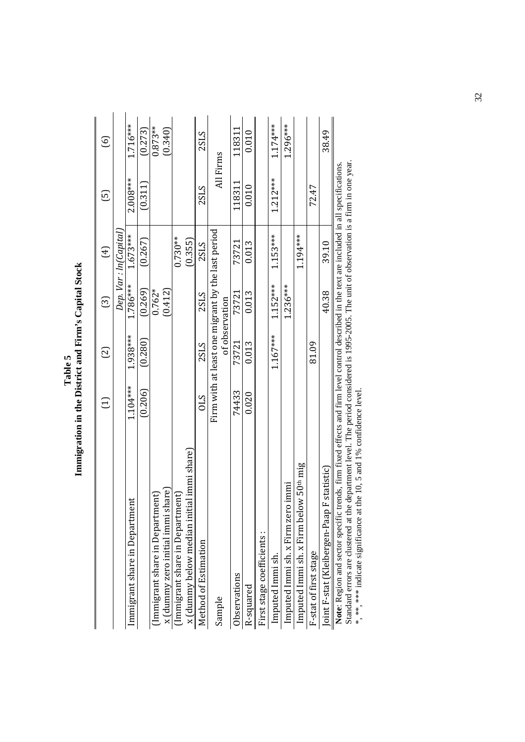**Table 5**
**Immigration in the District and Firm's Capital Stock**

| | (1) | (2) | (3) | (4) | (5) | (6) |
|---|---|---|---|---|---|---|
| | *Dep. Var : ln(Capital)* | | | | | |
| Immigrant share in Department | 1.104*** | 1.938*** | 1.786*** | 1.673*** | 2.008*** | 1.716*** |
| | (0.206) | (0.280) | (0.269) | (0.267) | (0.311) | (0.273) |
| (Immigrant share in Department) x (dummy zero initial immi share) | | | 0.762* | | | 0.873** |
| | | | (0.412) | | | (0.340) |
| (Immigrant share in Department) x (dummy below median initial immi share) | | | | 0.730** | | |
| | | | | (0.355) | | |
| Method of Estimation | OLS | 2SLS | 2SLS | 2SLS | 2SLS | 2SLS |
| Sample | Firm with at least one migrant by the last period of observation | | | | All Firms | |
| Observations | 74433 | 73721 | 73721 | 73721 | 118311 | 118311 |
| R-squared | 0.020 | 0.013 | 0.013 | 0.013 | 0.010 | 0.010 |
| First stage coefficients : | | | | | | |
| Imputed Immi sh. | | 1.167*** | 1.152*** | 1.153*** | 1.212*** | 1.174*** |
| Imputed Immi sh. x Firm zero immi | | | 1.236*** | | | 1.296*** |
| Imputed Immi sh. x Firm below 50th mig | | | | 1.194*** | | |
| F-stat of first stage | | 81.09 | | | 72.47 | |
| Joint F-stat (Kleibergen-Paap F statistic) | | | 40.38 | 39.10 | | 38.49 |

**Note**: Region and sector specific trends, firm fixed effects and firm level control described in the text are included in all specifications. Standard errors are clustered at the department level. The period considered is 1995-2005. The unit of observation is a firm in one year.
*, **, *** indicate significance at the 10, 5 and 1% confidence level.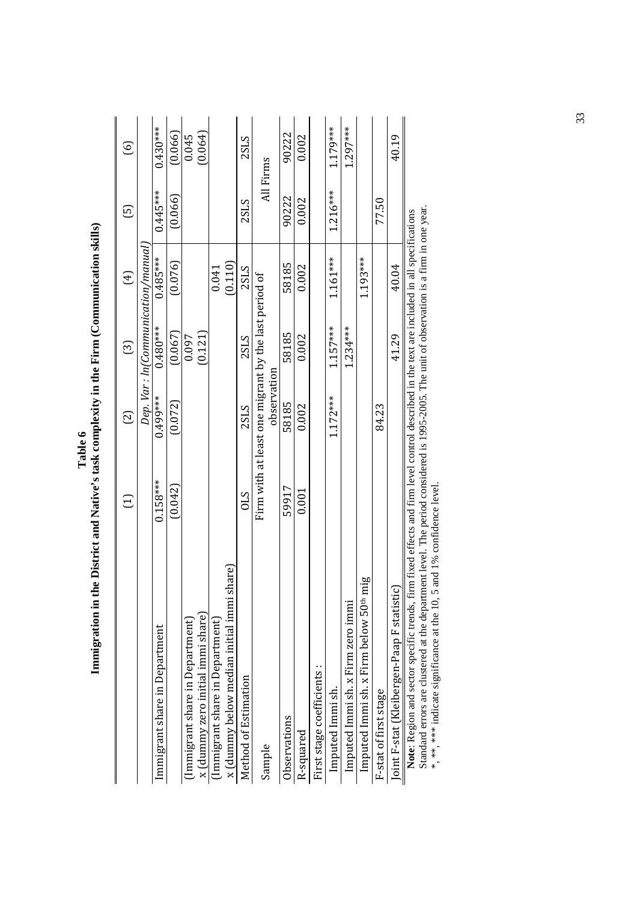**Table 6**
**Immigration in the District and Native's task complexity in the Firm (Communication skills)**

| | (1) | (2) | (3) | (4) | (5) | (6) |
|---|---|---|---|---|---|---|
| | *Dep. Var : ln(Communication/manual)* | | | | | |
| Immigrant share in Department | 0.158*** | 0.499*** | 0.480*** | 0.485*** | 0.445*** | 0.430*** |
| | (0.042) | (0.072) | (0.067) | (0.076) | (0.066) | (0.066) |
| (Immigrant share in Department) x (dummy zero initial immi share) | | | 0.097 | | | 0.045 |
| | | | (0.121) | | | (0.064) |
| (Immigrant share in Department) x (dummy below median initial immi share) | | | | 0.041 | | |
| | | | | (0.110) | | |
| Method of Estimation | OLS | 2SLS | 2SLS | 2SLS | 2SLS | 2SLS |
| Sample | Firm with at least one migrant by the last period of observation | | | | All Firms | |
| Observations | 59917 | 58185 | 58185 | 58185 | 90222 | 90222 |
| R-squared | 0.001 | 0.002 | 0.002 | 0.002 | 0.002 | 0.002 |
| First stage coefficients : | | | | | | |
| Imputed Immi sh. | | 1.172*** | 1.157*** | 1.161*** | 1.216*** | 1.179*** |
| Imputed Immi sh. x Firm zero immi | | | 1.234*** | | | 1.297*** |
| Imputed Immi sh. x Firm below 50th mig | | | | 1.193*** | | |
| F-stat of first stage | | 84.23 | | | 77.50 | |
| Joint F-stat (Kleibergen-Paap F statistic) | | | 41.29 | 40.04 | | 40.19 |

**Note**: Region and sector specific trends, firm fixed effects and firm level control described in the text are included in all specifications
Standard errors are clustered at the department level. The period considered is 1995-2005. The unit of observation is a firm in one year.
*, **, *** indicate significance at the 10, 5 and 1% confidence level.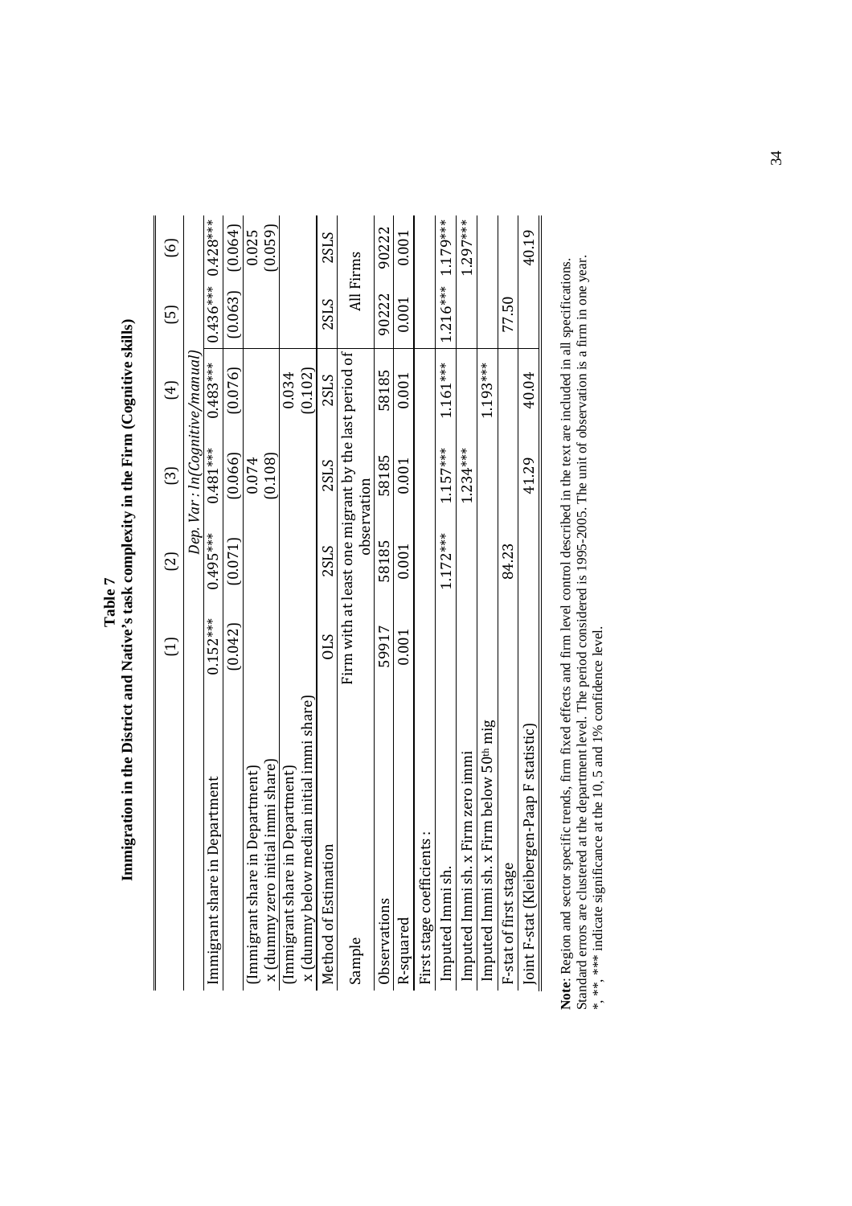**Table 7**
**Immigration in the District and Native's task complexity in the Firm (Cognitive skills)**

| | (1) | (2) | (3) | (4) | (5) | (6) |
|---|---|---|---|---|---|---|
| | *Dep. Var : ln(Cognitive/manual)* | | | | | |
| Immigrant share in Department | 0.152*** | 0.495*** | 0.481*** | 0.483*** | 0.436*** | 0.428*** |
| | (0.042) | (0.071) | (0.066) | (0.076) | (0.063) | (0.064) |
| (Immigrant share in Department) x (dummy zero initial immi share) | | | 0.074 | | | 0.025 |
| | | | (0.108) | | | (0.059) |
| (Immigrant share in Department) x (dummy below median initial immi share) | | | | 0.034 | | |
| | | | | (0.102) | | |
| Method of Estimation | OLS | 2SLS | 2SLS | 2SLS | 2SLS | 2SLS |
| Sample | Firm with at least one migrant by the last period of observation | | | | All Firms | |
| Observations | 59917 | 58185 | 58185 | 58185 | 90222 | 90222 |
| R-squared | 0.001 | 0.001 | 0.001 | 0.001 | 0.001 | 0.001 |
| First stage coefficients : | | | | | | |
| Imputed Immi sh. | | 1.172*** | 1.157*** | 1.161*** | 1.216*** | 1.179*** |
| Imputed Immi sh. x Firm zero immi | | | 1.234*** | | | 1.297*** |
| Imputed Immi sh. x Firm below 50th mig | | | | 1.193*** | | |
| F-stat of first stage | | 84.23 | | | 77.50 | |
| Joint F-stat (Kleibergen-Paap F statistic) | | | 41.29 | 40.04 | | 40.19 |

**Note**: Region and sector specific trends, firm fixed effects and firm level control described in the text are included in all specifications. Standard errors are clustered at the department level. The period considered is 1995-2005. The unit of observation is a firm in one year.
*, **, *** indicate significance at the 10, 5 and 1% confidence level.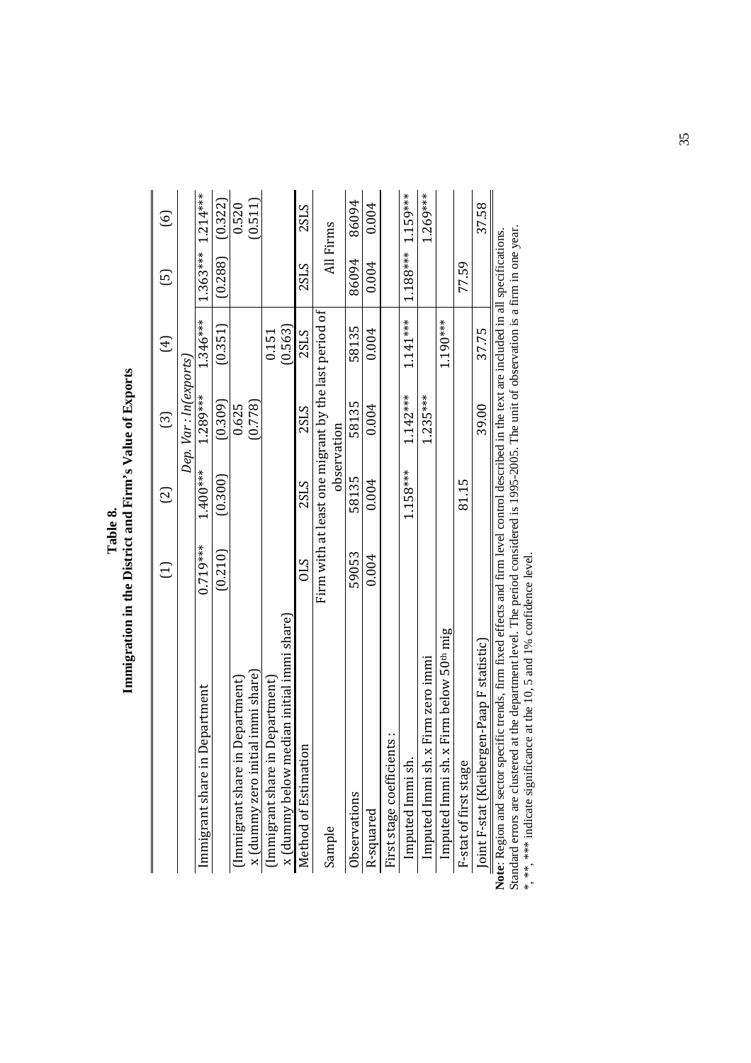**Table 8.**
**Immigration in the District and Firm's Value of Exports**

| | (1) | (2) | (3) | (4) | (5) | (6) |
|---|---|---|---|---|---|---|
| | *Dep. Var: ln(exports)* | | | | | |
| Immigrant share in Department | 0.719*** | 1.400*** | 1.289*** | 1.346*** | 1.363*** | 1.214*** |
| | (0.210) | (0.300) | (0.309) | (0.351) | (0.288) | (0.322) |
| (Immigrant share in Department) x (dummy zero initial immi share) | | | 0.625 | | | 0.520 |
| | | | (0.778) | | | (0.511) |
| (Immigrant share in Department) x (dummy below median initial immi share) | | | | 0.151 | | |
| | | | | (0.563) | | |
| Method of Estimation | OLS | 2SLS | 2SLS | 2SLS | 2SLS | 2SLS |
| Sample | Firm with at least one migrant by the last period of observation | | | | All Firms | |
| Observations | 59053 | 58135 | 58135 | 58135 | 86094 | 86094 |
| R-squared | 0.004 | 0.004 | 0.004 | 0.004 | 0.004 | 0.004 |
| First stage coefficients : | | | | | | |
| Imputed Immi sh. | | 1.158*** | 1.142*** | 1.141*** | 1.188*** | 1.159*** |
| Imputed Immi sh. x Firm zero immi | | | 1.235*** | | | 1.269*** |
| Imputed Immi sh. x Firm below 50th mig | | | | 1.190*** | | |
| F-stat of first stage | | 81.15 | | | 77.59 | |
| Joint F-stat (Kleibergen-Paap F statistic) | | | 39.00 | 37.75 | | 37.58 |

**Note**: Region and sector specific trends, firm fixed effects and firm level control described in the text are included in all specifications. Standard errors are clustered at the department level. The period considered is 1995-2005. The unit of observation is a firm in one year.
*, **, *** indicate significance at the 10, 5 and 1% confidence level.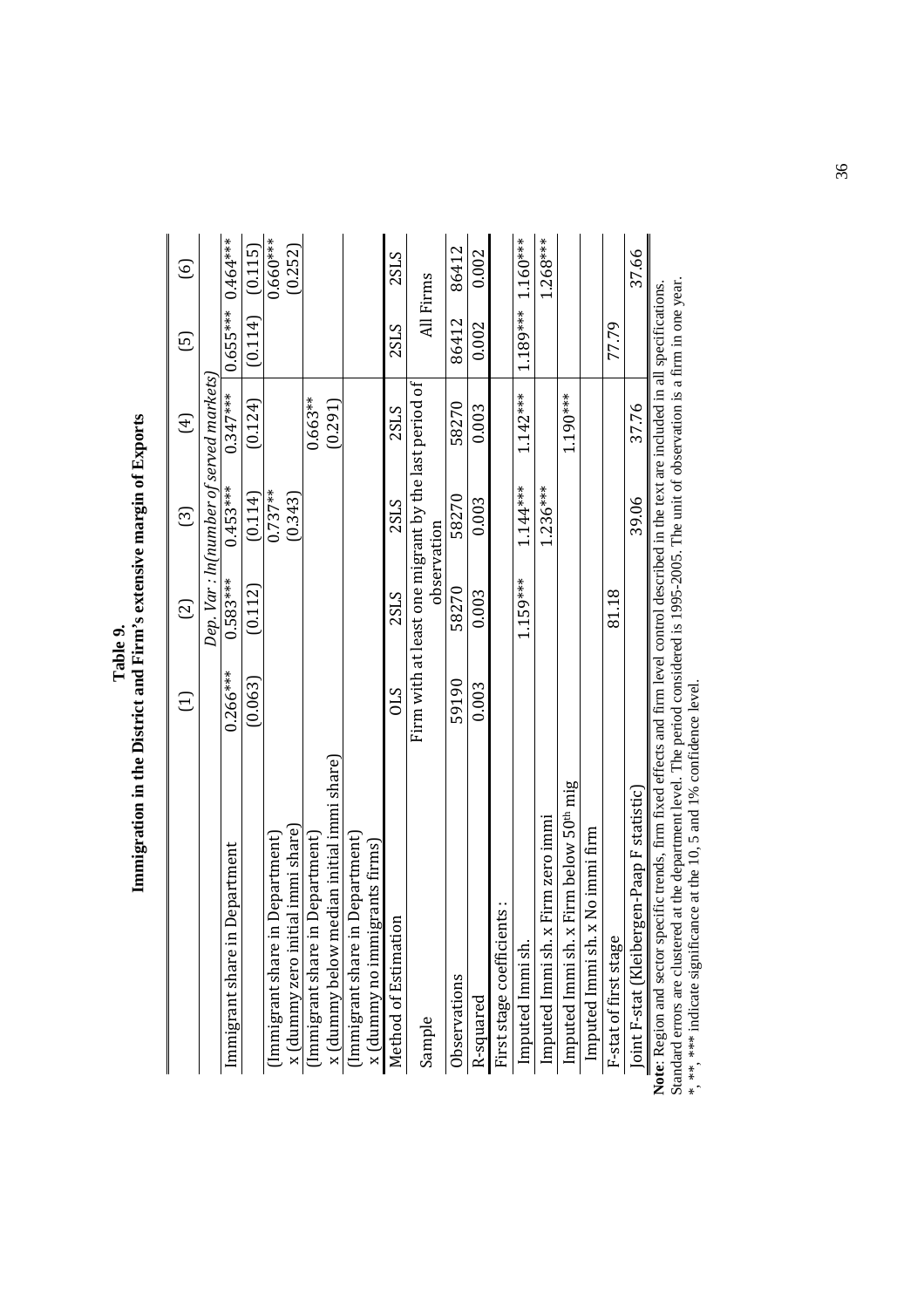**Table 9.**
**Immigration in the District and Firm's extensive margin of Exports**

| | (1) | (2) | (3) | (4) | (5) | (6) |
|---|---|---|---|---|---|---|
| | *Dep. Var : ln(number of served markets)* | | | | | |
| Immigrant share in Department | 0.266*** | 0.583*** | 0.453*** | 0.347*** | 0.655*** | 0.464*** |
| | (0.063) | (0.112) | (0.114) | (0.124) | (0.114) | (0.115) |
| (Immigrant share in Department) x (dummy zero initial immi share) | | | 0.737** | | | 0.660*** |
| | | | (0.343) | | | (0.252) |
| (Immigrant share in Department) x (dummy below median initial immi share) | | | | 0.663** | | |
| | | | | (0.291) | | |
| (Immigrant share in Department) x (dummy no immigrants firms) | | | | | | |
| Method of Estimation | OLS | 2SLS | 2SLS | 2SLS | 2SLS | 2SLS |
| Sample | Firm with at least one migrant by the last period of observation | | | | All Firms | |
| Observations | 59190 | 58270 | 58270 | 58270 | 86412 | 86412 |
| R-squared | 0.003 | 0.003 | 0.003 | 0.003 | 0.002 | 0.002 |
| First stage coefficients : | | | | | | |
| Imputed Immi sh. | | 1.159*** | 1.144*** | 1.142*** | 1.189*** | 1.160*** |
| Imputed Immi sh. x Firm zero immi | | | 1.236*** | | | 1.268*** |
| Imputed Immi sh. x Firm below 50th mig | | | | 1.190*** | | |
| Imputed Immi sh. x No immi firm | | | | | | |
| F-stat of first stage | | 81.18 | | | 77.79 | |
| Joint F-stat (Kleibergen-Paap F statistic) | | | 39.06 | 37.76 | | 37.66 |

**Note**: Region and sector specific trends, firm fixed effects and firm level control described in the text are included in all specifications. Standard errors are clustered at the department level. The period considered is 1995-2005. The unit of observation is a firm in one year.
*, **, *** indicate significance at the 10, 5 and 1% confidence level.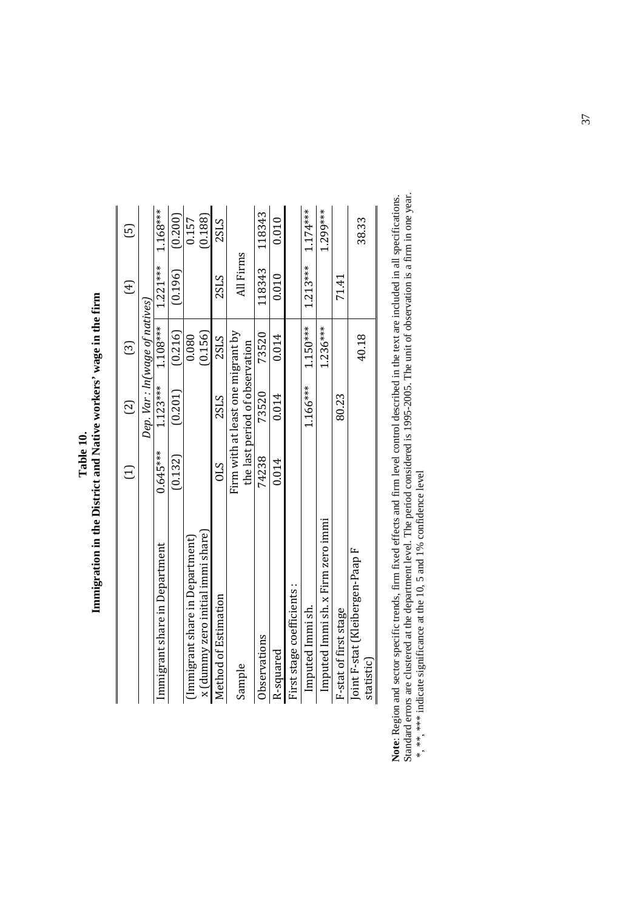**Table 10.**
**Immigration in the District and Native workers' wage in the firm**

| | (1) | (2) | (3) | (4) | (5) |
|---|---|---|---|---|---|
| | *Dep. Var : ln(wage of natives)* | | | | |
| Immigrant share in Department | 0.645*** | 1.123*** | 1.108*** | 1.221*** | 1.168*** |
| | (0.132) | (0.201) | (0.216) | (0.196) | (0.200) |
| (Immigrant share in Department) x (dummy zero initial immi share) | | | 0.080 | | 0.157 |
| | | | (0.156) | | (0.188) |
| Method of Estimation | OLS | 2SLS | 2SLS | 2SLS | 2SLS |
| Sample | Firm with at least one migrant by the last period of observation | | | All Firms | |
| Observations | 74238 | 73520 | 73520 | 118343 | 118343 |
| R-squared | 0.014 | 0.014 | 0.014 | 0.010 | 0.010 |
| First stage coefficients : | | | | | |
| Imputed Immi sh. | | 1.166*** | 1.150*** | 1.213*** | 1.174*** |
| Imputed Immi sh. x Firm zero immi | | | 1.236*** | | 1.299*** |
| F-stat of first stage | | 80.23 | | 71.41 | |
| Joint F-stat (Kleibergen-Paap F statistic) | | | 40.18 | | 38.33 |

**Note**: Region and sector specific trends, firm fixed effects and firm level control described in the text are included in all specifications. Standard errors are clustered at the department level. The period considered is 1995-2005. The unit of observation is a firm in one year. *, **, *** indicate significance at the 10, 5 and 1% confidence level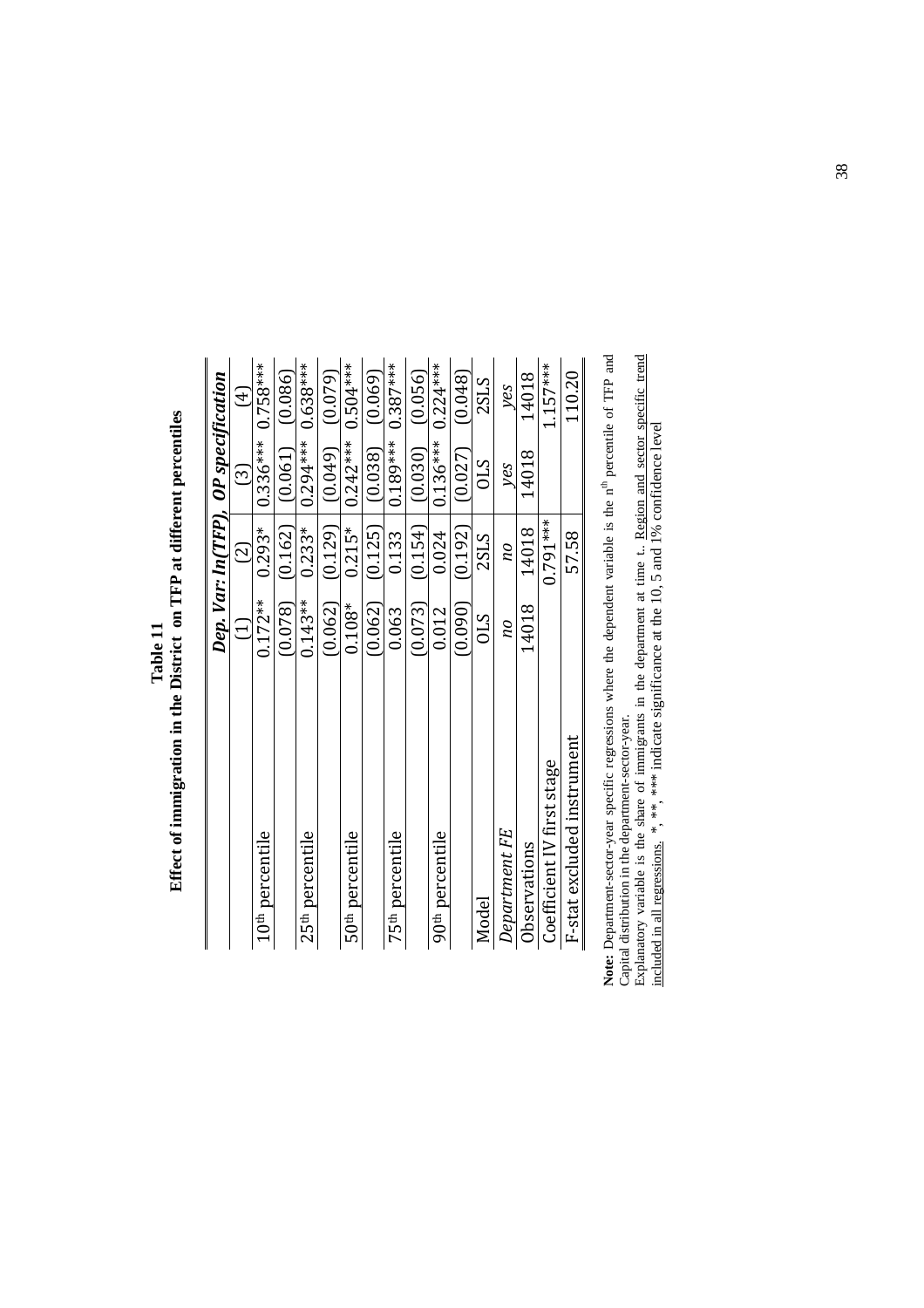**Table 11**
**Effect of immigration in the District on TFP at different percentiles**

| | *Dep. Var: ln(TFP), OP specification* | | | |
|---|---|---|---|---|
| | (1) | (2) | (3) | (4) |
| $10^{th}$ percentile | 0.172** | 0.293* | 0.336*** | 0.758*** |
| | (0.078) | (0.162) | (0.061) | (0.086) |
| $25^{th}$ percentile | 0.143** | 0.233* | 0.294*** | 0.638*** |
| | (0.062) | (0.129) | (0.049) | (0.079) |
| $50^{th}$ percentile | 0.108* | 0.215* | 0.242*** | 0.504*** |
| | (0.062) | (0.125) | (0.038) | (0.069) |
| $75^{th}$ percentile | 0.063 | 0.133 | 0.189*** | 0.387*** |
| | (0.073) | (0.154) | (0.030) | (0.056) |
| $90^{th}$ percentile | 0.012 | 0.024 | 0.136*** | 0.224*** |
| | (0.090) | (0.192) | (0.027) | (0.048) |
| Model | OLS | 2SLS | OLS | 2SLS |
| *Department FE* | *no* | *no* | *yes* | *yes* |
| Observations | 14018 | 14018 | 14018 | 14018 |
| Coefficient IV first stage | | 0.791*** | | 1.157*** |
| F-stat excluded instrument | | 57.58 | | 110.20 |

**Note:** Department-sector-year specific regressions where the dependent variable is the n[th] percentile of TFP and Capital distribution in the department-sector-year.
Explanatory variable is the share of immigrants in the department at time t. Region and sector specific trend included in all regressions. *, **, *** indicate significance at the 10, 5 and 1% confidence level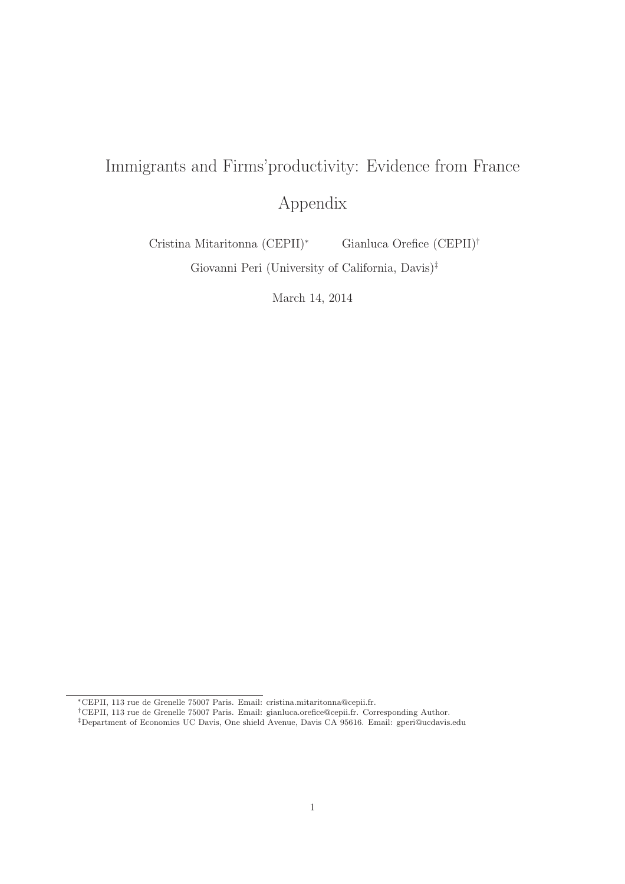# Immigrants and Firms'productivity: Evidence from France

## Appendix

Cristina Mitaritonna (CEPII)[*] Gianluca Orefice (CEPII)[†]

Giovanni Peri (University of California, Davis)[‡]

March 14, 2014

---

[*] CEPII, 113 rue de Grenelle 75007 Paris. Email: cristina.mitaritonna@cepii.fr.

[†] CEPII, 113 rue de Grenelle 75007 Paris. Email: gianluca.orefice@cepii.fr. Corresponding Author.

[‡] Department of Economics UC Davis, One shield Avenue, Davis CA 95616. Email: gperi@ucdavis.edu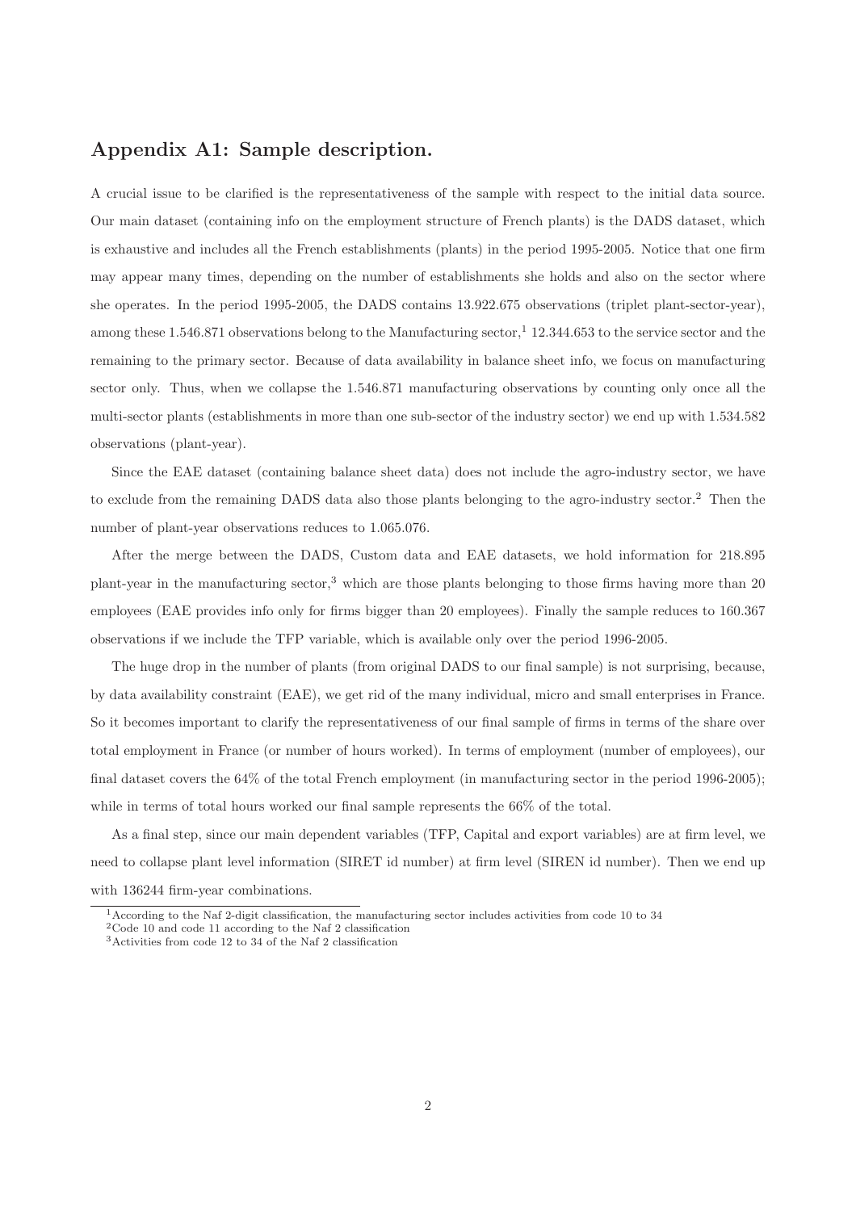## Appendix A1: Sample description.

A crucial issue to be clarified is the representativeness of the sample with respect to the initial data source. Our main dataset (containing info on the employment structure of French plants) is the DADS dataset, which is exhaustive and includes all the French establishments (plants) in the period 1995-2005. Notice that one firm may appear many times, depending on the number of establishments she holds and also on the sector where she operates. In the period 1995-2005, the DADS contains 13.922.675 observations (triplet plant-sector-year), among these 1.546.871 observations belong to the Manufacturing sector,[1] 12.344.653 to the service sector and the remaining to the primary sector. Because of data availability in balance sheet info, we focus on manufacturing sector only. Thus, when we collapse the 1.546.871 manufacturing observations by counting only once all the multi-sector plants (establishments in more than one sub-sector of the industry sector) we end up with 1.534.582 observations (plant-year).

Since the EAE dataset (containing balance sheet data) does not include the agro-industry sector, we have to exclude from the remaining DADS data also those plants belonging to the agro-industry sector.[2] Then the number of plant-year observations reduces to 1.065.076.

After the merge between the DADS, Custom data and EAE datasets, we hold information for 218.895 plant-year in the manufacturing sector,[3] which are those plants belonging to those firms having more than 20 employees (EAE provides info only for firms bigger than 20 employees). Finally the sample reduces to 160.367 observations if we include the TFP variable, which is available only over the period 1996-2005.

The huge drop in the number of plants (from original DADS to our final sample) is not surprising, because, by data availability constraint (EAE), we get rid of the many individual, micro and small enterprises in France. So it becomes important to clarify the representativeness of our final sample of firms in terms of the share over total employment in France (or number of hours worked). In terms of employment (number of employees), our final dataset covers the 64% of the total French employment (in manufacturing sector in the period 1996-2005); while in terms of total hours worked our final sample represents the 66% of the total.

As a final step, since our main dependent variables (TFP, Capital and export variables) are at firm level, we need to collapse plant level information (SIRET id number) at firm level (SIREN id number). Then we end up with 136244 firm-year combinations.

[1] According to the Naf 2-digit classification, the manufacturing sector includes activities from code 10 to 34

[2] Code 10 and code 11 according to the Naf 2 classification

[3] Activities from code 12 to 34 of the Naf 2 classification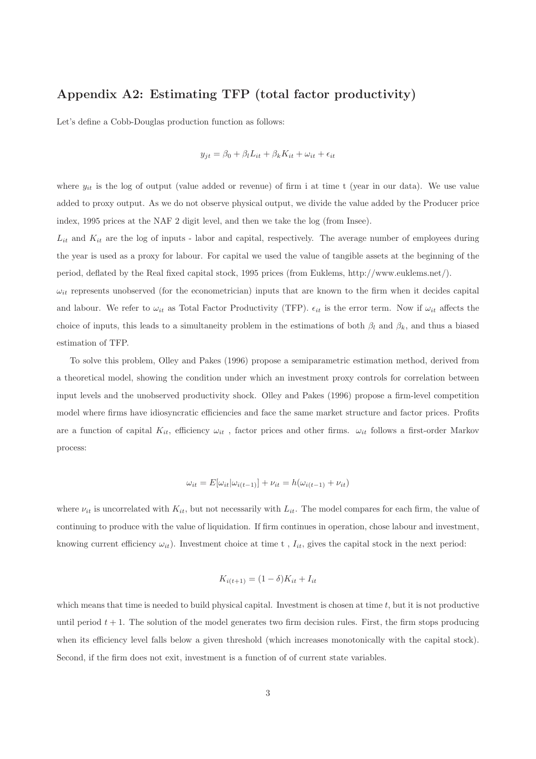## Appendix A2: Estimating TFP (total factor productivity)

Let's define a Cobb-Douglas production function as follows:

$$y_{jt} = \beta_0 + \beta_l L_{it} + \beta_k K_{it} + \omega_{it} + \epsilon_{it}$$

where $y_{it}$ is the log of output (value added or revenue) of firm i at time t (year in our data). We use value added to proxy output. As we do not observe physical output, we divide the value added by the Producer price index, 1995 prices at the NAF 2 digit level, and then we take the log (from Insee).

$L_{it}$ and $K_{it}$ are the log of inputs - labor and capital, respectively. The average number of employees during the year is used as a proxy for labour. For capital we used the value of tangible assets at the beginning of the period, deflated by the Real fixed capital stock, 1995 prices (from Euklems, http://www.euklems.net/).

$\omega_{it}$ represents unobserved (for the econometrician) inputs that are known to the firm when it decides capital and labour. We refer to $\omega_{it}$ as Total Factor Productivity (TFP). $\epsilon_{it}$ is the error term. Now if $\omega_{it}$ affects the choice of inputs, this leads to a simultaneity problem in the estimations of both $\beta_l$ and $\beta_k$, and thus a biased estimation of TFP.

To solve this problem, Olley and Pakes (1996) propose a semiparametric estimation method, derived from a theoretical model, showing the condition under which an investment proxy controls for correlation between input levels and the unobserved productivity shock. Olley and Pakes (1996) propose a firm-level competition model where firms have idiosyncratic efficiencies and face the same market structure and factor prices. Profits are a function of capital $K_{it}$, efficiency $\omega_{it}$ , factor prices and other firms. $\omega_{it}$ follows a first-order Markov process:

$$\omega_{it} = E[\omega_{it}|\omega_{i(t-1)}] + \nu_{it} = h(\omega_{i(t-1)} + \nu_{it})$$

where $\nu_{it}$ is uncorrelated with $K_{it}$, but not necessarily with $L_{it}$. The model compares for each firm, the value of continuing to produce with the value of liquidation. If firm continues in operation, chose labour and investment, knowing current efficiency $\omega_{it}$). Investment choice at time t , $I_{it}$, gives the capital stock in the next period:

$$K_{i(t+1)} = (1 - \delta)K_{it} + I_{it}$$

which means that time is needed to build physical capital. Investment is chosen at time $t$, but it is not productive until period $t + 1$. The solution of the model generates two firm decision rules. First, the firm stops producing when its efficiency level falls below a given threshold (which increases monotonically with the capital stock). Second, if the firm does not exit, investment is a function of of current state variables.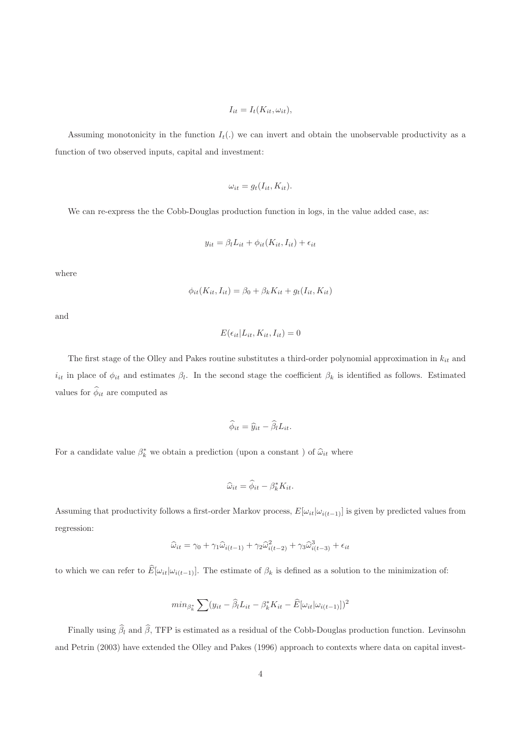$$I_{it} = I_t(K_{it}, \omega_{it}),$$

Assuming monotonicity in the function $I_t(.)$ we can invert and obtain the unobservable productivity as a function of two observed inputs, capital and investment:

$$\omega_{it} = g_t(I_{it}, K_{it}).$$

We can re-express the the Cobb-Douglas production function in logs, in the value added case, as:

$$y_{it} = \beta_l L_{it} + \phi_{it}(K_{it}, I_{it}) + \epsilon_{it}$$

where

$$\phi_{it}(K_{it}, I_{it}) = \beta_0 + \beta_k K_{it} + g_t(I_{it}, K_{it})$$

and

$$E(\epsilon_{it}|L_{it}, K_{it}, I_{it}) = 0$$

The first stage of the Olley and Pakes routine substitutes a third-order polynomial approximation in $k_{it}$ and $i_{it}$ in place of $\phi_{it}$ and estimates $\beta_l$. In the second stage the coefficient $\beta_k$ is identified as follows. Estimated values for $\widehat{\phi}_{it}$ are computed as

$$\widehat{\phi}_{it} = \widehat{y}_{it} - \widehat{\beta}_l L_{it}.$$

For a candidate value $\beta_k^*$ we obtain a prediction (upon a constant ) of $\widehat{\omega}_{it}$ where

$$\widehat{\omega}_{it} = \widehat{\phi}_{it} - \beta_k^* K_{it}.$$

Assuming that productivity follows a first-order Markov process, $E[\omega_{it}|\omega_{i(t-1)}]$ is given by predicted values from regression:

$$\widehat{\omega}_{it} = \gamma_0 + \gamma_1 \widehat{\omega}_{i(t-1)} + \gamma_2 \widehat{\omega}_{i(t-2)}^2 + \gamma_3 \widehat{\omega}_{i(t-3)}^3 + \epsilon_{it}$$

to which we can refer to $\widehat{E}[\omega_{it}|\omega_{i(t-1)}]$. The estimate of $\beta_k$ is defined as a solution to the minimization of:

$$min_{\beta_k^*} \sum (y_{it} - \widehat{\beta}_l L_{it} - \beta_k^* K_{it} - \widehat{E}[\omega_{it}|\omega_{i(t-1)}])^2$$

Finally using $\widehat{\beta}_l$ and $\widehat{\beta}$, TFP is estimated as a residual of the Cobb-Douglas production function. Levinsohn and Petrin (2003) have extended the Olley and Pakes (1996) approach to contexts where data on capital invest-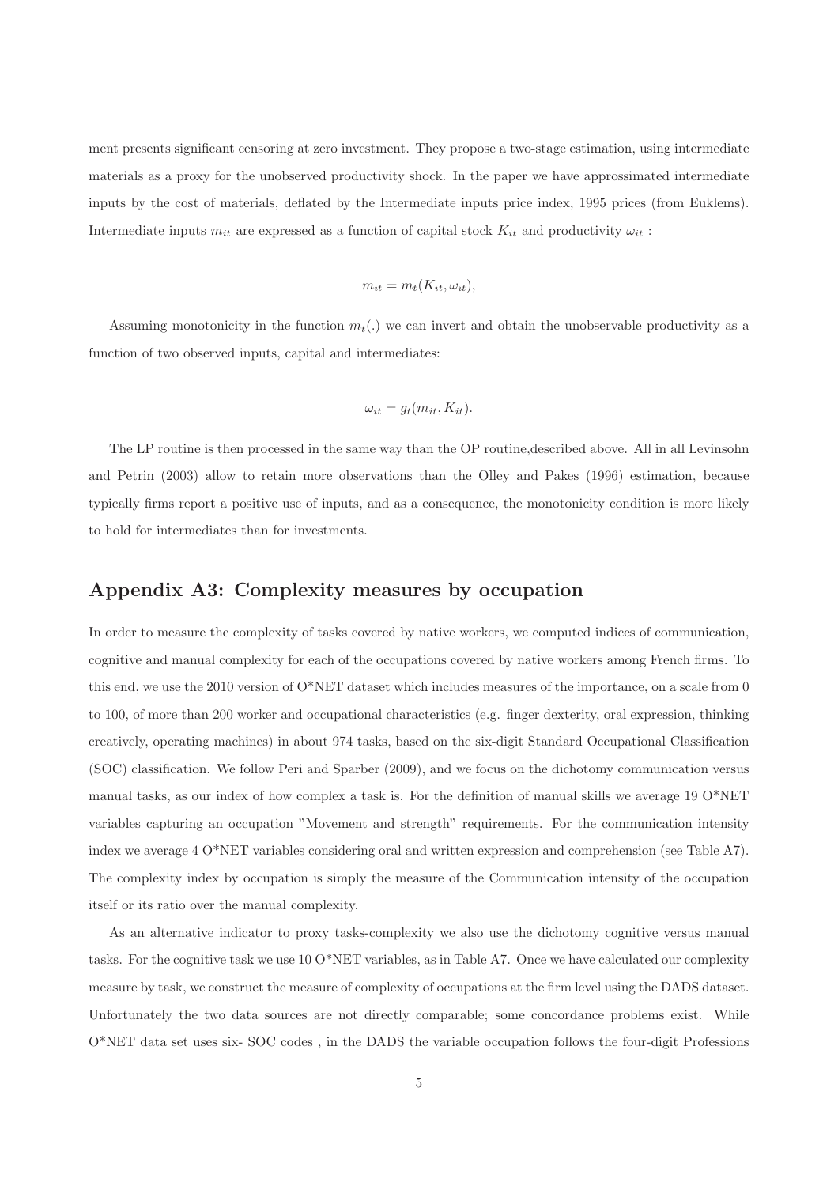ment presents significant censoring at zero investment. They propose a two-stage estimation, using intermediate materials as a proxy for the unobserved productivity shock. In the paper we have approssimated intermediate inputs by the cost of materials, deflated by the Intermediate inputs price index, 1995 prices (from Euklems). Intermediate inputs $m_{it}$ are expressed as a function of capital stock $K_{it}$ and productivity $\omega_{it}$ :

$$m_{it} = m_t(K_{it}, \omega_{it}),$$

Assuming monotonicity in the function $m_t(.)$ we can invert and obtain the unobservable productivity as a function of two observed inputs, capital and intermediates:

$$\omega_{it} = g_t(m_{it}, K_{it}).$$

The LP routine is then processed in the same way than the OP routine,described above. All in all Levinsohn and Petrin (2003) allow to retain more observations than the Olley and Pakes (1996) estimation, because typically firms report a positive use of inputs, and as a consequence, the monotonicity condition is more likely to hold for intermediates than for investments.

## Appendix A3: Complexity measures by occupation

In order to measure the complexity of tasks covered by native workers, we computed indices of communication, cognitive and manual complexity for each of the occupations covered by native workers among French firms. To this end, we use the 2010 version of O*NET dataset which includes measures of the importance, on a scale from 0 to 100, of more than 200 worker and occupational characteristics (e.g. finger dexterity, oral expression, thinking creatively, operating machines) in about 974 tasks, based on the six-digit Standard Occupational Classification (SOC) classification. We follow Peri and Sparber (2009), and we focus on the dichotomy communication versus manual tasks, as our index of how complex a task is. For the definition of manual skills we average 19 O*NET variables capturing an occupation "Movement and strength" requirements. For the communication intensity index we average 4 O*NET variables considering oral and written expression and comprehension (see Table A7). The complexity index by occupation is simply the measure of the Communication intensity of the occupation itself or its ratio over the manual complexity.

As an alternative indicator to proxy tasks-complexity we also use the dichotomy cognitive versus manual tasks. For the cognitive task we use 10 O*NET variables, as in Table A7. Once we have calculated our complexity measure by task, we construct the measure of complexity of occupations at the firm level using the DADS dataset. Unfortunately the two data sources are not directly comparable; some concordance problems exist. While O*NET data set uses six- SOC codes , in the DADS the variable occupation follows the four-digit Professions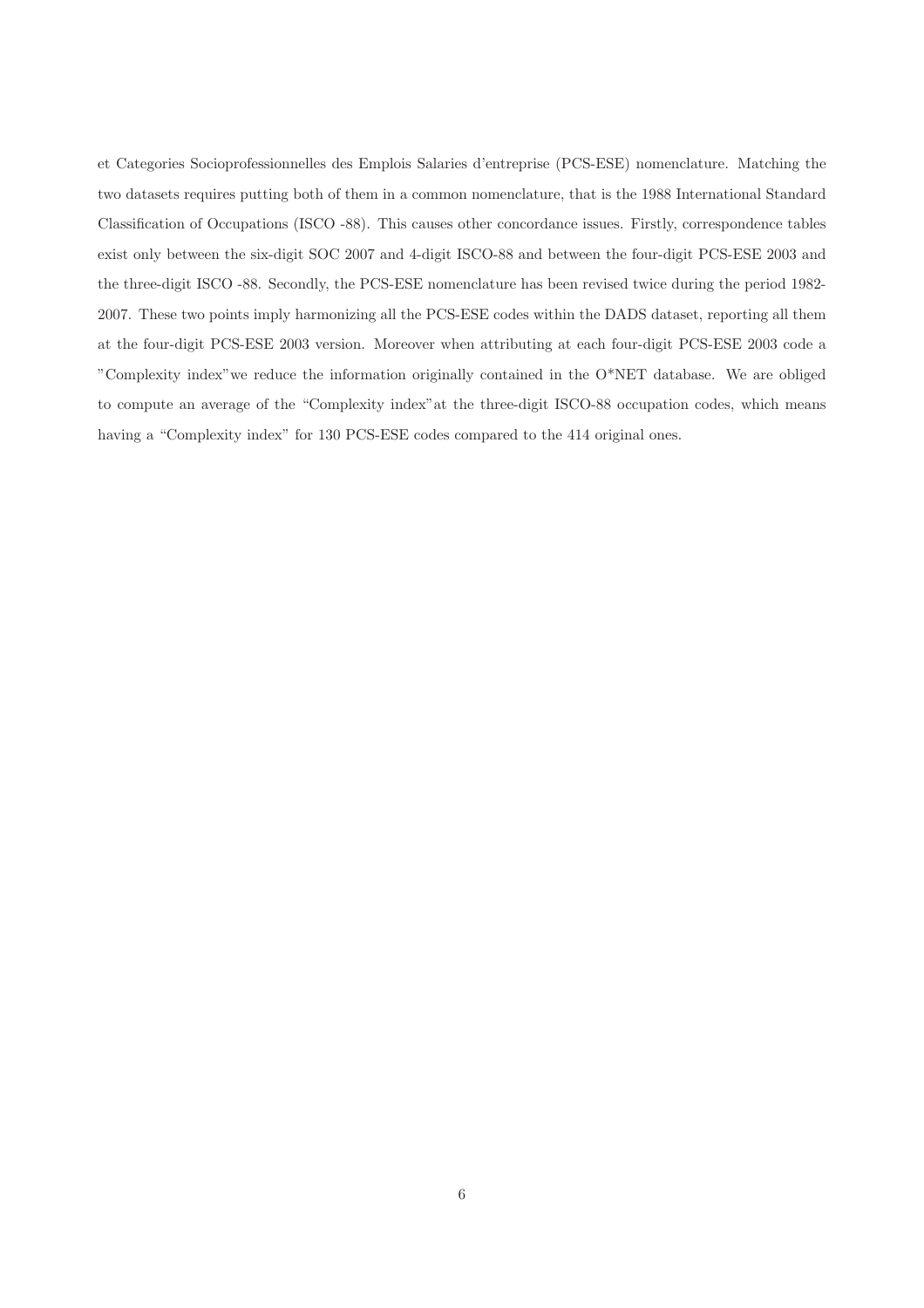et Categories Socioprofessionnelles des Emplois Salaries d'entreprise (PCS-ESE) nomenclature. Matching the two datasets requires putting both of them in a common nomenclature, that is the 1988 International Standard Classification of Occupations (ISCO -88). This causes other concordance issues. Firstly, correspondence tables exist only between the six-digit SOC 2007 and 4-digit ISCO-88 and between the four-digit PCS-ESE 2003 and the three-digit ISCO -88. Secondly, the PCS-ESE nomenclature has been revised twice during the period 1982-2007. These two points imply harmonizing all the PCS-ESE codes within the DADS dataset, reporting all them at the four-digit PCS-ESE 2003 version. Moreover when attributing at each four-digit PCS-ESE 2003 code a "Complexity index"we reduce the information originally contained in the O*NET database. We are obliged to compute an average of the "Complexity index"at the three-digit ISCO-88 occupation codes, which means having a "Complexity index" for 130 PCS-ESE codes compared to the 414 original ones.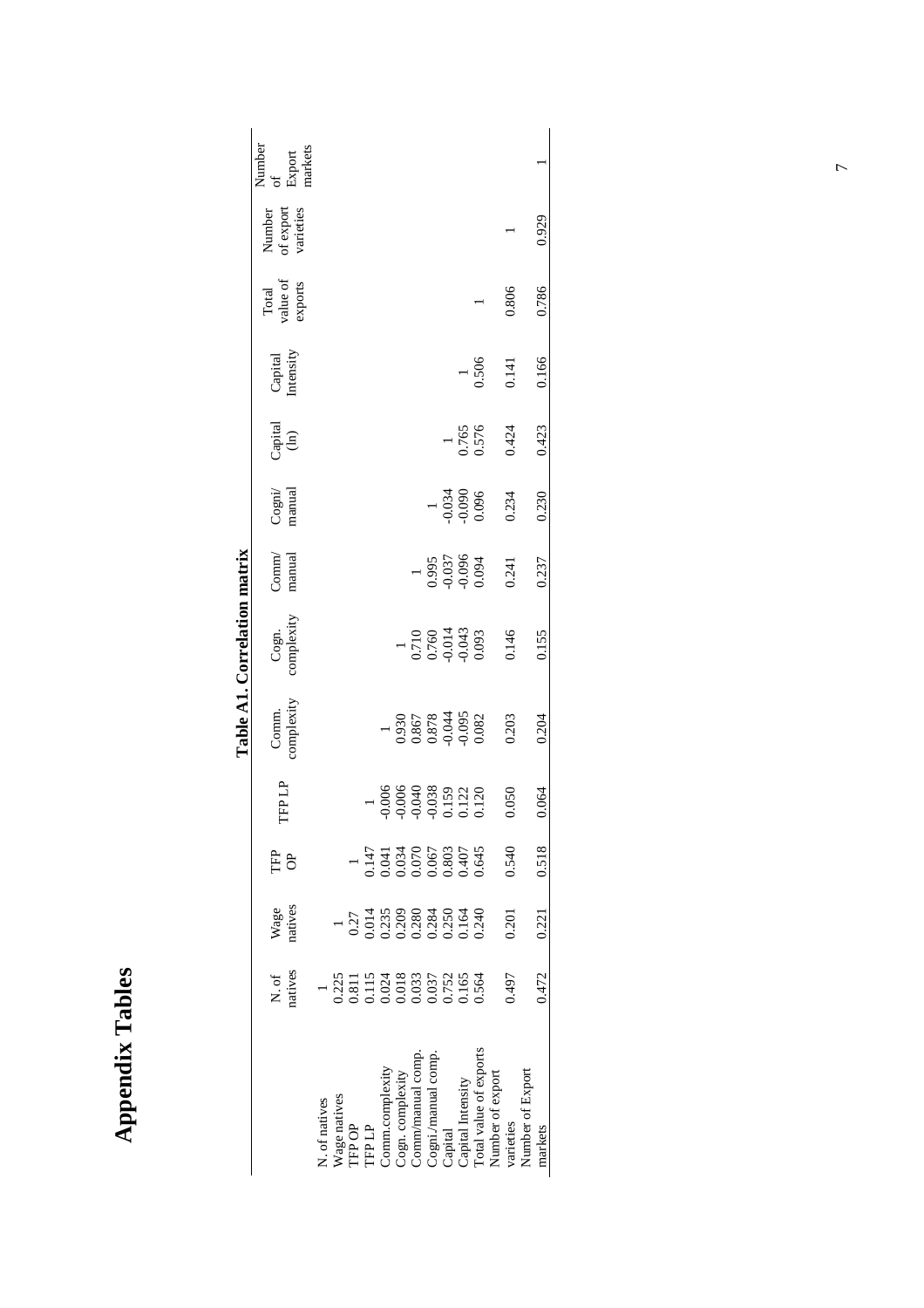# Appendix Tables

**Table A1. Correlation matrix**

| | N. of natives | Wage natives | TFP OP | TFP LP | Comm. complexity | Cogn. complexity | Comm/ manual | Cogni/ manual | Capital (ln) | Capital Intensity | Total value of exports | Number of export varieties | Number of Export markets |
|---|---|---|---|---|---|---|---|---|---|---|---|---|---|
| N. of natives | 1 | | | | | | | | | | | | |
| Wage natives | 0.225 | 1 | | | | | | | | | | | |
| TFP OP | 0.811 | 0.27 | 1 | | | | | | | | | | |
| TFP LP | 0.115 | 0.014 | 0.147 | 1 | | | | | | | | | |
| Comm.complexity | 0.024 | 0.235 | 0.041 | -0.006 | 1 | | | | | | | | |
| Cogn. complexity | 0.018 | 0.209 | 0.034 | -0.006 | 0.930 | 1 | | | | | | | |
| Comm/manual comp. | 0.033 | 0.280 | 0.070 | -0.040 | 0.867 | 0.710 | 1 | | | | | | |
| Cogni./manual comp. | 0.037 | 0.284 | 0.067 | -0.038 | 0.878 | 0.760 | 0.995 | 1 | | | | | |
| Capital | 0.752 | 0.250 | 0.803 | 0.159 | -0.044 | -0.014 | -0.037 | -0.034 | 1 | | | | |
| Capital Intensity | 0.165 | 0.164 | 0.407 | 0.122 | -0.095 | -0.043 | -0.096 | -0.090 | 0.765 | 1 | | | |
| Total value of exports | 0.564 | 0.240 | 0.645 | 0.120 | 0.082 | 0.093 | 0.094 | 0.096 | 0.576 | 0.506 | 1 | | |
| Number of export varieties | 0.497 | 0.201 | 0.540 | 0.050 | 0.203 | 0.146 | 0.241 | 0.234 | 0.424 | 0.141 | 0.806 | 1 | |
| Number of Export markets | 0.472 | 0.221 | 0.518 | 0.064 | 0.204 | 0.155 | 0.237 | 0.230 | 0.423 | 0.166 | 0.786 | 0.929 | 1 |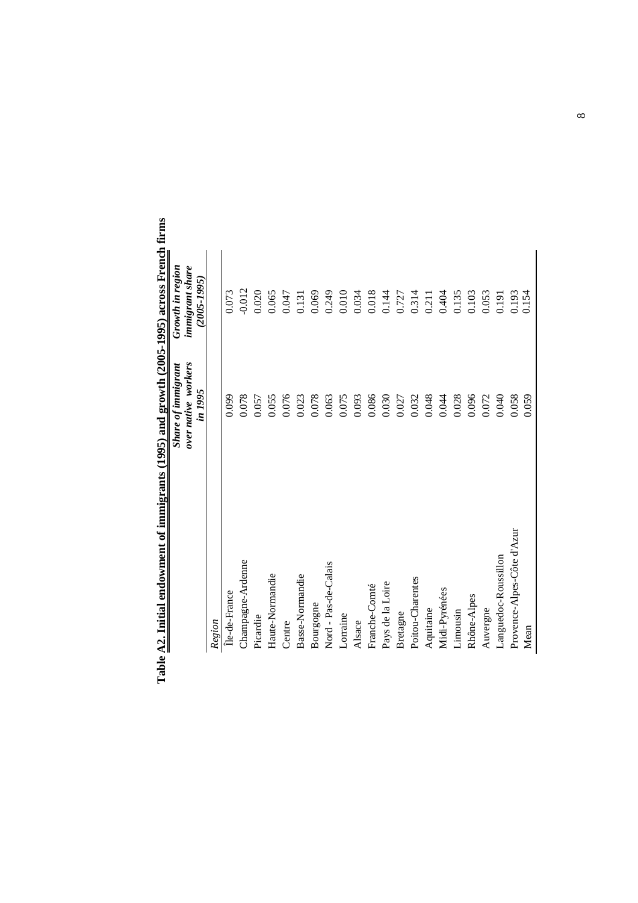**Table A2. Initial endowment of immigrants (1995) and growth (2005-1995) across French firms**

| | *Share of immigrant over native workers in 1995* | *Growth in region immigrant share (2005-1995)* |
|---|---|---|
| *Region* | | |
| Île-de-France | 0.099 | 0.073 |
| Champagne-Ardenne | 0.078 | -0.012 |
| Picardie | 0.057 | 0.020 |
| Haute-Normandie | 0.055 | 0.065 |
| Centre | 0.076 | 0.047 |
| Basse-Normandie | 0.023 | 0.131 |
| Bourgogne | 0.078 | 0.069 |
| Nord - Pas-de-Calais | 0.063 | 0.249 |
| Lorraine | 0.075 | 0.010 |
| Alsace | 0.093 | 0.034 |
| Franche-Comté | 0.086 | 0.018 |
| Pays de la Loire | 0.030 | 0.144 |
| Bretagne | 0.027 | 0.727 |
| Poitou-Charentes | 0.032 | 0.314 |
| Aquitaine | 0.048 | 0.211 |
| Midi-Pyrénées | 0.044 | 0.404 |
| Limousin | 0.028 | 0.135 |
| Rhône-Alpes | 0.096 | 0.103 |
| Auvergne | 0.072 | 0.053 |
| Languedoc-Roussillon | 0.040 | 0.191 |
| Provence-Alpes-Côte d'Azur | 0.058 | 0.193 |
| Mean | 0.059 | 0.154 |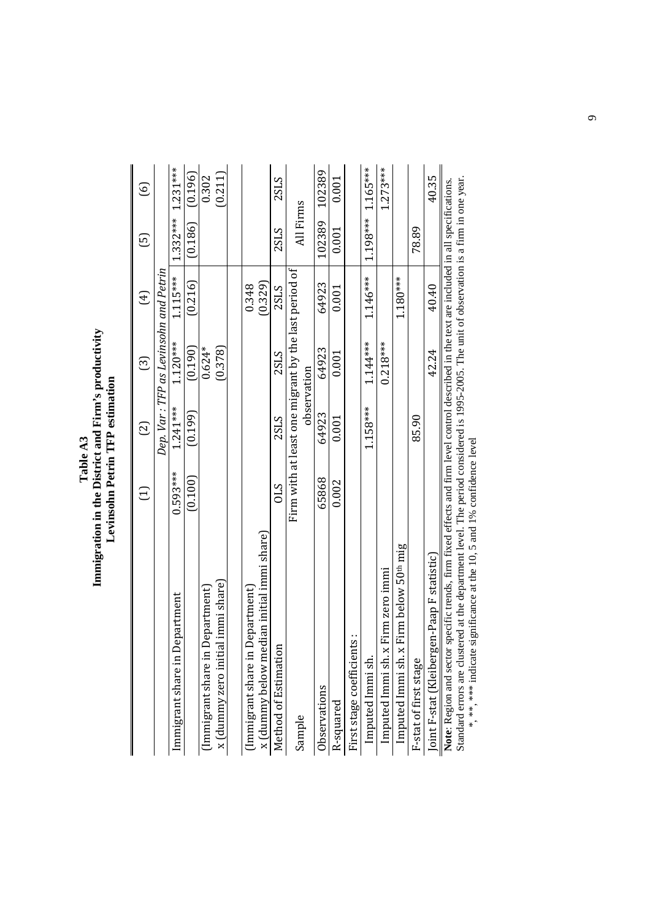**Table A3**
**Immigration in the District and Firm's productivity**
**Levinsohn Petrin TFP estimation**

| | (1) | (2) | (3) | (4) | (5) | (6) |
|---|---|---|---|---|---|---|
| | *Dep. Var : TFP as Levinsohn and Petrin* | | | | | |
| Immigrant share in Department | 0.593*** | 1.241*** | 1.120*** | 1.115*** | 1.332*** | 1.231*** |
| | (0.100) | (0.199) | (0.190) | (0.216) | (0.186) | (0.196) |
| (Immigrant share in Department) x (dummy zero initial immi share) | | | 0.624* | | | 0.302 |
| | | | (0.378) | | | (0.211) |
| (Immigrant share in Department) x (dummy below median initial immi share) | | | | 0.348 | | |
| | | | | (0.329) | | |
| Method of Estimation | OLS | 2SLS | 2SLS | 2SLS | 2SLS | 2SLS |
| Sample | Firm with at least one migrant by the last period of observation | | | | All Firms | |
| Observations | 65868 | 64923 | 64923 | 64923 | 102389 | 102389 |
| R-squared | 0.002 | 0.001 | 0.001 | 0.001 | 0.001 | 0.001 |
| First stage coefficients : | | | | | | |
| Imputed Immi sh. | | 1.158*** | 1.144*** | 1.146*** | 1.198*** | 1.165*** |
| Imputed Immi sh. x Firm zero immi | | | 0.218*** | | | 1.273*** |
| Imputed Immi sh. x Firm below 50th mig | | | | 1.180*** | | |
| F-stat of first stage | | 85.90 | | | 78.89 | |
| Joint F-stat (Kleibergen-Paap F statistic) | | | 42.24 | 40.40 | | 40.35 |

**Note**: Region and sector specific trends, firm fixed effects and firm level control described in the text are included in all specifications. Standard errors are clustered at the department level. The period considered is 1995-2005. The unit of observation is a firm in one year.
*, **, *** indicate significance at the 10, 5 and 1% confidence level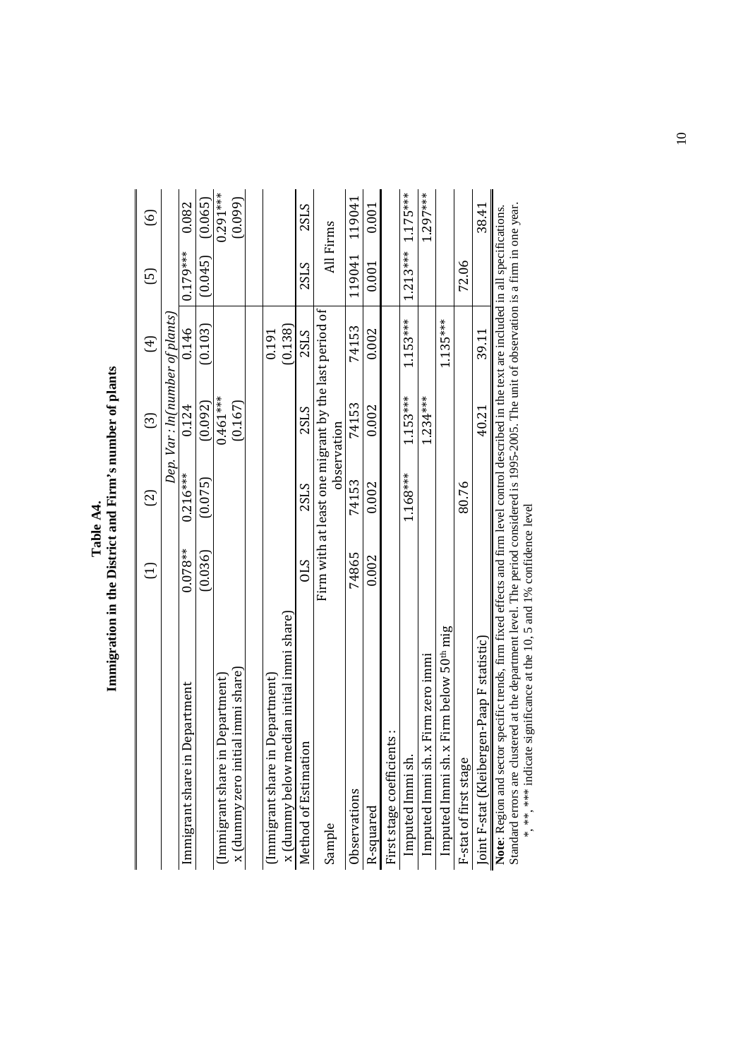**Table A4.**
**Immigration in the District and Firm's number of plants**

| | (1) | (2) | (3) | (4) | (5) | (6) |
|---|---|---|---|---|---|---|
| | *Dep. Var : ln(number of plants)* | | | | | |
| Immigrant share in Department | 0.078** | 0.216*** | 0.124 | 0.146 | 0.179*** | 0.082 |
| | (0.036) | (0.075) | (0.092) | (0.103) | (0.045) | (0.065) |
| (Immigrant share in Department) x (dummy zero initial immi share) | | | 0.461*** | | | 0.291*** |
| | | | (0.167) | | | (0.099) |
| (Immigrant share in Department) x (dummy below median initial immi share) | | | | 0.191 | | |
| | | | | (0.138) | | |
| Method of Estimation | OLS | 2SLS | 2SLS | 2SLS | 2SLS | 2SLS |
| Sample | Firm with at least one migrant by the last period of observation | | | | All Firms | |
| Observations | 74865 | 74153 | 74153 | 74153 | 119041 | 119041 |
| R-squared | 0.002 | 0.002 | 0.002 | 0.002 | 0.001 | 0.001 |
| First stage coefficients : | | | | | | |
| Imputed Immi sh. | | 1.168*** | 1.153*** | 1.153*** | 1.213*** | 1.175*** |
| Imputed Immi sh. x Firm zero immi | | | 1.234*** | | | 1.297*** |
| Imputed Immi sh. x Firm below 50th mig | | | | 1.135*** | | |
| F-stat of first stage | | 80.76 | | | 72.06 | |
| Joint F-stat (Kleibergen-Paap F statistic) | | | 40.21 | 39.11 | | 38.41 |

**Note**: Region and sector specific trends, firm fixed effects and firm level control described in the text are included in all specifications. Standard errors are clustered at the department level. The period considered is 1995-2005. The unit of observation is a firm in one year.
*, **, *** indicate significance at the 10, 5 and 1% confidence level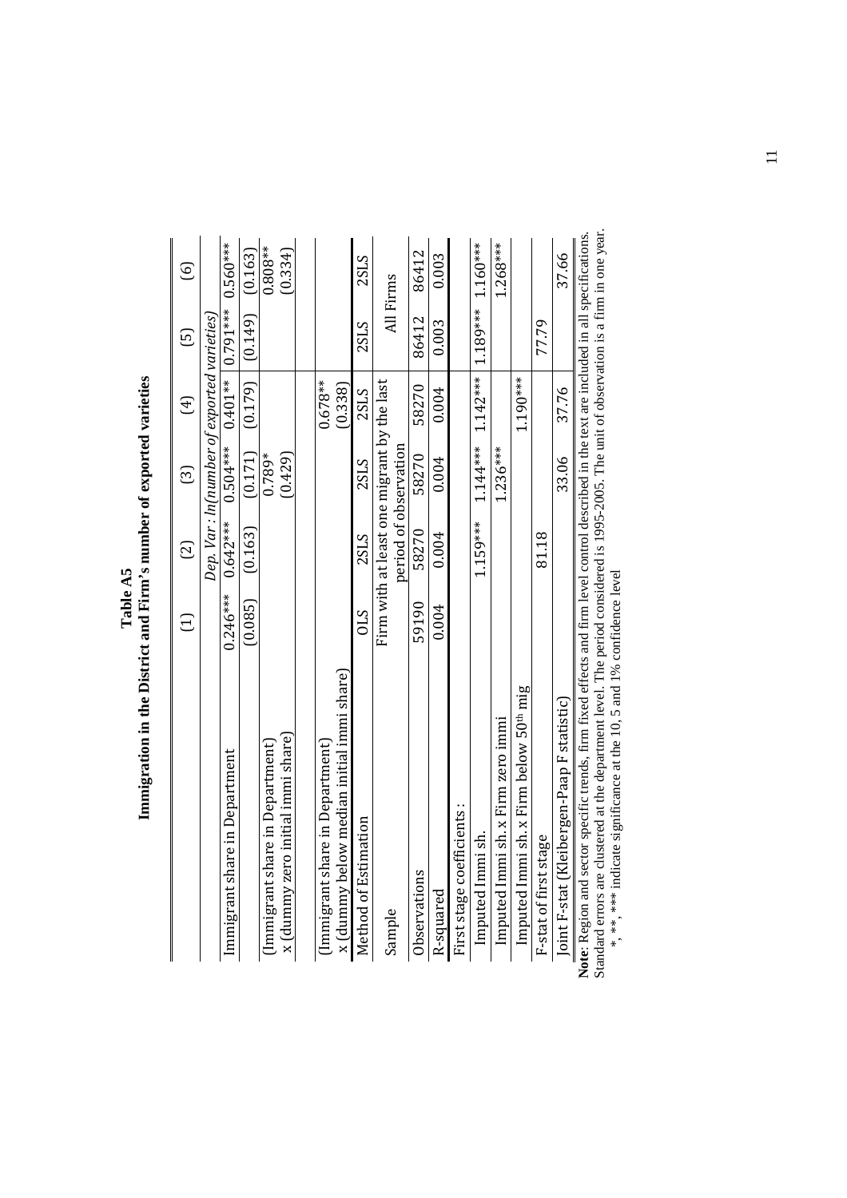**Table A5**
**Immigration in the District and Firm's number of exported varieties**

| | (1) | (2) | (3) | (4) | (5) | (6) |
|---|---|---|---|---|---|---|
| | *Dep. Var : ln(number of exported varieties)* | | | | | |
| Immigrant share in Department | 0.246*** | 0.642*** | 0.504*** | 0.401** | 0.791*** | 0.560*** |
| | (0.085) | (0.163) | (0.171) | (0.179) | (0.149) | (0.163) |
| (Immigrant share in Department) x (dummy zero initial immi share) | | | 0.789* | | | 0.808** |
| | | | (0.429) | | | (0.334) |
| (Immigrant share in Department) x (dummy below median initial immi share) | | | | 0.678** | | |
| | | | | (0.338) | | |
| Method of Estimation | OLS | 2SLS | 2SLS | 2SLS | 2SLS | 2SLS |
| Sample | Firm with at least one migrant by the last period of observation | | | | All Firms | |
| Observations | 59190 | 58270 | 58270 | 58270 | 86412 | 86412 |
| R-squared | 0.004 | 0.004 | 0.004 | 0.004 | 0.003 | 0.003 |
| First stage coefficients : | | | | | | |
| Imputed Immi sh. | | 1.159*** | 1.144*** | 1.142*** | 1.189*** | 1.160*** |
| Imputed Immi sh. x Firm zero immi | | | 1.236*** | | | 1.268*** |
| Imputed Immi sh. x Firm below $50^{th}$ mig | | | | 1.190*** | | |
| F-stat of first stage | | 81.18 | | | 77.79 | |
| Joint F-stat (Kleibergen-Paap F statistic) | | | 33.06 | 37.76 | | 37.66 |

**Note**: Region and sector specific trends, firm fixed effects and firm level control described in the text are included in all specifications. Standard errors are clustered at the department level. The period considered is 1995-2005. The unit of observation is a firm in one year.
*, **, *** indicate significance at the 10, 5 and 1% confidence level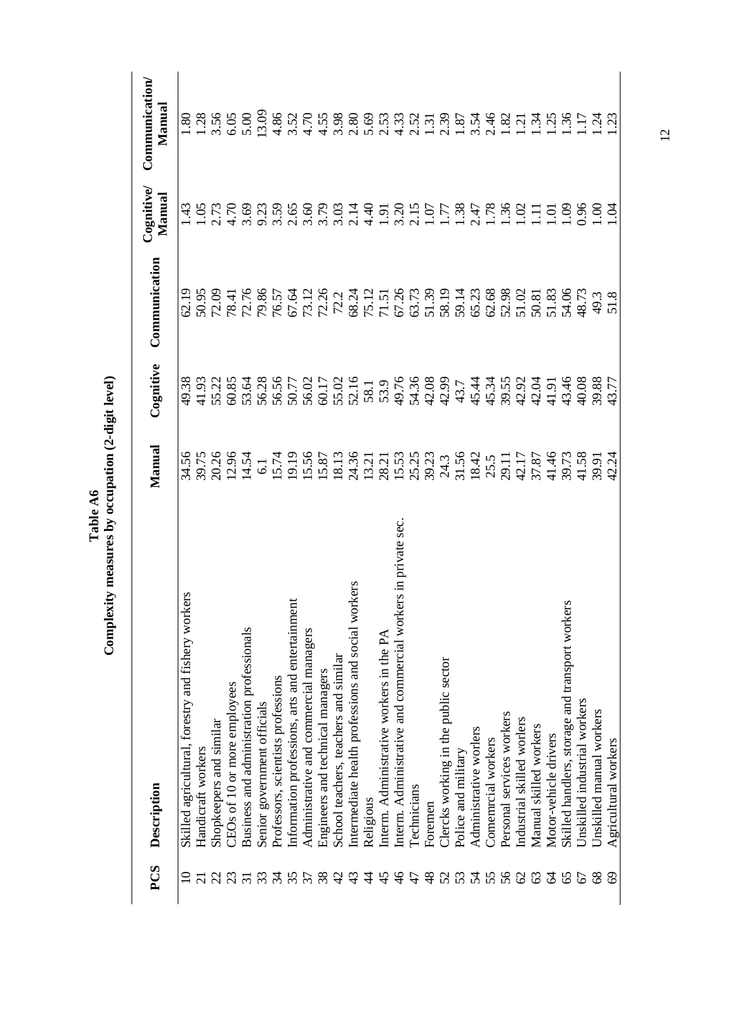**Table A6**
**Complexity measures by occupation (2-digit level)**

| PCS | Description | Manual | Cognitive | Communication | Cognitive/ Manual | Communication/ Manual |
|---|---|---|---|---|---|---|
| 10 | Skilled agricultural, forestry and fishery workers | 34.56 | 49.38 | 62.19 | 1.43 | 1.80 |
| 21 | Handicraft workers | 39.75 | 41.93 | 50.95 | 1.05 | 1.28 |
| 22 | Shopkeepers and similar | 20.26 | 55.22 | 72.09 | 2.73 | 3.56 |
| 23 | CEOs of 10 or more employees | 12.96 | 60.85 | 78.41 | 4.70 | 6.05 |
| 31 | Business and administration professionals | 14.54 | 53.64 | 72.76 | 3.69 | 5.00 |
| 33 | Senior government officials | 6.1 | 56.28 | 79.86 | 9.23 | 13.09 |
| 34 | Professors, scientists professions | 15.74 | 56.56 | 76.57 | 3.59 | 4.86 |
| 35 | Information professions, arts and entertainment | 19.19 | 50.77 | 67.64 | 2.65 | 3.52 |
| 37 | Administrative and commercial managers | 15.56 | 56.02 | 73.12 | 3.60 | 4.70 |
| 38 | Engineers and technical managers | 15.87 | 60.17 | 72.26 | 3.79 | 4.55 |
| 42 | School teachers, teachers and similar | 18.13 | 55.02 | 72.2 | 3.03 | 3.98 |
| 43 | Intermediate health professions and social workers | 24.36 | 52.16 | 68.24 | 2.14 | 2.80 |
| 44 | Religious | 13.21 | 58.1 | 75.12 | 4.40 | 5.69 |
| 45 | Interm. Administrative workers in the PA | 28.21 | 53.9 | 71.51 | 1.91 | 2.53 |
| 46 | Interm. Administrative and commercial workers in private sec. | 15.53 | 49.76 | 67.26 | 3.20 | 4.33 |
| 47 | Technicians | 25.25 | 54.36 | 63.73 | 2.15 | 2.52 |
| 48 | Foremen | 39.23 | 42.08 | 51.39 | 1.07 | 1.31 |
| 52 | Clercks working in the public sector | 24.3 | 42.99 | 58.19 | 1.77 | 2.39 |
| 53 | Police and military | 31.56 | 43.7 | 59.14 | 1.38 | 1.87 |
| 54 | Administrative worlers | 18.42 | 45.44 | 65.23 | 2.47 | 3.54 |
| 55 | Comemrcial workers | 25.5 | 45.34 | 62.68 | 1.78 | 2.46 |
| 56 | Personal services workers | 29.11 | 39.55 | 52.98 | 1.36 | 1.82 |
| 62 | Industrial skilled worlers | 42.17 | 42.92 | 51.02 | 1.02 | 1.21 |
| 63 | Manual skilled workers | 37.87 | 42.04 | 50.81 | 1.11 | 1.34 |
| 64 | Motor-vehicle drivers | 41.46 | 41.91 | 51.83 | 1.01 | 1.25 |
| 65 | Skilled handlers, storage and transport workers | 39.73 | 43.46 | 54.06 | 1.09 | 1.36 |
| 67 | Unskilled industrial workers | 41.58 | 40.08 | 48.73 | 0.96 | 1.17 |
| 68 | Unskilled manual workers | 39.91 | 39.88 | 49.3 | 1.00 | 1.24 |
| 69 | Agricultural workers | 42.24 | 43.77 | 51.8 | 1.04 | 1.23 |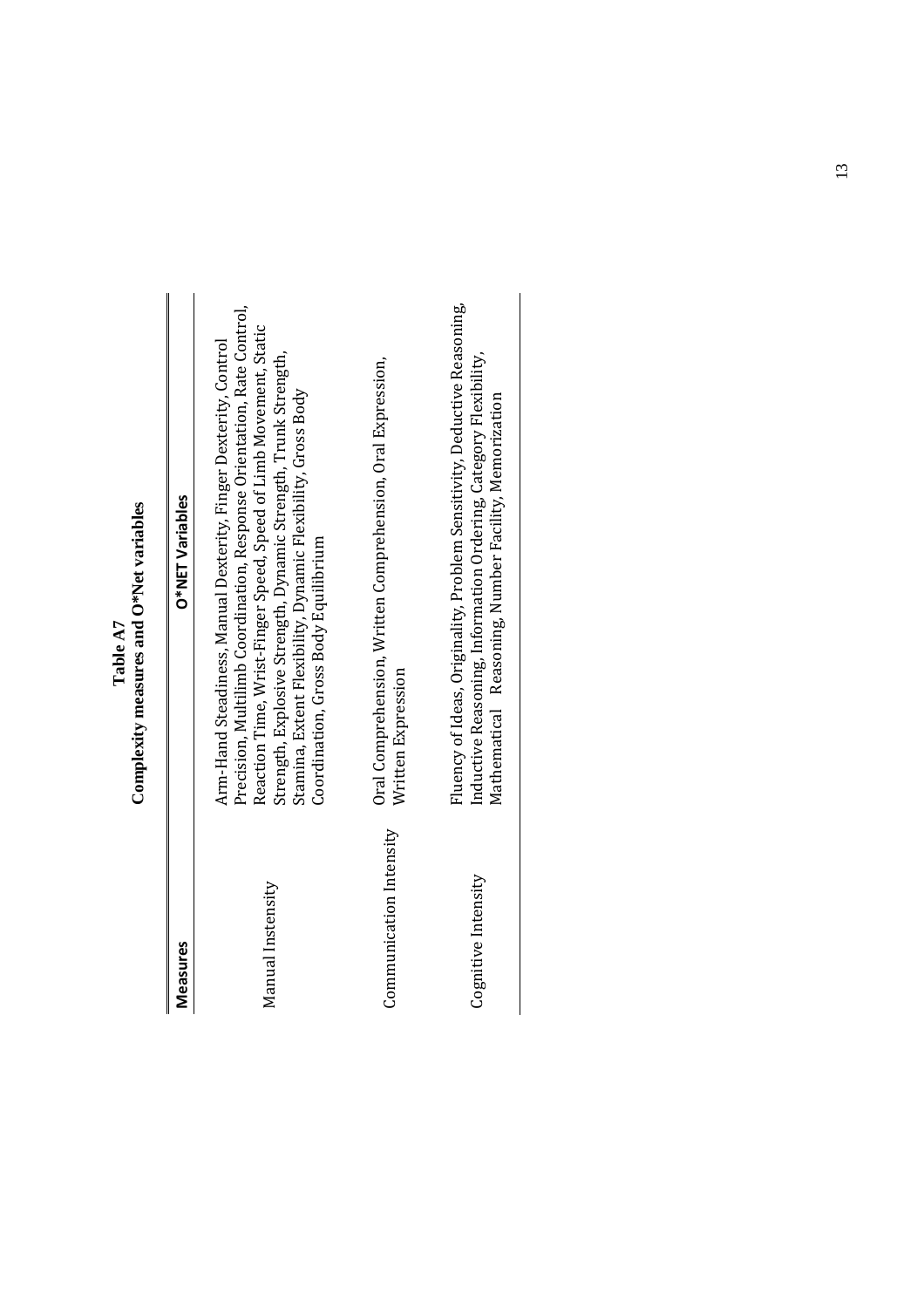**Table A7**
**Complexity measures and O*Net variables**

| Measures | O*NET Variables |
| --- | --- |
| Manual Instensity | Arm-Hand Steadiness, Manual Dexterity, Finger Dexterity, Control Precision, Multilimb Coordination, Response Orientation, Rate Control, Reaction Time, Wrist-Finger Speed, Speed of Limb Movement, Static Strength, Explosive Strength, Dynamic Strength, Trunk Strength, Stamina, Extent Flexibility, Dynamic Flexibility, Gross Body Coordination, Gross Body Equilibrium |
| Communication Intensity | Oral Comprehension, Written Comprehension, Oral Expression, Written Expression |
| Cognitive Intensity | Fluency of Ideas, Originality, Problem Sensitivity, Deductive Reasoning, Inductive Reasoning, Information Ordering, Category Flexibility, Mathematical Reasoning, Number Facility, Memorization |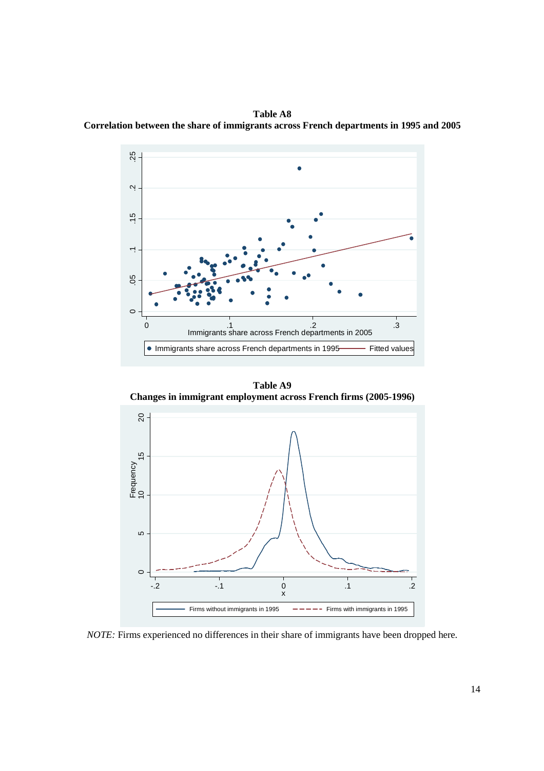**Table A8**
**Correlation between the share of immigrants across French departments in 1995 and 2005**

**Table A9**
**Changes in immigrant employment across French firms (2005-1996)**

*NOTE:* Firms experienced no differences in their share of immigrants have been dropped here.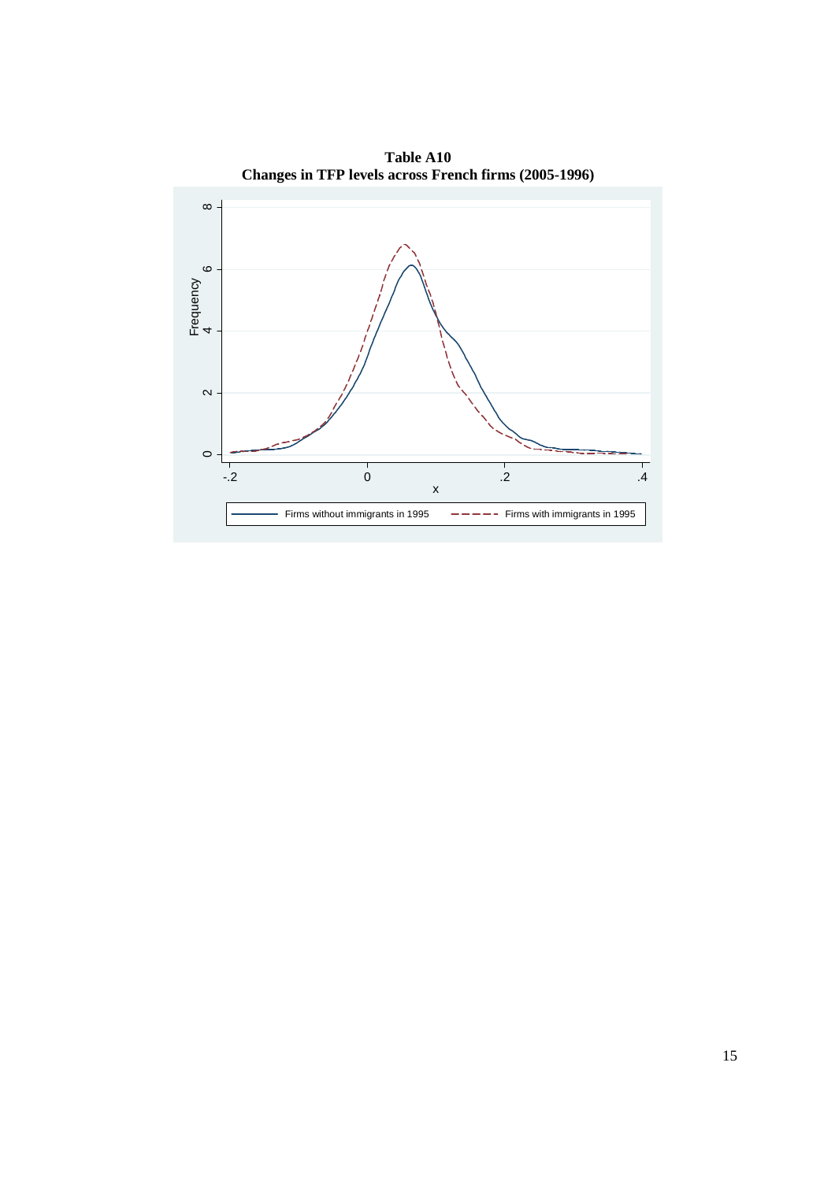**Table A10**
**Changes in TFP levels across French firms (2005-1996)**

Frequency

8
6
4
2
0

-.2
0
.2
.4

x

Firms without immigrants in 1995
Firms with immigrants in 1995